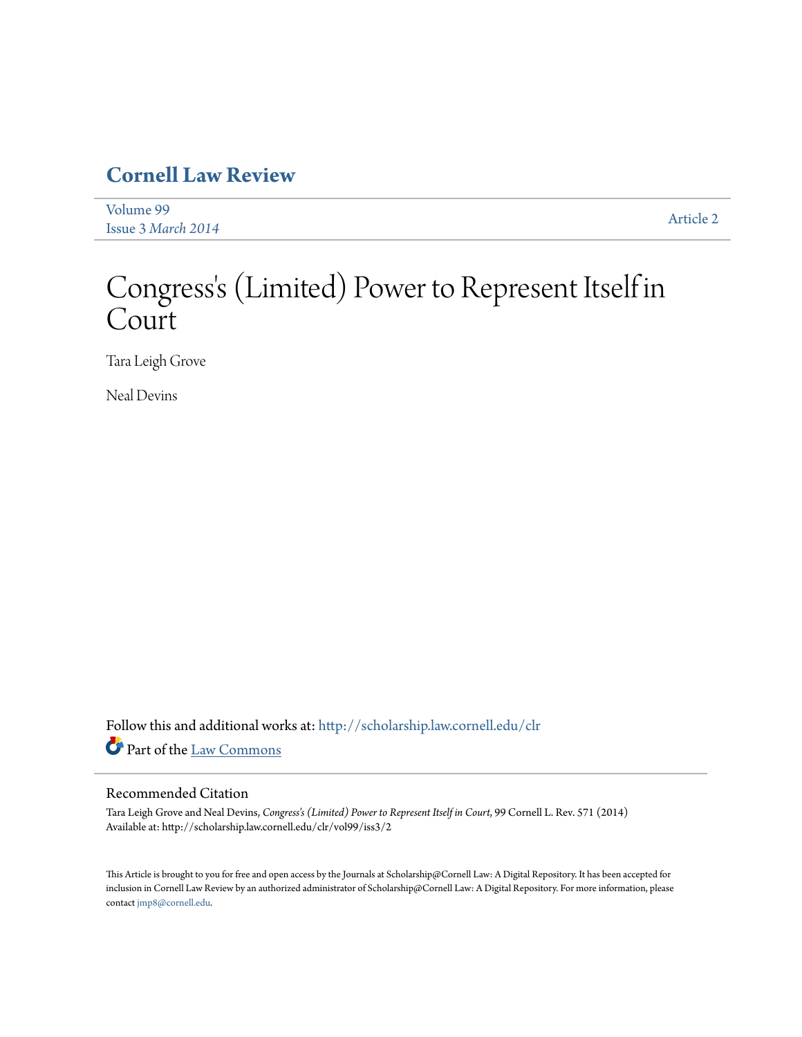# Cornell Law Review

Volume 99
Issue 3 *March 2014*

Article 2

# Congress's (Limited) Power to Represent Itself in Court

Tara Leigh Grove

Neal Devins

Follow this and additional works at: http://scholarship.law.cornell.edu/clr

Part of the Law Commons

## Recommended Citation

Tara Leigh Grove and Neal Devins, *Congress's (Limited) Power to Represent Itself in Court*, 99 Cornell L. Rev. 571 (2014)
Available at: http://scholarship.law.cornell.edu/clr/vol99/iss3/2

This Article is brought to you for free and open access by the Journals at Scholarship@Cornell Law: A Digital Repository. It has been accepted for inclusion in Cornell Law Review by an authorized administrator of Scholarship@Cornell Law: A Digital Repository. For more information, please contact jmp8@cornell.edu.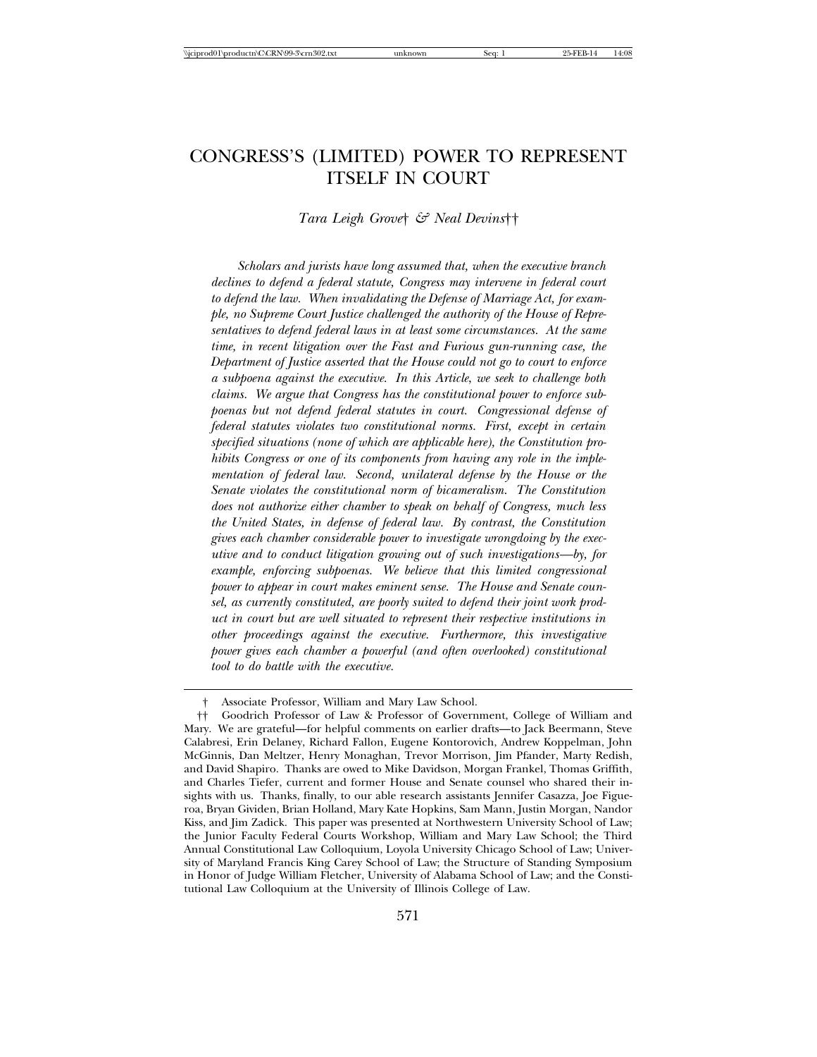# CONGRESS'S (LIMITED) POWER TO REPRESENT ITSELF IN COURT

*Tara Leigh Grove*† *& Neal Devins*††

*Scholars and jurists have long assumed that, when the executive branch declines to defend a federal statute, Congress may intervene in federal court to defend the law. When invalidating the Defense of Marriage Act, for example, no Supreme Court Justice challenged the authority of the House of Representatives to defend federal laws in at least some circumstances. At the same time, in recent litigation over the Fast and Furious gun-running case, the Department of Justice asserted that the House could not go to court to enforce a subpoena against the executive. In this Article, we seek to challenge both claims. We argue that Congress has the constitutional power to enforce subpoenas but not defend federal statutes in court. Congressional defense of federal statutes violates two constitutional norms. First, except in certain specified situations (none of which are applicable here), the Constitution prohibits Congress or one of its components from having any role in the implementation of federal law. Second, unilateral defense by the House or the Senate violates the constitutional norm of bicameralism. The Constitution does not authorize either chamber to speak on behalf of Congress, much less the United States, in defense of federal law. By contrast, the Constitution gives each chamber considerable power to investigate wrongdoing by the executive and to conduct litigation growing out of such investigations—by, for example, enforcing subpoenas. We believe that this limited congressional power to appear in court makes eminent sense. The House and Senate counsel, as currently constituted, are poorly suited to defend their joint work product in court but are well situated to represent their respective institutions in other proceedings against the executive. Furthermore, this investigative power gives each chamber a powerful (and often overlooked) constitutional tool to do battle with the executive.*

---

† Associate Professor, William and Mary Law School.

†† Goodrich Professor of Law & Professor of Government, College of William and Mary. We are grateful—for helpful comments on earlier drafts—to Jack Beermann, Steve Calabresi, Erin Delaney, Richard Fallon, Eugene Kontorovich, Andrew Koppelman, John McGinnis, Dan Meltzer, Henry Monaghan, Trevor Morrison, Jim Pfander, Marty Redish, and David Shapiro. Thanks are owed to Mike Davidson, Morgan Frankel, Thomas Griffith, and Charles Tiefer, current and former House and Senate counsel who shared their insights with us. Thanks, finally, to our able research assistants Jennifer Casazza, Joe Figueroa, Bryan Gividen, Brian Holland, Mary Kate Hopkins, Sam Mann, Justin Morgan, Nandor Kiss, and Jim Zadick. This paper was presented at Northwestern University School of Law; the Junior Faculty Federal Courts Workshop, William and Mary Law School; the Third Annual Constitutional Law Colloquium, Loyola University Chicago School of Law; University of Maryland Francis King Carey School of Law; the Structure of Standing Symposium in Honor of Judge William Fletcher, University of Alabama School of Law; and the Constitutional Law Colloquium at the University of Illinois College of Law.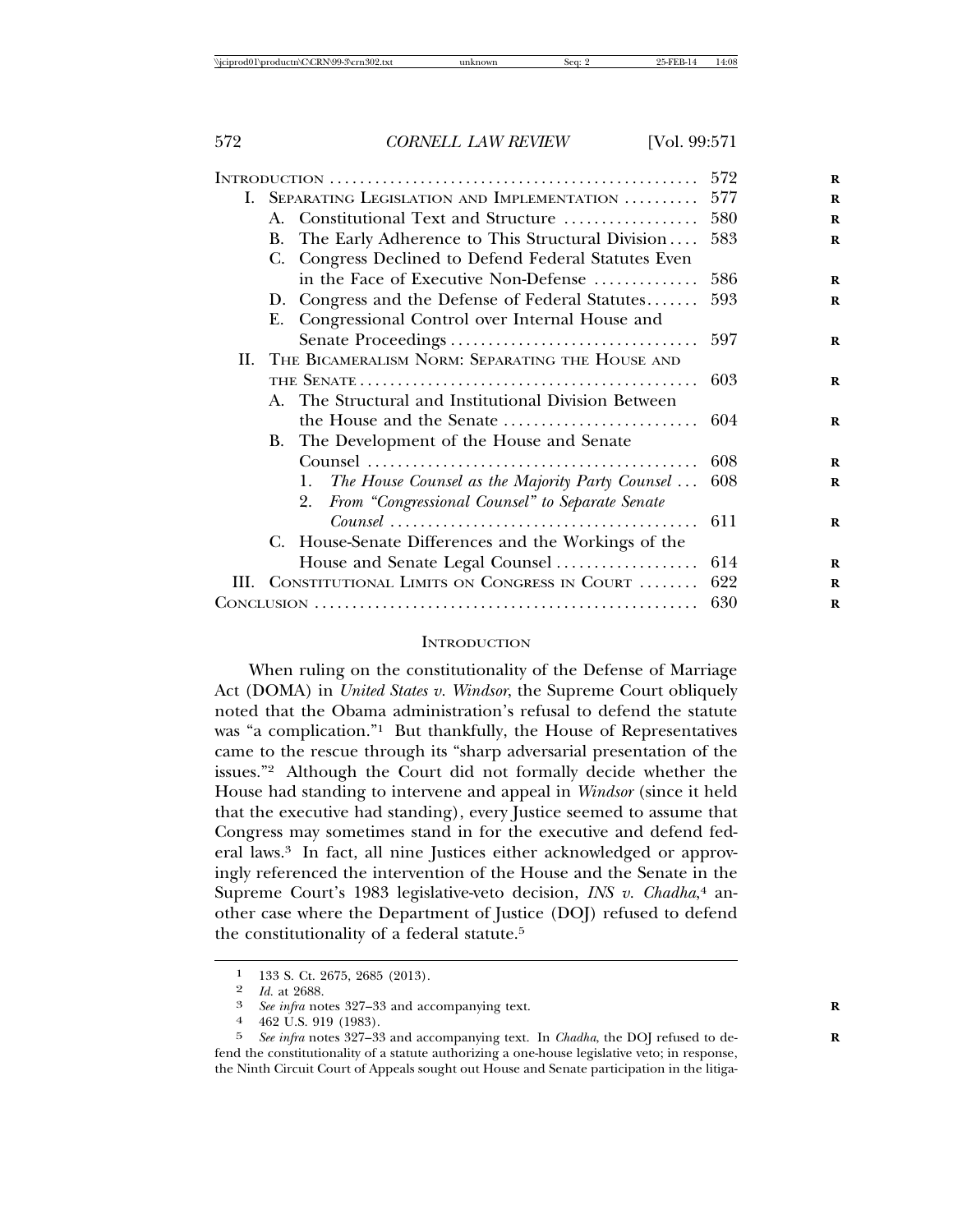| | |
|---|---|
| Introduction | 572 |
| I. Separating Legislation and Implementation | 577 |
| A. Constitutional Text and Structure | 580 |
| B. The Early Adherence to This Structural Division | 583 |
| C. Congress Declined to Defend Federal Statutes Even in the Face of Executive Non-Defense | 586 |
| D. Congress and the Defense of Federal Statutes | 593 |
| E. Congressional Control over Internal House and Senate Proceedings | 597 |
| II. The Bicameralism Norm: Separating the House and the Senate | 603 |
| A. The Structural and Institutional Division Between the House and the Senate | 604 |
| B. The Development of the House and Senate Counsel | 608 |
| 1. *The House Counsel as the Majority Party Counsel* | 608 |
| 2. *From "Congressional Counsel" to Separate Senate Counsel* | 611 |
| C. House-Senate Differences and the Workings of the House and Senate Legal Counsel | 614 |
| III. Constitutional Limits on Congress in Court | 622 |
| Conclusion | 630 |

## Introduction

When ruling on the constitutionality of the Defense of Marriage Act (DOMA) in *United States v. Windsor*, the Supreme Court obliquely noted that the Obama administration's refusal to defend the statute was "a complication."[1] But thankfully, the House of Representatives came to the rescue through its "sharp adversarial presentation of the issues."[2] Although the Court did not formally decide whether the House had standing to intervene and appeal in *Windsor* (since it held that the executive had standing), every Justice seemed to assume that Congress may sometimes stand in for the executive and defend federal laws.[3] In fact, all nine Justices either acknowledged or approvingly referenced the intervention of the House and the Senate in the Supreme Court's 1983 legislative-veto decision, *INS v. Chadha*,[4] another case where the Department of Justice (DOJ) refused to defend the constitutionality of a federal statute.[5]

---

1 133 S. Ct. 2675, 2685 (2013).

2 *Id.* at 2688.

3 *See infra* notes 327–33 and accompanying text.

4 462 U.S. 919 (1983).

5 *See infra* notes 327–33 and accompanying text. In *Chadha*, the DOJ refused to defend the constitutionality of a statute authorizing a one-house legislative veto; in response, the Ninth Circuit Court of Appeals sought out House and Senate participation in the litiga-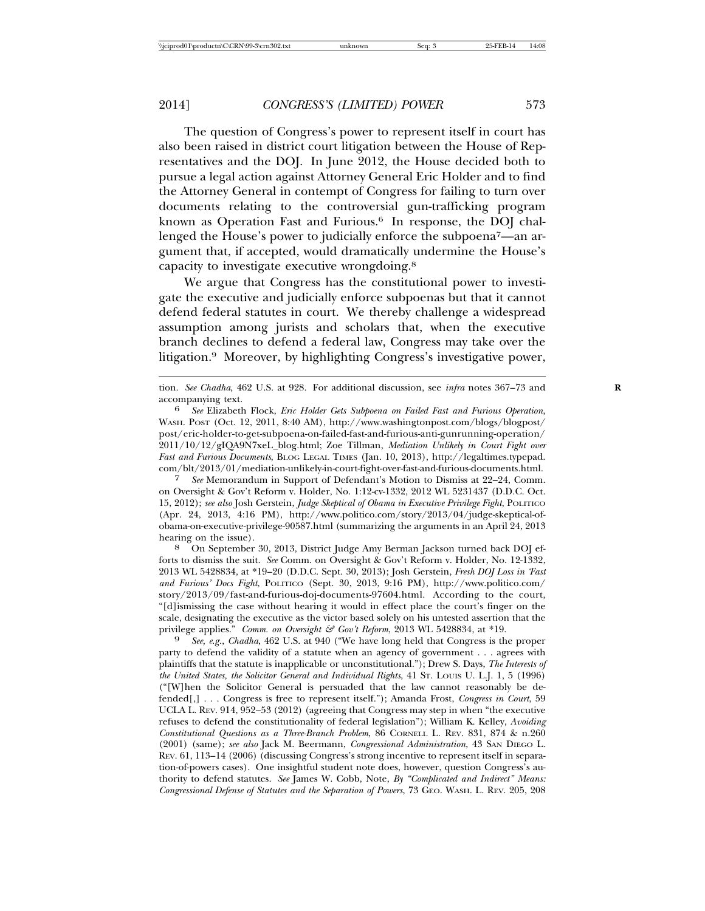The question of Congress's power to represent itself in court has also been raised in district court litigation between the House of Representatives and the DOJ. In June 2012, the House decided both to pursue a legal action against Attorney General Eric Holder and to find the Attorney General in contempt of Congress for failing to turn over documents relating to the controversial gun-trafficking program known as Operation Fast and Furious.[6] In response, the DOJ challenged the House's power to judicially enforce the subpoena[7]—an argument that, if accepted, would dramatically undermine the House's capacity to investigate executive wrongdoing.[8]

We argue that Congress has the constitutional power to investigate the executive and judicially enforce subpoenas but that it cannot defend federal statutes in court. We thereby challenge a widespread assumption among jurists and scholars that, when the executive branch declines to defend a federal law, Congress may take over the litigation.[9] Moreover, by highlighting Congress's investigative power,

---

tion. *See Chadha*, 462 U.S. at 928. For additional discussion, see *infra* notes 367–73 and accompanying text.

[6] *See* Elizabeth Flock, *Eric Holder Gets Subpoena on Failed Fast and Furious Operation*, WASH. POST (Oct. 12, 2011, 8:40 AM), http://www.washingtonpost.com/blogs/blogpost/post/eric-holder-to-get-subpoena-on-failed-fast-and-furious-anti-gunrunning-operation/2011/10/12/gIQA9N7xeL_blog.html; Zoe Tillman, *Mediation Unlikely in Court Fight over Fast and Furious Documents*, BLOG LEGAL TIMES (Jan. 10, 2013), http://legaltimes.typepad.com/blt/2013/01/mediation-unlikely-in-court-fight-over-fast-and-furious-documents.html.

[7] *See* Memorandum in Support of Defendant's Motion to Dismiss at 22–24, Comm. on Oversight & Gov't Reform v. Holder, No. 1:12-cv-1332, 2012 WL 5231437 (D.D.C. Oct. 15, 2012); *see also* Josh Gerstein, *Judge Skeptical of Obama in Executive Privilege Fight*, POLITICO (Apr. 24, 2013, 4:16 PM), http://www.politico.com/story/2013/04/judge-skeptical-of-obama-on-executive-privilege-90587.html (summarizing the arguments in an April 24, 2013 hearing on the issue).

[8] On September 30, 2013, District Judge Amy Berman Jackson turned back DOJ efforts to dismiss the suit. *See* Comm. on Oversight & Gov't Reform v. Holder, No. 12-1332, 2013 WL 5428834, at *19–20 (D.D.C. Sept. 30, 2013); Josh Gerstein, *Fresh DOJ Loss in 'Fast and Furious' Docs Fight*, POLITICO (Sept. 30, 2013, 9:16 PM), http://www.politico.com/story/2013/09/fast-and-furious-doj-documents-97604.html. According to the court, "[d]ismissing the case without hearing it would in effect place the court's finger on the scale, designating the executive as the victor based solely on his untested assertion that the privilege applies." *Comm. on Oversight & Gov't Reform*, 2013 WL 5428834, at *19.

[9] *See, e.g.*, *Chadha*, 462 U.S. at 940 ("We have long held that Congress is the proper party to defend the validity of a statute when an agency of government . . . agrees with plaintiffs that the statute is inapplicable or unconstitutional."); Drew S. Days, *The Interests of the United States, the Solicitor General and Individual Rights*, 41 ST. LOUIS U. L.J. 1, 5 (1996) ("[W]hen the Solicitor General is persuaded that the law cannot reasonably be defended[,] . . . Congress is free to represent itself."); Amanda Frost, *Congress in Court*, 59 UCLA L. REV. 914, 952–53 (2012) (agreeing that Congress may step in when "the executive refuses to defend the constitutionality of federal legislation"); William K. Kelley, *Avoiding Constitutional Questions as a Three-Branch Problem*, 86 CORNELL L. REV. 831, 874 & n.260 (2001) (same); *see also* Jack M. Beermann, *Congressional Administration*, 43 SAN DIEGO L. REV. 61, 113–14 (2006) (discussing Congress's strong incentive to represent itself in separation-of-powers cases). One insightful student note does, however, question Congress's authority to defend statutes. *See* James W. Cobb, Note, *By "Complicated and Indirect" Means: Congressional Defense of Statutes and the Separation of Powers*, 73 GEO. WASH. L. REV. 205, 208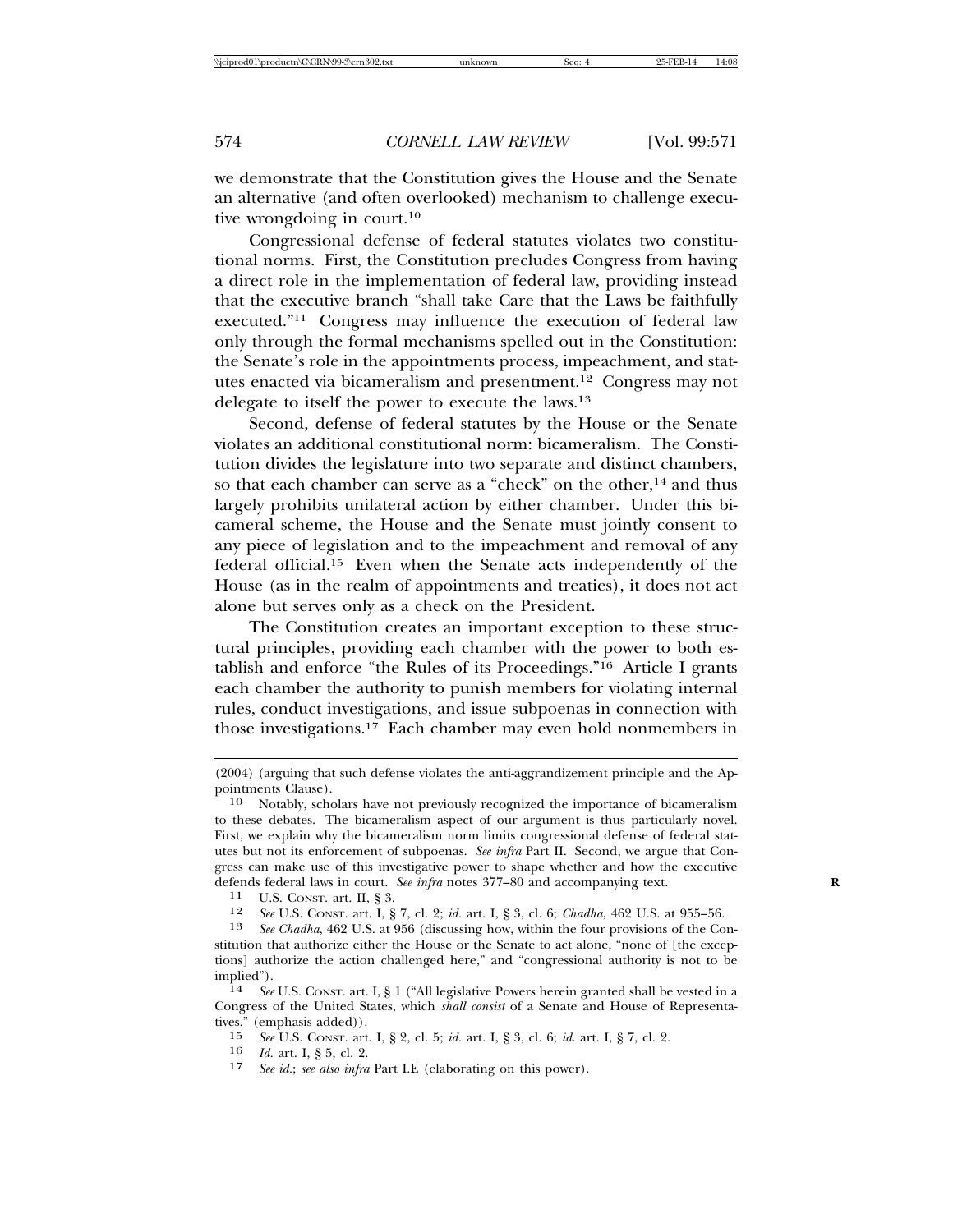we demonstrate that the Constitution gives the House and the Senate an alternative (and often overlooked) mechanism to challenge executive wrongdoing in court.[10]

Congressional defense of federal statutes violates two constitutional norms. First, the Constitution precludes Congress from having a direct role in the implementation of federal law, providing instead that the executive branch "shall take Care that the Laws be faithfully executed."[11] Congress may influence the execution of federal law only through the formal mechanisms spelled out in the Constitution: the Senate's role in the appointments process, impeachment, and statutes enacted via bicameralism and presentment.[12] Congress may not delegate to itself the power to execute the laws.[13]

Second, defense of federal statutes by the House or the Senate violates an additional constitutional norm: bicameralism. The Constitution divides the legislature into two separate and distinct chambers, so that each chamber can serve as a "check" on the other,[14] and thus largely prohibits unilateral action by either chamber. Under this bicameral scheme, the House and the Senate must jointly consent to any piece of legislation and to the impeachment and removal of any federal official.[15] Even when the Senate acts independently of the House (as in the realm of appointments and treaties), it does not act alone but serves only as a check on the President.

The Constitution creates an important exception to these structural principles, providing each chamber with the power to both establish and enforce "the Rules of its Proceedings."[16] Article I grants each chamber the authority to punish members for violating internal rules, conduct investigations, and issue subpoenas in connection with those investigations.[17] Each chamber may even hold nonmembers in

---

(2004) (arguing that such defense violates the anti-aggrandizement principle and the Appointments Clause).

10 Notably, scholars have not previously recognized the importance of bicameralism to these debates. The bicameralism aspect of our argument is thus particularly novel. First, we explain why the bicameralism norm limits congressional defense of federal statutes but not its enforcement of subpoenas. *See infra* Part II. Second, we argue that Congress can make use of this investigative power to shape whether and how the executive defends federal laws in court. *See infra* notes 377–80 and accompanying text.

11 U.S. CONST. art. II, § 3.

12 *See* U.S. CONST. art. I, § 7, cl. 2; *id.* art. I, § 3, cl. 6; *Chadha*, 462 U.S. at 955–56.

13 *See Chadha*, 462 U.S. at 956 (discussing how, within the four provisions of the Constitution that authorize either the House or the Senate to act alone, "none of [the exceptions] authorize the action challenged here," and "congressional authority is not to be implied").

14 *See* U.S. CONST. art. I, § 1 ("All legislative Powers herein granted shall be vested in a Congress of the United States, which *shall consist* of a Senate and House of Representatives." (emphasis added)).

15 *See* U.S. CONST. art. I, § 2, cl. 5; *id.* art. I, § 3, cl. 6; *id.* art. I, § 7, cl. 2.

16 *Id.* art. I, § 5, cl. 2.

17 *See id.*; *see also infra* Part I.E (elaborating on this power).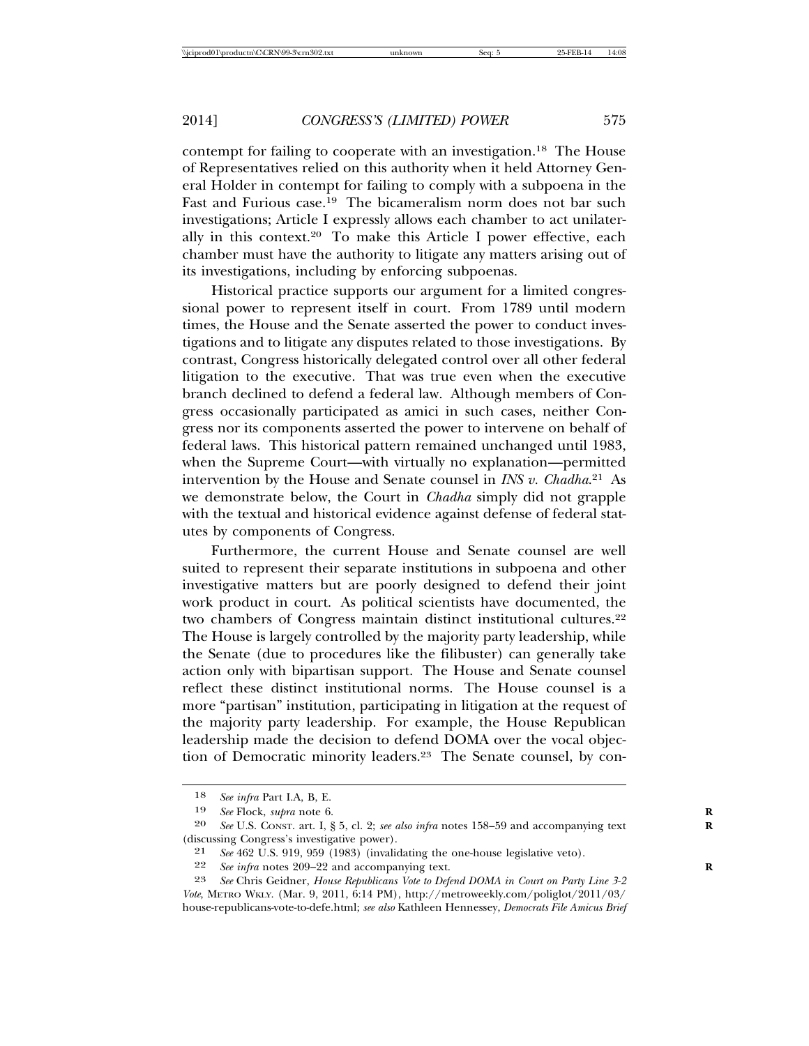contempt for failing to cooperate with an investigation.[18] The House of Representatives relied on this authority when it held Attorney General Holder in contempt for failing to comply with a subpoena in the Fast and Furious case.[19] The bicameralism norm does not bar such investigations; Article I expressly allows each chamber to act unilaterally in this context.[20] To make this Article I power effective, each chamber must have the authority to litigate any matters arising out of its investigations, including by enforcing subpoenas.

Historical practice supports our argument for a limited congressional power to represent itself in court. From 1789 until modern times, the House and the Senate asserted the power to conduct investigations and to litigate any disputes related to those investigations. By contrast, Congress historically delegated control over all other federal litigation to the executive. That was true even when the executive branch declined to defend a federal law. Although members of Congress occasionally participated as amici in such cases, neither Congress nor its components asserted the power to intervene on behalf of federal laws. This historical pattern remained unchanged until 1983, when the Supreme Court—with virtually no explanation—permitted intervention by the House and Senate counsel in *INS v. Chadha*.[21] As we demonstrate below, the Court in *Chadha* simply did not grapple with the textual and historical evidence against defense of federal statutes by components of Congress.

Furthermore, the current House and Senate counsel are well suited to represent their separate institutions in subpoena and other investigative matters but are poorly designed to defend their joint work product in court. As political scientists have documented, the two chambers of Congress maintain distinct institutional cultures.[22] The House is largely controlled by the majority party leadership, while the Senate (due to procedures like the filibuster) can generally take action only with bipartisan support. The House and Senate counsel reflect these distinct institutional norms. The House counsel is a more "partisan" institution, participating in litigation at the request of the majority party leadership. For example, the House Republican leadership made the decision to defend DOMA over the vocal objection of Democratic minority leaders.[23] The Senate counsel, by con-

---

18 *See infra* Part I.A, B, E.

19 *See* Flock, *supra* note 6.

20 *See* U.S. CONST. art. I, § 5, cl. 2; *see also infra* notes 158–59 and accompanying text (discussing Congress's investigative power).

21 *See* 462 U.S. 919, 959 (1983) (invalidating the one-house legislative veto).

22 *See infra* notes 209–22 and accompanying text.

23 *See* Chris Geidner, *House Republicans Vote to Defend DOMA in Court on Party Line 3-2 Vote*, METRO WKLY. (Mar. 9, 2011, 6:14 PM), http://metroweekly.com/poliglot/2011/03/house-republicans-vote-to-defe.html; *see also* Kathleen Hennessey, *Democrats File Amicus Brief*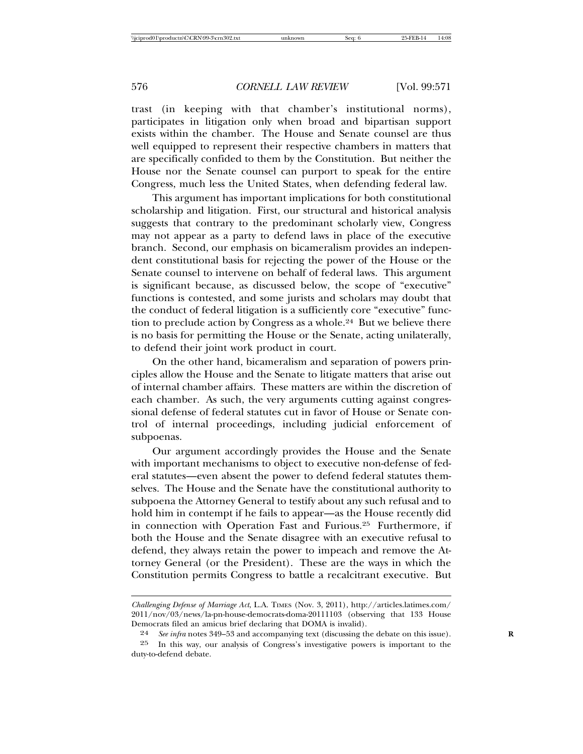trast (in keeping with that chamber's institutional norms), participates in litigation only when broad and bipartisan support exists within the chamber. The House and Senate counsel are thus well equipped to represent their respective chambers in matters that are specifically confided to them by the Constitution. But neither the House nor the Senate counsel can purport to speak for the entire Congress, much less the United States, when defending federal law.

This argument has important implications for both constitutional scholarship and litigation. First, our structural and historical analysis suggests that contrary to the predominant scholarly view, Congress may not appear as a party to defend laws in place of the executive branch. Second, our emphasis on bicameralism provides an independent constitutional basis for rejecting the power of the House or the Senate counsel to intervene on behalf of federal laws. This argument is significant because, as discussed below, the scope of "executive" functions is contested, and some jurists and scholars may doubt that the conduct of federal litigation is a sufficiently core "executive" function to preclude action by Congress as a whole.[24] But we believe there is no basis for permitting the House or the Senate, acting unilaterally, to defend their joint work product in court.

On the other hand, bicameralism and separation of powers principles allow the House and the Senate to litigate matters that arise out of internal chamber affairs. These matters are within the discretion of each chamber. As such, the very arguments cutting against congressional defense of federal statutes cut in favor of House or Senate control of internal proceedings, including judicial enforcement of subpoenas.

Our argument accordingly provides the House and the Senate with important mechanisms to object to executive non-defense of federal statutes—even absent the power to defend federal statutes themselves. The House and the Senate have the constitutional authority to subpoena the Attorney General to testify about any such refusal and to hold him in contempt if he fails to appear—as the House recently did in connection with Operation Fast and Furious.[25] Furthermore, if both the House and the Senate disagree with an executive refusal to defend, they always retain the power to impeach and remove the Attorney General (or the President). These are the ways in which the Constitution permits Congress to battle a recalcitrant executive. But

---

*Challenging Defense of Marriage Act*, L.A. TIMES (Nov. 3, 2011), http://articles.latimes.com/2011/nov/03/news/la-pn-house-democrats-doma-20111103 (observing that 133 House Democrats filed an amicus brief declaring that DOMA is invalid).

24 *See infra* notes 349–53 and accompanying text (discussing the debate on this issue).

25 In this way, our analysis of Congress's investigative powers is important to the duty-to-defend debate.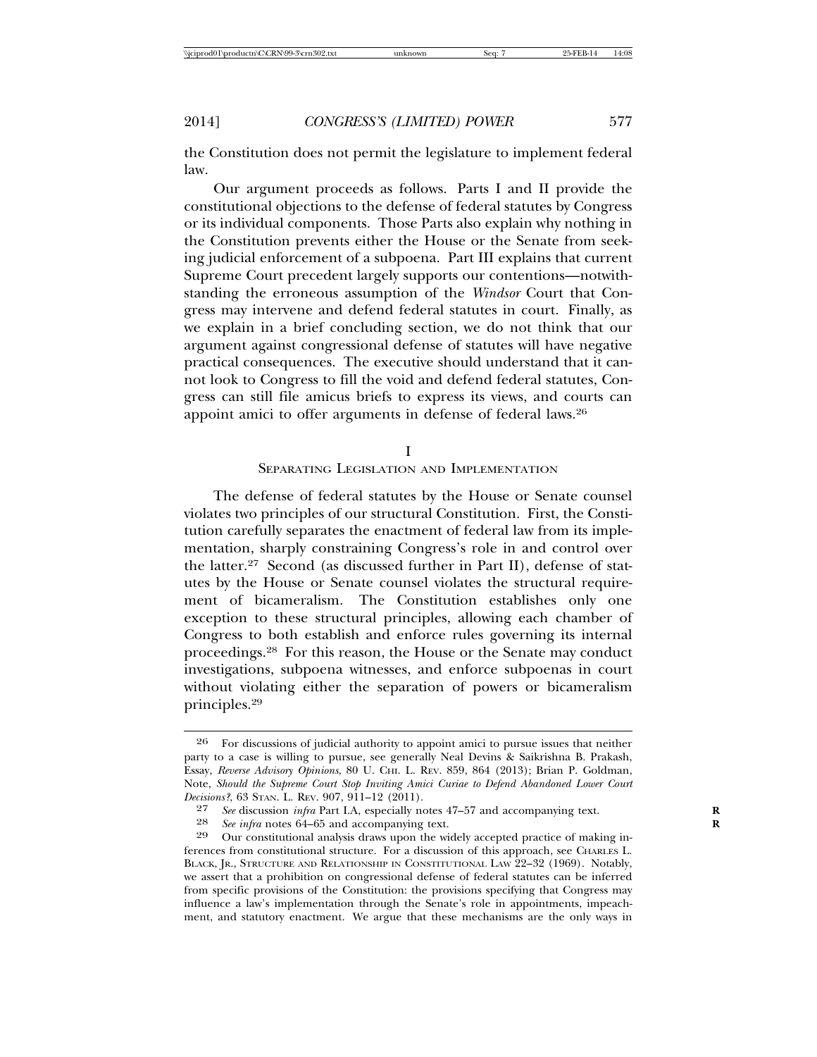the Constitution does not permit the legislature to implement federal law.

Our argument proceeds as follows. Parts I and II provide the constitutional objections to the defense of federal statutes by Congress or its individual components. Those Parts also explain why nothing in the Constitution prevents either the House or the Senate from seeking judicial enforcement of a subpoena. Part III explains that current Supreme Court precedent largely supports our contentions—notwithstanding the erroneous assumption of the *Windsor* Court that Congress may intervene and defend federal statutes in court. Finally, as we explain in a brief concluding section, we do not think that our argument against congressional defense of statutes will have negative practical consequences. The executive should understand that it cannot look to Congress to fill the void and defend federal statutes, Congress can still file amicus briefs to express its views, and courts can appoint amici to offer arguments in defense of federal laws.[26]

## I
## SEPARATING LEGISLATION AND IMPLEMENTATION

The defense of federal statutes by the House or Senate counsel violates two principles of our structural Constitution. First, the Constitution carefully separates the enactment of federal law from its implementation, sharply constraining Congress's role in and control over the latter.[27] Second (as discussed further in Part II), defense of statutes by the House or Senate counsel violates the structural requirement of bicameralism. The Constitution establishes only one exception to these structural principles, allowing each chamber of Congress to both establish and enforce rules governing its internal proceedings.[28] For this reason, the House or the Senate may conduct investigations, subpoena witnesses, and enforce subpoenas in court without violating either the separation of powers or bicameralism principles.[29]

---

[26] For discussions of judicial authority to appoint amici to pursue issues that neither party to a case is willing to pursue, see generally Neal Devins & Saikrishna B. Prakash, Essay, *Reverse Advisory Opinions*, 80 U. CHI. L. REV. 859, 864 (2013); Brian P. Goldman, Note, *Should the Supreme Court Stop Inviting Amici Curiae to Defend Abandoned Lower Court Decisions?*, 63 STAN. L. REV. 907, 911–12 (2011).

[27] *See* discussion *infra* Part I.A, especially notes 47–57 and accompanying text.

[28] *See infra* notes 64–65 and accompanying text.

[29] Our constitutional analysis draws upon the widely accepted practice of making inferences from constitutional structure. For a discussion of this approach, see CHARLES L. BLACK, JR., STRUCTURE AND RELATIONSHIP IN CONSTITUTIONAL LAW 22–32 (1969). Notably, we assert that a prohibition on congressional defense of federal statutes can be inferred from specific provisions of the Constitution: the provisions specifying that Congress may influence a law's implementation through the Senate's role in appointments, impeachment, and statutory enactment. We argue that these mechanisms are the only ways in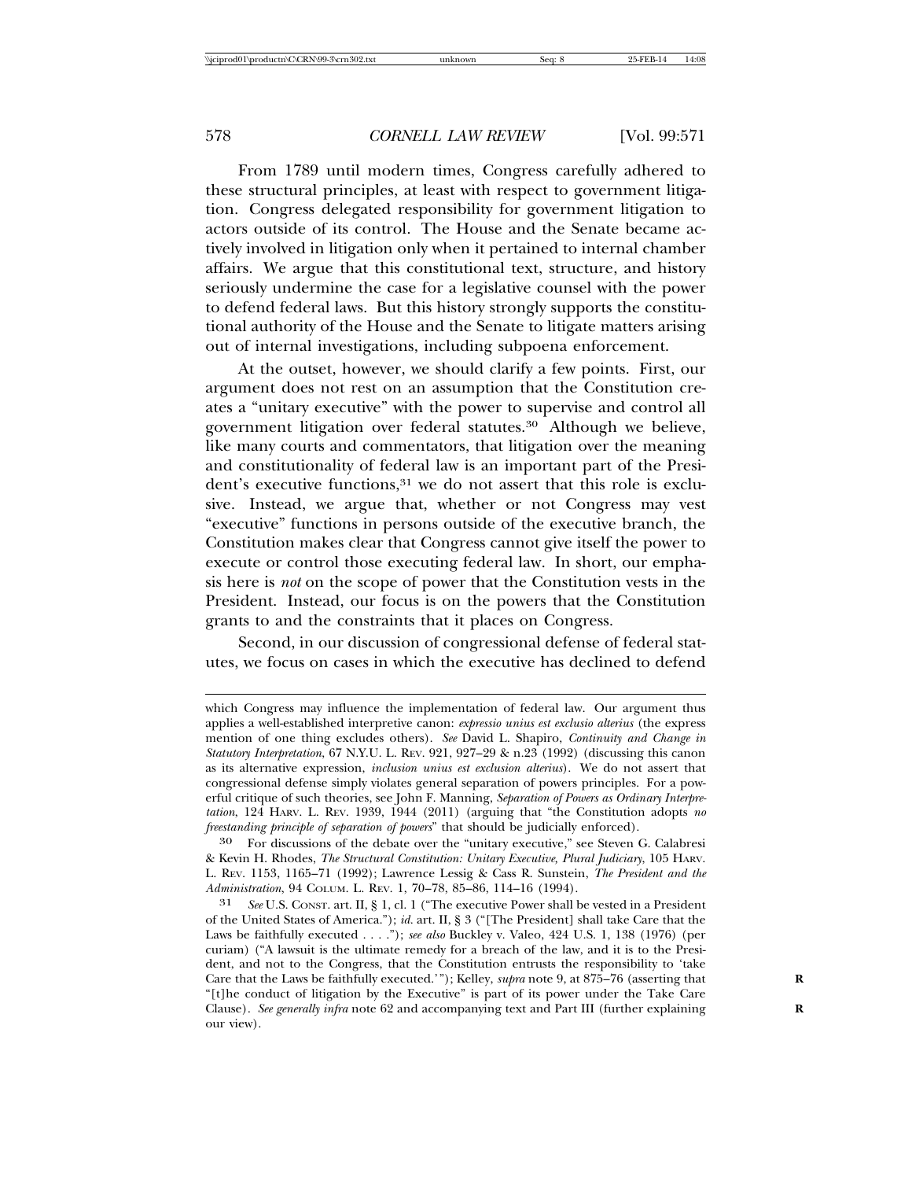From 1789 until modern times, Congress carefully adhered to these structural principles, at least with respect to government litigation. Congress delegated responsibility for government litigation to actors outside of its control. The House and the Senate became actively involved in litigation only when it pertained to internal chamber affairs. We argue that this constitutional text, structure, and history seriously undermine the case for a legislative counsel with the power to defend federal laws. But this history strongly supports the constitutional authority of the House and the Senate to litigate matters arising out of internal investigations, including subpoena enforcement.

At the outset, however, we should clarify a few points. First, our argument does not rest on an assumption that the Constitution creates a "unitary executive" with the power to supervise and control all government litigation over federal statutes.[30] Although we believe, like many courts and commentators, that litigation over the meaning and constitutionality of federal law is an important part of the President's executive functions,[31] we do not assert that this role is exclusive. Instead, we argue that, whether or not Congress may vest "executive" functions in persons outside of the executive branch, the Constitution makes clear that Congress cannot give itself the power to execute or control those executing federal law. In short, our emphasis here is *not* on the scope of power that the Constitution vests in the President. Instead, our focus is on the powers that the Constitution grants to and the constraints that it places on Congress.

Second, in our discussion of congressional defense of federal statutes, we focus on cases in which the executive has declined to defend

---

which Congress may influence the implementation of federal law. Our argument thus applies a well-established interpretive canon: *expressio unius est exclusio alterius* (the express mention of one thing excludes others). *See* David L. Shapiro, *Continuity and Change in Statutory Interpretation*, 67 N.Y.U. L. REV. 921, 927–29 & n.23 (1992) (discussing this canon as its alternative expression, *inclusion unius est exclusion alterius*). We do not assert that congressional defense simply violates general separation of powers principles. For a powerful critique of such theories, see John F. Manning, *Separation of Powers as Ordinary Interpretation*, 124 HARV. L. REV. 1939, 1944 (2011) (arguing that "the Constitution adopts *no freestanding principle of separation of powers*" that should be judicially enforced).

30 For discussions of the debate over the "unitary executive," see Steven G. Calabresi & Kevin H. Rhodes, *The Structural Constitution: Unitary Executive, Plural Judiciary*, 105 HARV. L. REV. 1153, 1165–71 (1992); Lawrence Lessig & Cass R. Sunstein, *The President and the Administration*, 94 COLUM. L. REV. 1, 70–78, 85–86, 114–16 (1994).

31 *See* U.S. CONST. art. II, § 1, cl. 1 ("The executive Power shall be vested in a President of the United States of America."); *id.* art. II, § 3 ("[The President] shall take Care that the Laws be faithfully executed . . . ."); *see also* Buckley v. Valeo, 424 U.S. 1, 138 (1976) (per curiam) ("A lawsuit is the ultimate remedy for a breach of the law, and it is to the President, and not to the Congress, that the Constitution entrusts the responsibility to 'take Care that the Laws be faithfully executed.'"); Kelley, *supra* note 9, at 875–76 (asserting that "[t]he conduct of litigation by the Executive" is part of its power under the Take Care Clause). *See generally infra* note 62 and accompanying text and Part III (further explaining our view).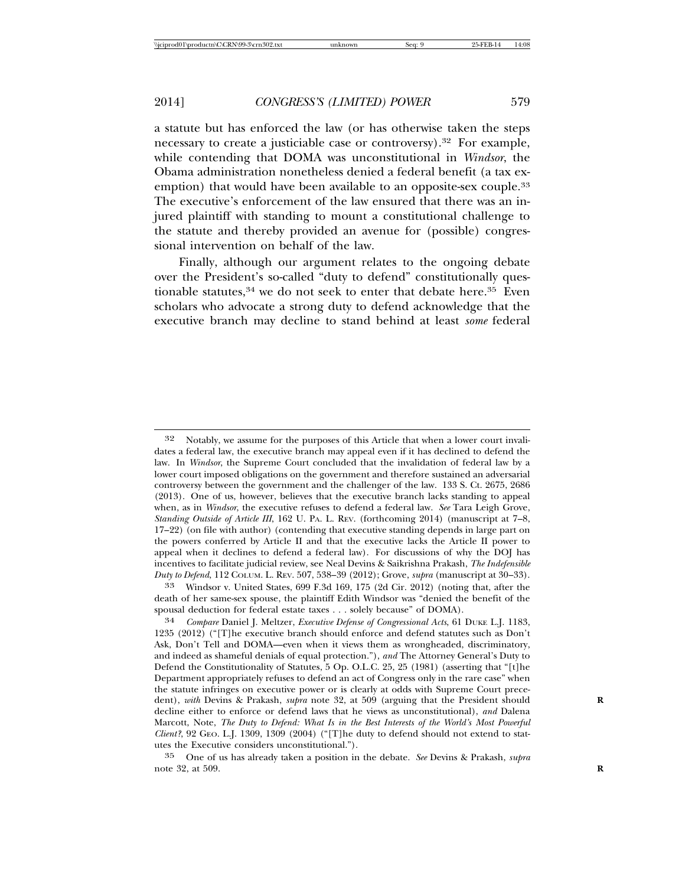a statute but has enforced the law (or has otherwise taken the steps necessary to create a justiciable case or controversy).[32] For example, while contending that DOMA was unconstitutional in *Windsor*, the Obama administration nonetheless denied a federal benefit (a tax exemption) that would have been available to an opposite-sex couple.[33] The executive's enforcement of the law ensured that there was an injured plaintiff with standing to mount a constitutional challenge to the statute and thereby provided an avenue for (possible) congressional intervention on behalf of the law.

Finally, although our argument relates to the ongoing debate over the President's so-called "duty to defend" constitutionally questionable statutes,[34] we do not seek to enter that debate here.[35] Even scholars who advocate a strong duty to defend acknowledge that the executive branch may decline to stand behind at least *some* federal

---

[32] Notably, we assume for the purposes of this Article that when a lower court invalidates a federal law, the executive branch may appeal even if it has declined to defend the law. In *Windsor*, the Supreme Court concluded that the invalidation of federal law by a lower court imposed obligations on the government and therefore sustained an adversarial controversy between the government and the challenger of the law. 133 S. Ct. 2675, 2686 (2013). One of us, however, believes that the executive branch lacks standing to appeal when, as in *Windsor*, the executive refuses to defend a federal law. *See* Tara Leigh Grove, *Standing Outside of Article III*, 162 U. PA. L. REV. (forthcoming 2014) (manuscript at 7–8, 17–22) (on file with author) (contending that executive standing depends in large part on the powers conferred by Article II and that the executive lacks the Article II power to appeal when it declines to defend a federal law). For discussions of why the DOJ has incentives to facilitate judicial review, see Neal Devins & Saikrishna Prakash, *The Indefensible Duty to Defend*, 112 COLUM. L. REV. 507, 538–39 (2012); Grove, *supra* (manuscript at 30–33).

[33] Windsor v. United States, 699 F.3d 169, 175 (2d Cir. 2012) (noting that, after the death of her same-sex spouse, the plaintiff Edith Windsor was "denied the benefit of the spousal deduction for federal estate taxes . . . solely because" of DOMA).

[34] *Compare* Daniel J. Meltzer, *Executive Defense of Congressional Acts*, 61 DUKE L.J. 1183, 1235 (2012) ("[T]he executive branch should enforce and defend statutes such as Don't Ask, Don't Tell and DOMA—even when it views them as wrongheaded, discriminatory, and indeed as shameful denials of equal protection."), *and* The Attorney General's Duty to Defend the Constitutionality of Statutes, 5 Op. O.L.C. 25, 25 (1981) (asserting that "[t]he Department appropriately refuses to defend an act of Congress only in the rare case" when the statute infringes on executive power or is clearly at odds with Supreme Court precedent), *with* Devins & Prakash, *supra* note 32, at 509 (arguing that the President should decline either to enforce or defend laws that he views as unconstitutional), *and* Dalena Marcott, Note, *The Duty to Defend: What Is in the Best Interests of the World's Most Powerful Client?*, 92 GEO. L.J. 1309, 1309 (2004) ("[T]he duty to defend should not extend to statutes the Executive considers unconstitutional.").

[35] One of us has already taken a position in the debate. *See* Devins & Prakash, *supra* note 32, at 509.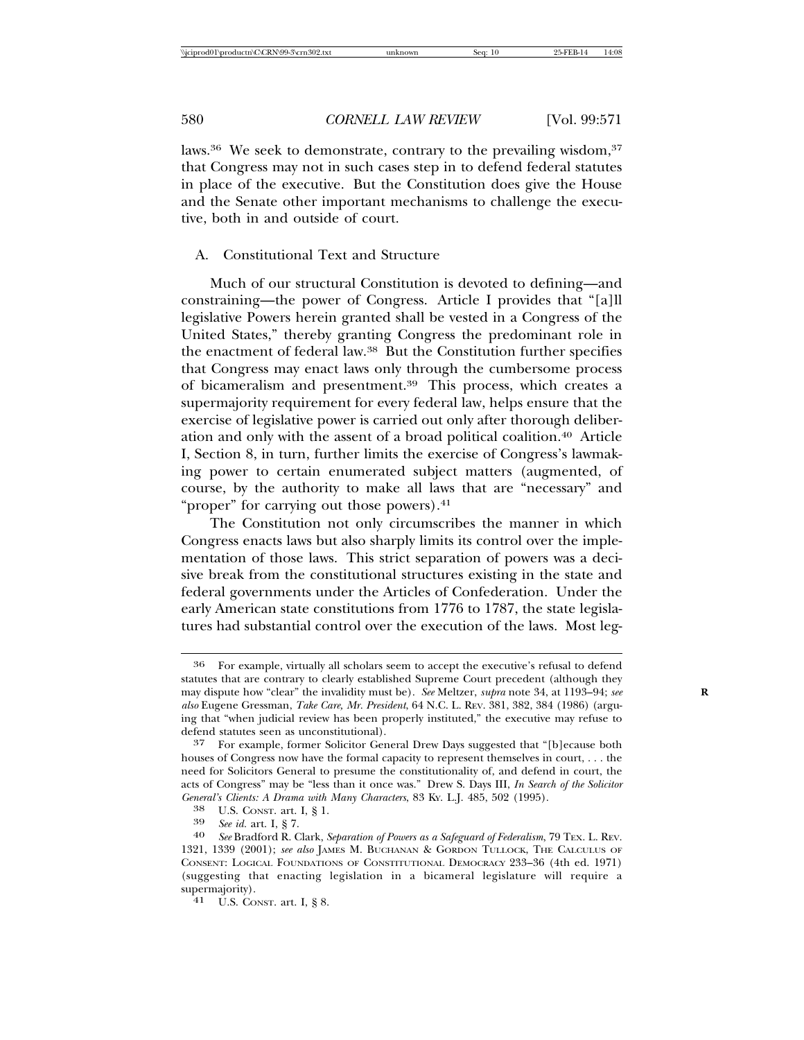laws.[36] We seek to demonstrate, contrary to the prevailing wisdom,[37] that Congress may not in such cases step in to defend federal statutes in place of the executive. But the Constitution does give the House and the Senate other important mechanisms to challenge the executive, both in and outside of court.

### A. Constitutional Text and Structure

Much of our structural Constitution is devoted to defining—and constraining—the power of Congress. Article I provides that "[a]ll legislative Powers herein granted shall be vested in a Congress of the United States," thereby granting Congress the predominant role in the enactment of federal law.[38] But the Constitution further specifies that Congress may enact laws only through the cumbersome process of bicameralism and presentment.[39] This process, which creates a supermajority requirement for every federal law, helps ensure that the exercise of legislative power is carried out only after thorough deliberation and only with the assent of a broad political coalition.[40] Article I, Section 8, in turn, further limits the exercise of Congress's lawmaking power to certain enumerated subject matters (augmented, of course, by the authority to make all laws that are "necessary" and "proper" for carrying out those powers).[41]

The Constitution not only circumscribes the manner in which Congress enacts laws but also sharply limits its control over the implementation of those laws. This strict separation of powers was a decisive break from the constitutional structures existing in the state and federal governments under the Articles of Confederation. Under the early American state constitutions from 1776 to 1787, the state legislatures had substantial control over the execution of the laws. Most leg-

---

36 For example, virtually all scholars seem to accept the executive's refusal to defend statutes that are contrary to clearly established Supreme Court precedent (although they may dispute how "clear" the invalidity must be). *See* Meltzer, *supra* note 34, at 1193–94; *see also* Eugene Gressman, *Take Care, Mr. President*, 64 N.C. L. REV. 381, 382, 384 (1986) (arguing that "when judicial review has been properly instituted," the executive may refuse to defend statutes seen as unconstitutional).

37 For example, former Solicitor General Drew Days suggested that "[b]ecause both houses of Congress now have the formal capacity to represent themselves in court, . . . the need for Solicitors General to presume the constitutionality of, and defend in court, the acts of Congress" may be "less than it once was." Drew S. Days III, *In Search of the Solicitor General's Clients: A Drama with Many Characters*, 83 KY. L.J. 485, 502 (1995).

38 U.S. CONST. art. I, § 1.

39 *See id.* art. I, § 7.

40 *See* Bradford R. Clark, *Separation of Powers as a Safeguard of Federalism*, 79 TEX. L. REV. 1321, 1339 (2001); *see also* JAMES M. BUCHANAN & GORDON TULLOCK, THE CALCULUS OF CONSENT: LOGICAL FOUNDATIONS OF CONSTITUTIONAL DEMOCRACY 233–36 (4th ed. 1971) (suggesting that enacting legislation in a bicameral legislature will require a supermajority).

41 U.S. CONST. art. I, § 8.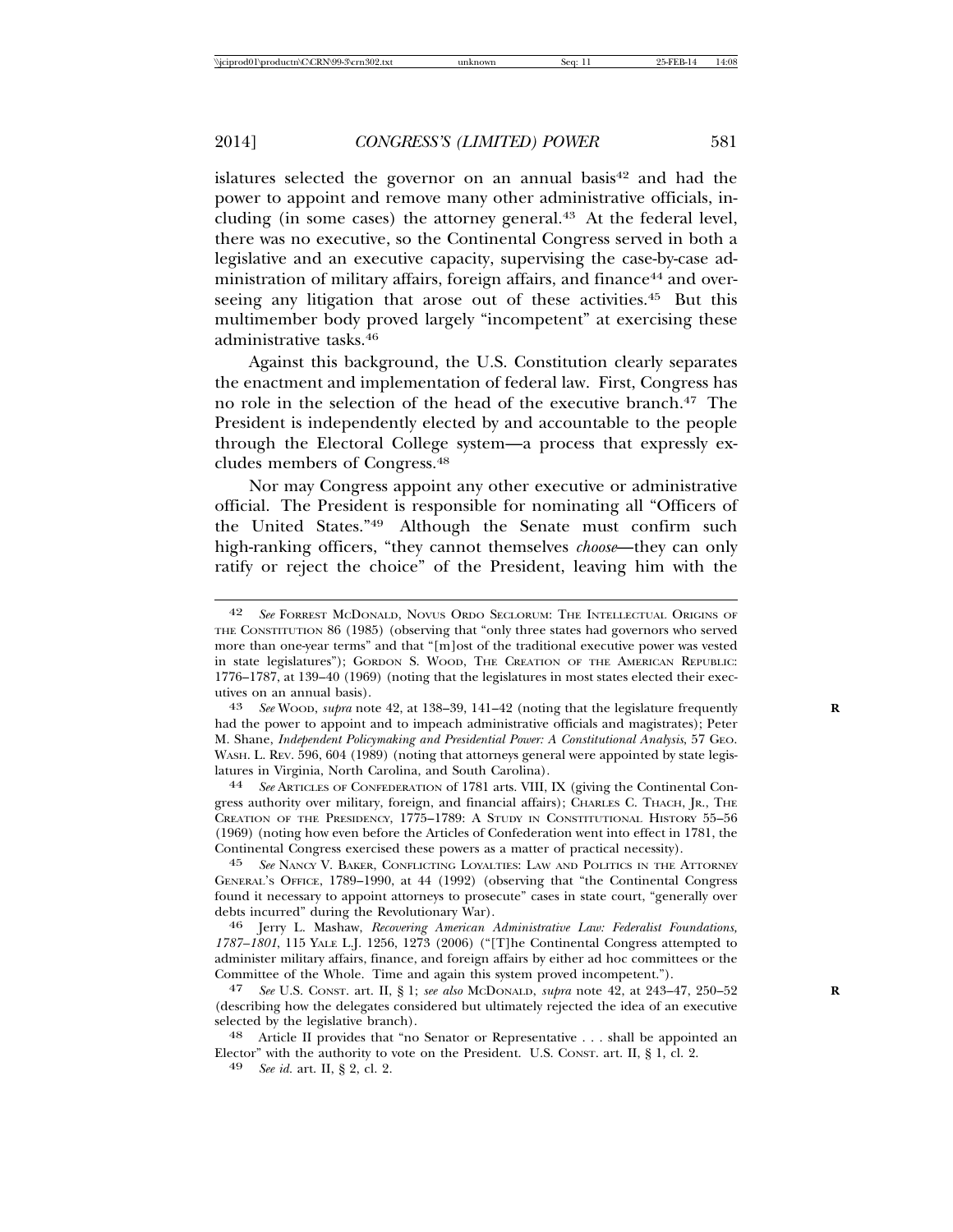islatures selected the governor on an annual basis[42] and had the power to appoint and remove many other administrative officials, including (in some cases) the attorney general.[43] At the federal level, there was no executive, so the Continental Congress served in both a legislative and an executive capacity, supervising the case-by-case administration of military affairs, foreign affairs, and finance[44] and overseeing any litigation that arose out of these activities.[45] But this multimember body proved largely "incompetent" at exercising these administrative tasks.[46]

Against this background, the U.S. Constitution clearly separates the enactment and implementation of federal law. First, Congress has no role in the selection of the head of the executive branch.[47] The President is independently elected by and accountable to the people through the Electoral College system—a process that expressly excludes members of Congress.[48]

Nor may Congress appoint any other executive or administrative official. The President is responsible for nominating all "Officers of the United States."[49] Although the Senate must confirm such high-ranking officers, "they cannot themselves *choose*—they can only ratify or reject the choice" of the President, leaving him with the

---

42 *See* FORREST MCDONALD, NOVUS ORDO SECLORUM: THE INTELLECTUAL ORIGINS OF THE CONSTITUTION 86 (1985) (observing that "only three states had governors who served more than one-year terms" and that "[m]ost of the traditional executive power was vested in state legislatures"); GORDON S. WOOD, THE CREATION OF THE AMERICAN REPUBLIC: 1776–1787, at 139–40 (1969) (noting that the legislatures in most states elected their executives on an annual basis).

43 *See* WOOD, *supra* note 42, at 138–39, 141–42 (noting that the legislature frequently had the power to appoint and to impeach administrative officials and magistrates); Peter M. Shane, *Independent Policymaking and Presidential Power: A Constitutional Analysis*, 57 GEO. WASH. L. REV. 596, 604 (1989) (noting that attorneys general were appointed by state legislatures in Virginia, North Carolina, and South Carolina).

44 *See* ARTICLES OF CONFEDERATION of 1781 arts. VIII, IX (giving the Continental Congress authority over military, foreign, and financial affairs); CHARLES C. THACH, JR., THE CREATION OF THE PRESIDENCY, 1775–1789: A STUDY IN CONSTITUTIONAL HISTORY 55–56 (1969) (noting how even before the Articles of Confederation went into effect in 1781, the Continental Congress exercised these powers as a matter of practical necessity).

45 *See* NANCY V. BAKER, CONFLICTING LOYALTIES: LAW AND POLITICS IN THE ATTORNEY GENERAL'S OFFICE, 1789–1990, at 44 (1992) (observing that "the Continental Congress found it necessary to appoint attorneys to prosecute" cases in state court, "generally over debts incurred" during the Revolutionary War).

46 Jerry L. Mashaw, *Recovering American Administrative Law: Federalist Foundations, 1787–1801*, 115 YALE L.J. 1256, 1273 (2006) ("[T]he Continental Congress attempted to administer military affairs, finance, and foreign affairs by either ad hoc committees or the Committee of the Whole. Time and again this system proved incompetent.").

47 *See* U.S. CONST. art. II, § 1; *see also* MCDONALD, *supra* note 42, at 243–47, 250–52 (describing how the delegates considered but ultimately rejected the idea of an executive selected by the legislative branch).

48 Article II provides that "no Senator or Representative . . . shall be appointed an Elector" with the authority to vote on the President. U.S. CONST. art. II, § 1, cl. 2.

49 *See id.* art. II, § 2, cl. 2.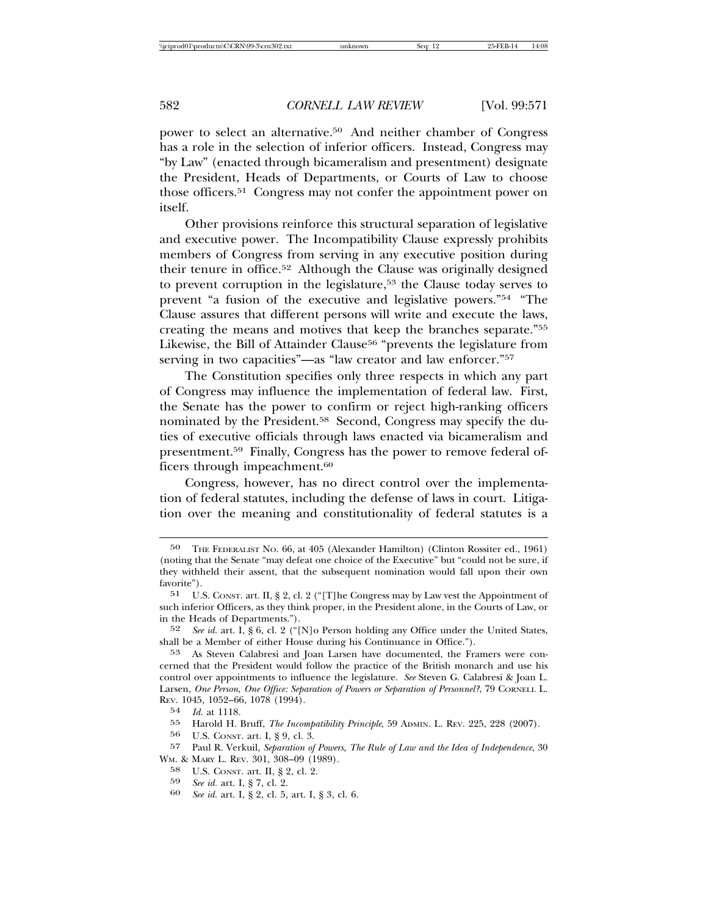power to select an alternative.[50] And neither chamber of Congress has a role in the selection of inferior officers. Instead, Congress may "by Law" (enacted through bicameralism and presentment) designate the President, Heads of Departments, or Courts of Law to choose those officers.[51] Congress may not confer the appointment power on itself.

Other provisions reinforce this structural separation of legislative and executive power. The Incompatibility Clause expressly prohibits members of Congress from serving in any executive position during their tenure in office.[52] Although the Clause was originally designed to prevent corruption in the legislature,[53] the Clause today serves to prevent "a fusion of the executive and legislative powers."[54] "The Clause assures that different persons will write and execute the laws, creating the means and motives that keep the branches separate."[55] Likewise, the Bill of Attainder Clause[56] "prevents the legislature from serving in two capacities"—as "law creator and law enforcer."[57]

The Constitution specifies only three respects in which any part of Congress may influence the implementation of federal law. First, the Senate has the power to confirm or reject high-ranking officers nominated by the President.[58] Second, Congress may specify the duties of executive officials through laws enacted via bicameralism and presentment.[59] Finally, Congress has the power to remove federal officers through impeachment.[60]

Congress, however, has no direct control over the implementation of federal statutes, including the defense of laws in court. Litigation over the meaning and constitutionality of federal statutes is a

---

50 THE FEDERALIST NO. 66, at 405 (Alexander Hamilton) (Clinton Rossiter ed., 1961) (noting that the Senate "may defeat one choice of the Executive" but "could not be sure, if they withheld their assent, that the subsequent nomination would fall upon their own favorite").

51 U.S. CONST. art. II, § 2, cl. 2 ("[T]he Congress may by Law vest the Appointment of such inferior Officers, as they think proper, in the President alone, in the Courts of Law, or in the Heads of Departments.").

52 *See id.* art. I, § 6, cl. 2 ("[N]o Person holding any Office under the United States, shall be a Member of either House during his Continuance in Office.").

53 As Steven Calabresi and Joan Larsen have documented, the Framers were concerned that the President would follow the practice of the British monarch and use his control over appointments to influence the legislature. *See* Steven G. Calabresi & Joan L. Larsen, *One Person, One Office: Separation of Powers or Separation of Personnel?*, 79 CORNELL L. REV. 1045, 1052–66, 1078 (1994).

54 *Id.* at 1118.

55 Harold H. Bruff, *The Incompatibility Principle*, 59 ADMIN. L. REV. 225, 228 (2007).

56 U.S. CONST. art. I, § 9, cl. 3.

57 Paul R. Verkuil, *Separation of Powers, The Rule of Law and the Idea of Independence*, 30 WM. & MARY L. REV. 301, 308–09 (1989).

58 U.S. CONST. art. II, § 2, cl. 2.

59 *See id.* art. I, § 7, cl. 2.

60 *See id.* art. I, § 2, cl. 5, art. I, § 3, cl. 6.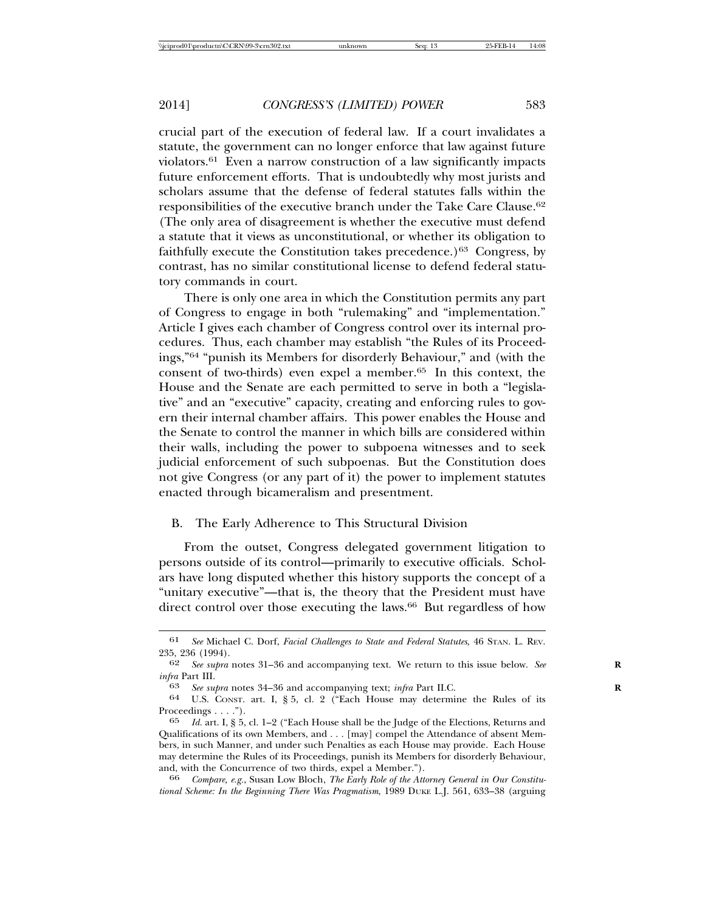crucial part of the execution of federal law. If a court invalidates a statute, the government can no longer enforce that law against future violators.[61] Even a narrow construction of a law significantly impacts future enforcement efforts. That is undoubtedly why most jurists and scholars assume that the defense of federal statutes falls within the responsibilities of the executive branch under the Take Care Clause.[62] (The only area of disagreement is whether the executive must defend a statute that it views as unconstitutional, or whether its obligation to faithfully execute the Constitution takes precedence.)[63] Congress, by contrast, has no similar constitutional license to defend federal statutory commands in court.

There is only one area in which the Constitution permits any part of Congress to engage in both "rulemaking" and "implementation." Article I gives each chamber of Congress control over its internal procedures. Thus, each chamber may establish "the Rules of its Proceedings,"[64] "punish its Members for disorderly Behaviour," and (with the consent of two-thirds) even expel a member.[65] In this context, the House and the Senate are each permitted to serve in both a "legislative" and an "executive" capacity, creating and enforcing rules to govern their internal chamber affairs. This power enables the House and the Senate to control the manner in which bills are considered within their walls, including the power to subpoena witnesses and to seek judicial enforcement of such subpoenas. But the Constitution does not give Congress (or any part of it) the power to implement statutes enacted through bicameralism and presentment.

## B. The Early Adherence to This Structural Division

From the outset, Congress delegated government litigation to persons outside of its control—primarily to executive officials. Scholars have long disputed whether this history supports the concept of a "unitary executive"—that is, the theory that the President must have direct control over those executing the laws.[66] But regardless of how

---

61 *See* Michael C. Dorf, *Facial Challenges to State and Federal Statutes*, 46 STAN. L. REV. 235, 236 (1994).

62 *See supra* notes 31–36 and accompanying text. We return to this issue below. *See infra* Part III.

63 *See supra* notes 34–36 and accompanying text; *infra* Part II.C.

64 U.S. CONST. art. I, § 5, cl. 2 ("Each House may determine the Rules of its Proceedings . . . .").

65 *Id.* art. I, § 5, cl. 1–2 ("Each House shall be the Judge of the Elections, Returns and Qualifications of its own Members, and . . . [may] compel the Attendance of absent Members, in such Manner, and under such Penalties as each House may provide. Each House may determine the Rules of its Proceedings, punish its Members for disorderly Behaviour, and, with the Concurrence of two thirds, expel a Member.").

66 *Compare, e.g.*, Susan Low Bloch, *The Early Role of the Attorney General in Our Constitutional Scheme: In the Beginning There Was Pragmatism*, 1989 DUKE L.J. 561, 633–38 (arguing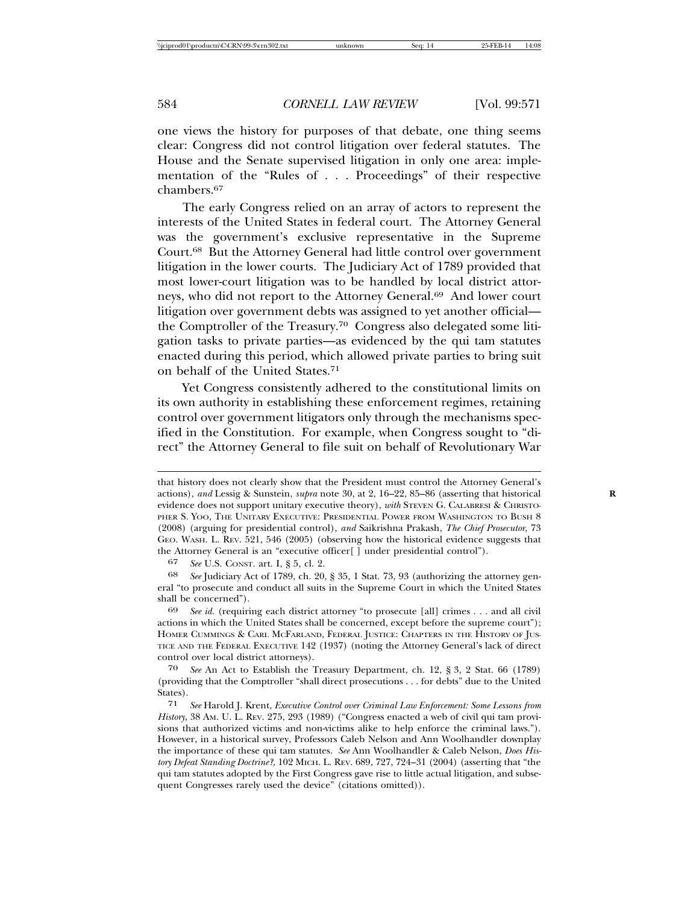one views the history for purposes of that debate, one thing seems clear: Congress did not control litigation over federal statutes. The House and the Senate supervised litigation in only one area: implementation of the "Rules of . . . Proceedings" of their respective chambers.[67]

The early Congress relied on an array of actors to represent the interests of the United States in federal court. The Attorney General was the government's exclusive representative in the Supreme Court.[68] But the Attorney General had little control over government litigation in the lower courts. The Judiciary Act of 1789 provided that most lower-court litigation was to be handled by local district attorneys, who did not report to the Attorney General.[69] And lower court litigation over government debts was assigned to yet another official—the Comptroller of the Treasury.[70] Congress also delegated some litigation tasks to private parties—as evidenced by the qui tam statutes enacted during this period, which allowed private parties to bring suit on behalf of the United States.[71]

Yet Congress consistently adhered to the constitutional limits on its own authority in establishing these enforcement regimes, retaining control over government litigators only through the mechanisms specified in the Constitution. For example, when Congress sought to "direct" the Attorney General to file suit on behalf of Revolutionary War

---

that history does not clearly show that the President must control the Attorney General's actions), *and* Lessig & Sunstein, *supra* note 30, at 2, 16–22, 85–86 (asserting that historical evidence does not support unitary executive theory), *with* STEVEN G. CALABRESI & CHRISTOPHER S. YOO, THE UNITARY EXECUTIVE: PRESIDENTIAL POWER FROM WASHINGTON TO BUSH 8 (2008) (arguing for presidential control), *and* Saikrishna Prakash, *The Chief Prosecutor*, 73 GEO. WASH. L. REV. 521, 546 (2005) (observing how the historical evidence suggests that the Attorney General is an "executive officer[ ] under presidential control").

67 *See* U.S. CONST. art. I, § 5, cl. 2.

68 *See* Judiciary Act of 1789, ch. 20, § 35, 1 Stat. 73, 93 (authorizing the attorney general "to prosecute and conduct all suits in the Supreme Court in which the United States shall be concerned").

69 *See id.* (requiring each district attorney "to prosecute [all] crimes . . . and all civil actions in which the United States shall be concerned, except before the supreme court"); HOMER CUMMINGS & CARL MCFARLAND, FEDERAL JUSTICE: CHAPTERS IN THE HISTORY OF JUSTICE AND THE FEDERAL EXECUTIVE 142 (1937) (noting the Attorney General's lack of direct control over local district attorneys).

70 *See* An Act to Establish the Treasury Department, ch. 12, § 3, 2 Stat. 66 (1789) (providing that the Comptroller "shall direct prosecutions . . . for debts" due to the United States).

71 *See* Harold J. Krent, *Executive Control over Criminal Law Enforcement: Some Lessons from History*, 38 AM. U. L. REV. 275, 293 (1989) ("Congress enacted a web of civil qui tam provisions that authorized victims and non-victims alike to help enforce the criminal laws."). However, in a historical survey, Professors Caleb Nelson and Ann Woolhandler downplay the importance of these qui tam statutes. *See* Ann Woolhandler & Caleb Nelson, *Does History Defeat Standing Doctrine?*, 102 MICH. L. REV. 689, 727, 724–31 (2004) (asserting that "the qui tam statutes adopted by the First Congress gave rise to little actual litigation, and subsequent Congresses rarely used the device" (citations omitted)).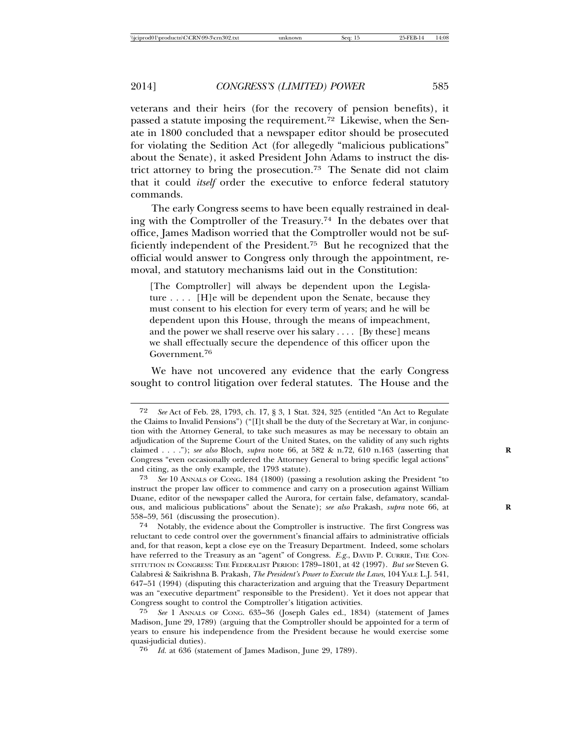veterans and their heirs (for the recovery of pension benefits), it passed a statute imposing the requirement.[72] Likewise, when the Senate in 1800 concluded that a newspaper editor should be prosecuted for violating the Sedition Act (for allegedly "malicious publications" about the Senate), it asked President John Adams to instruct the district attorney to bring the prosecution.[73] The Senate did not claim that it could *itself* order the executive to enforce federal statutory commands.

The early Congress seems to have been equally restrained in dealing with the Comptroller of the Treasury.[74] In the debates over that office, James Madison worried that the Comptroller would not be sufficiently independent of the President.[75] But he recognized that the official would answer to Congress only through the appointment, removal, and statutory mechanisms laid out in the Constitution:

> [The Comptroller] will always be dependent upon the Legislature . . . . [H]e will be dependent upon the Senate, because they must consent to his election for every term of years; and he will be dependent upon this House, through the means of impeachment, and the power we shall reserve over his salary . . . . [By these] means we shall effectually secure the dependence of this officer upon the Government.[76]

We have not uncovered any evidence that the early Congress sought to control litigation over federal statutes. The House and the

---

72 *See* Act of Feb. 28, 1793, ch. 17, § 3, 1 Stat. 324, 325 (entitled "An Act to Regulate the Claims to Invalid Pensions") ("[I]t shall be the duty of the Secretary at War, in conjunction with the Attorney General, to take such measures as may be necessary to obtain an adjudication of the Supreme Court of the United States, on the validity of any such rights claimed . . . ."); *see also* Bloch, *supra* note 66, at 582 & n.72, 610 n.163 (asserting that Congress "even occasionally ordered the Attorney General to bring specific legal actions" and citing, as the only example, the 1793 statute).

73 *See* 10 ANNALS OF CONG. 184 (1800) (passing a resolution asking the President "to instruct the proper law officer to commence and carry on a prosecution against William Duane, editor of the newspaper called the Aurora, for certain false, defamatory, scandalous, and malicious publications" about the Senate); *see also* Prakash, *supra* note 66, at 558–59, 561 (discussing the prosecution).

74 Notably, the evidence about the Comptroller is instructive. The first Congress was reluctant to cede control over the government's financial affairs to administrative officials and, for that reason, kept a close eye on the Treasury Department. Indeed, some scholars have referred to the Treasury as an "agent" of Congress. *E.g.*, DAVID P. CURRIE, THE CONSTITUTION IN CONGRESS: THE FEDERALIST PERIOD: 1789–1801, at 42 (1997). *But see* Steven G. Calabresi & Saikrishna B. Prakash, *The President's Power to Execute the Laws*, 104 YALE L.J. 541, 647–51 (1994) (disputing this characterization and arguing that the Treasury Department was an "executive department" responsible to the President). Yet it does not appear that Congress sought to control the Comptroller's litigation activities.

75 *See* 1 ANNALS OF CONG. 635–36 (Joseph Gales ed., 1834) (statement of James Madison, June 29, 1789) (arguing that the Comptroller should be appointed for a term of years to ensure his independence from the President because he would exercise some quasi-judicial duties).

76 *Id.* at 636 (statement of James Madison, June 29, 1789).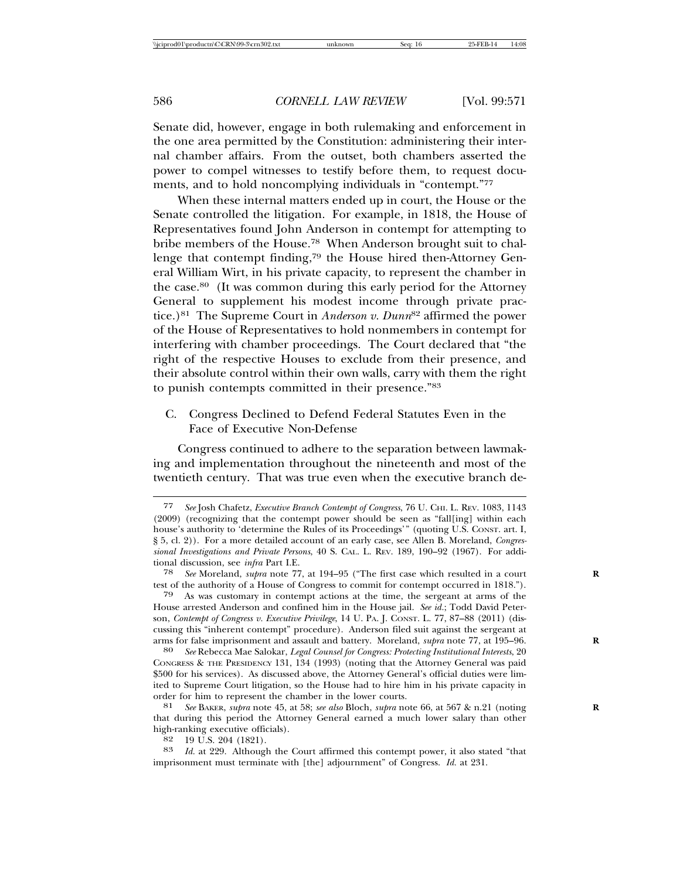Senate did, however, engage in both rulemaking and enforcement in the one area permitted by the Constitution: administering their internal chamber affairs. From the outset, both chambers asserted the power to compel witnesses to testify before them, to request documents, and to hold noncomplying individuals in "contempt."[77]

When these internal matters ended up in court, the House or the Senate controlled the litigation. For example, in 1818, the House of Representatives found John Anderson in contempt for attempting to bribe members of the House.[78] When Anderson brought suit to challenge that contempt finding,[79] the House hired then-Attorney General William Wirt, in his private capacity, to represent the chamber in the case.[80] (It was common during this early period for the Attorney General to supplement his modest income through private practice.)[81] The Supreme Court in *Anderson v. Dunn*[82] affirmed the power of the House of Representatives to hold nonmembers in contempt for interfering with chamber proceedings. The Court declared that "the right of the respective Houses to exclude from their presence, and their absolute control within their own walls, carry with them the right to punish contempts committed in their presence."[83]

### C. Congress Declined to Defend Federal Statutes Even in the Face of Executive Non-Defense

Congress continued to adhere to the separation between lawmaking and implementation throughout the nineteenth and most of the twentieth century. That was true even when the executive branch de-

---

77 *See* Josh Chafetz, *Executive Branch Contempt of Congress*, 76 U. CHI. L. REV. 1083, 1143 (2009) (recognizing that the contempt power should be seen as "fall[ing] within each house's authority to 'determine the Rules of its Proceedings'" (quoting U.S. CONST. art. I, § 5, cl. 2)). For a more detailed account of an early case, see Allen B. Moreland, *Congressional Investigations and Private Persons*, 40 S. CAL. L. REV. 189, 190–92 (1967). For additional discussion, see *infra* Part I.E.

78 *See* Moreland, *supra* note 77, at 194–95 ("The first case which resulted in a court test of the authority of a House of Congress to commit for contempt occurred in 1818.").

79 As was customary in contempt actions at the time, the sergeant at arms of the House arrested Anderson and confined him in the House jail. *See id.*; Todd David Peterson, *Contempt of Congress v. Executive Privilege*, 14 U. PA. J. CONST. L. 77, 87–88 (2011) (discussing this "inherent contempt" procedure). Anderson filed suit against the sergeant at arms for false imprisonment and assault and battery. Moreland, *supra* note 77, at 195–96.

80 *See* Rebecca Mae Salokar, *Legal Counsel for Congress: Protecting Institutional Interests*, 20 CONGRESS & THE PRESIDENCY 131, 134 (1993) (noting that the Attorney General was paid $500 for his services). As discussed above, the Attorney General's official duties were limited to Supreme Court litigation, so the House had to hire him in his private capacity in order for him to represent the chamber in the lower courts.

81 *See* BAKER, *supra* note 45, at 58; *see also* Bloch, *supra* note 66, at 567 & n.21 (noting that during this period the Attorney General earned a much lower salary than other high-ranking executive officials).

82 19 U.S. 204 (1821).

83 *Id.* at 229. Although the Court affirmed this contempt power, it also stated "that imprisonment must terminate with [the] adjournment" of Congress. *Id.* at 231.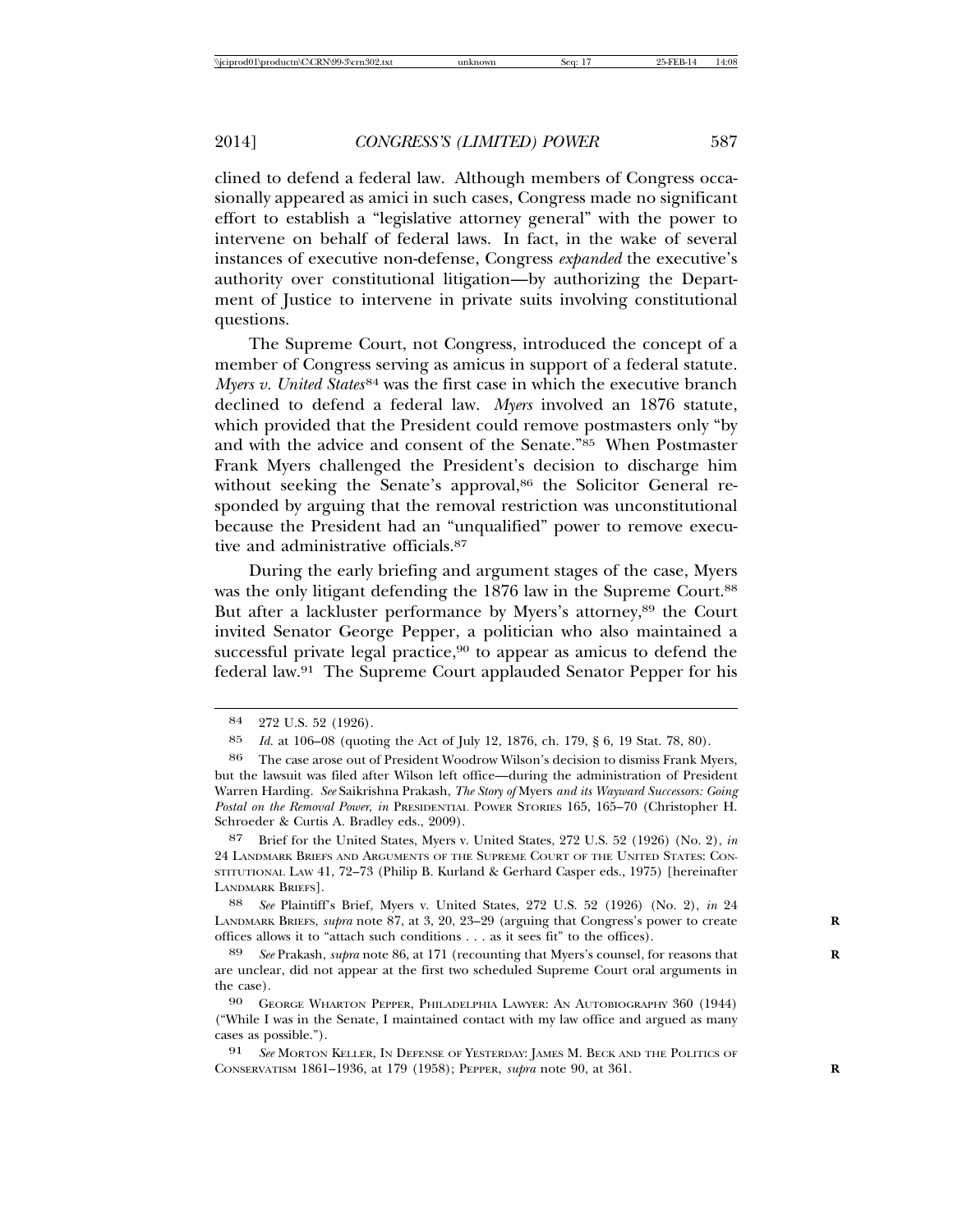clined to defend a federal law. Although members of Congress occasionally appeared as amici in such cases, Congress made no significant effort to establish a "legislative attorney general" with the power to intervene on behalf of federal laws. In fact, in the wake of several instances of executive non-defense, Congress *expanded* the executive's authority over constitutional litigation—by authorizing the Department of Justice to intervene in private suits involving constitutional questions.

The Supreme Court, not Congress, introduced the concept of a member of Congress serving as amicus in support of a federal statute. *Myers v. United States*[84] was the first case in which the executive branch declined to defend a federal law. *Myers* involved an 1876 statute, which provided that the President could remove postmasters only "by and with the advice and consent of the Senate."[85] When Postmaster Frank Myers challenged the President's decision to discharge him without seeking the Senate's approval,[86] the Solicitor General responded by arguing that the removal restriction was unconstitutional because the President had an "unqualified" power to remove executive and administrative officials.[87]

During the early briefing and argument stages of the case, Myers was the only litigant defending the 1876 law in the Supreme Court.[88] But after a lackluster performance by Myers's attorney,[89] the Court invited Senator George Pepper, a politician who also maintained a successful private legal practice,[90] to appear as amicus to defend the federal law.[91] The Supreme Court applauded Senator Pepper for his

---

84 272 U.S. 52 (1926).

85 *Id.* at 106–08 (quoting the Act of July 12, 1876, ch. 179, § 6, 19 Stat. 78, 80).

86 The case arose out of President Woodrow Wilson's decision to dismiss Frank Myers, but the lawsuit was filed after Wilson left office—during the administration of President Warren Harding. *See* Saikrishna Prakash, *The Story of* Myers *and its Wayward Successors: Going Postal on the Removal Power*, *in* PRESIDENTIAL POWER STORIES 165, 165–70 (Christopher H. Schroeder & Curtis A. Bradley eds., 2009).

87 Brief for the United States, Myers v. United States, 272 U.S. 52 (1926) (No. 2), *in* 24 LANDMARK BRIEFS AND ARGUMENTS OF THE SUPREME COURT OF THE UNITED STATES: CONSTITUTIONAL LAW 41, 72–73 (Philip B. Kurland & Gerhard Casper eds., 1975) [hereinafter LANDMARK BRIEFS].

88 *See* Plaintiff's Brief, Myers v. United States, 272 U.S. 52 (1926) (No. 2), *in* 24 LANDMARK BRIEFS, *supra* note 87, at 3, 20, 23–29 (arguing that Congress's power to create offices allows it to "attach such conditions . . . as it sees fit" to the offices).

89 *See* Prakash, *supra* note 86, at 171 (recounting that Myers's counsel, for reasons that are unclear, did not appear at the first two scheduled Supreme Court oral arguments in the case).

90 GEORGE WHARTON PEPPER, PHILADELPHIA LAWYER: AN AUTOBIOGRAPHY 360 (1944) ("While I was in the Senate, I maintained contact with my law office and argued as many cases as possible.").

91 *See* MORTON KELLER, IN DEFENSE OF YESTERDAY: JAMES M. BECK AND THE POLITICS OF CONSERVATISM 1861–1936, at 179 (1958); PEPPER, *supra* note 90, at 361.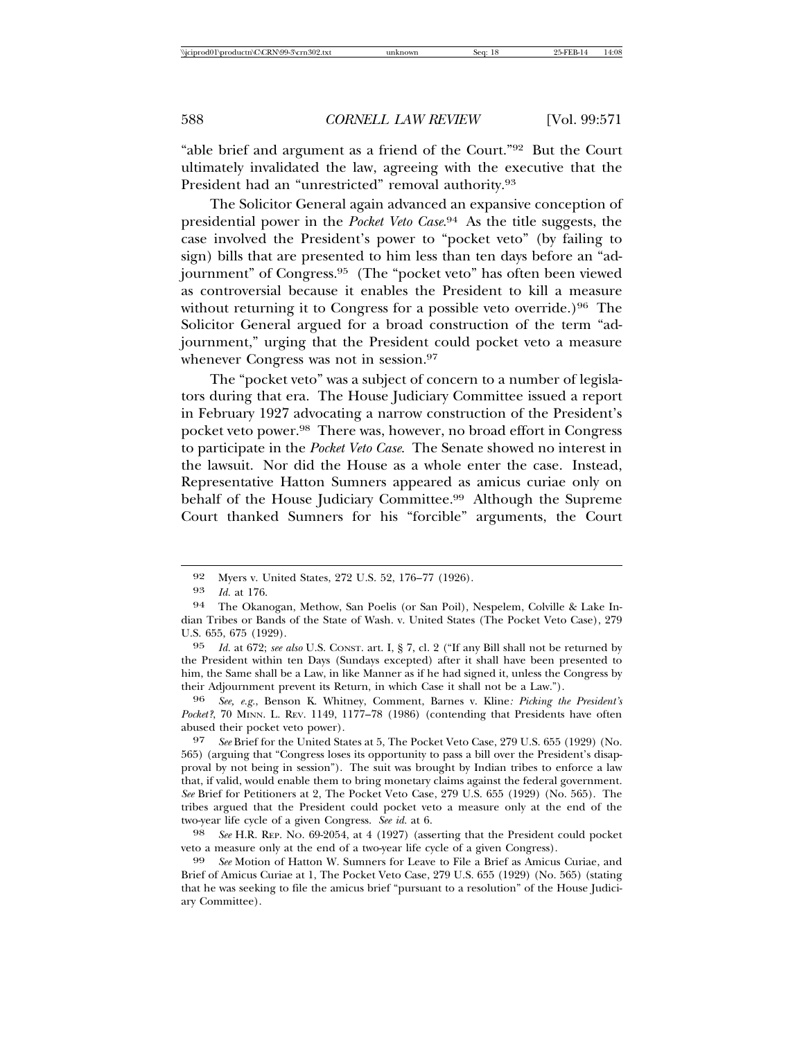"able brief and argument as a friend of the Court."[92] But the Court ultimately invalidated the law, agreeing with the executive that the President had an "unrestricted" removal authority.[93]

The Solicitor General again advanced an expansive conception of presidential power in the *Pocket Veto Case*.[94] As the title suggests, the case involved the President's power to "pocket veto" (by failing to sign) bills that are presented to him less than ten days before an "adjournment" of Congress.[95] (The "pocket veto" has often been viewed as controversial because it enables the President to kill a measure without returning it to Congress for a possible veto override.)[96] The Solicitor General argued for a broad construction of the term "adjournment," urging that the President could pocket veto a measure whenever Congress was not in session.[97]

The "pocket veto" was a subject of concern to a number of legislators during that era. The House Judiciary Committee issued a report in February 1927 advocating a narrow construction of the President's pocket veto power.[98] There was, however, no broad effort in Congress to participate in the *Pocket Veto Case*. The Senate showed no interest in the lawsuit. Nor did the House as a whole enter the case. Instead, Representative Hatton Sumners appeared as amicus curiae only on behalf of the House Judiciary Committee.[99] Although the Supreme Court thanked Sumners for his "forcible" arguments, the Court

---

92 Myers v. United States, 272 U.S. 52, 176–77 (1926).

93 *Id.* at 176.

94 The Okanogan, Methow, San Poelis (or San Poil), Nespelem, Colville & Lake Indian Tribes or Bands of the State of Wash. v. United States (The Pocket Veto Case), 279 U.S. 655, 675 (1929).

95 *Id.* at 672; *see also* U.S. CONST. art. I, § 7, cl. 2 ("If any Bill shall not be returned by the President within ten Days (Sundays excepted) after it shall have been presented to him, the Same shall be a Law, in like Manner as if he had signed it, unless the Congress by their Adjournment prevent its Return, in which Case it shall not be a Law.").

96 *See, e.g.*, Benson K. Whitney, Comment, Barnes v. Kline*: Picking the President's Pocket?*, 70 MINN. L. REV. 1149, 1177–78 (1986) (contending that Presidents have often abused their pocket veto power).

97 *See* Brief for the United States at 5, The Pocket Veto Case, 279 U.S. 655 (1929) (No. 565) (arguing that "Congress loses its opportunity to pass a bill over the President's disapproval by not being in session"). The suit was brought by Indian tribes to enforce a law that, if valid, would enable them to bring monetary claims against the federal government. *See* Brief for Petitioners at 2, The Pocket Veto Case, 279 U.S. 655 (1929) (No. 565). The tribes argued that the President could pocket veto a measure only at the end of the two-year life cycle of a given Congress. *See id.* at 6.

98 *See* H.R. REP. NO. 69-2054, at 4 (1927) (asserting that the President could pocket veto a measure only at the end of a two-year life cycle of a given Congress).

99 *See* Motion of Hatton W. Sumners for Leave to File a Brief as Amicus Curiae, and Brief of Amicus Curiae at 1, The Pocket Veto Case, 279 U.S. 655 (1929) (No. 565) (stating that he was seeking to file the amicus brief "pursuant to a resolution" of the House Judiciary Committee).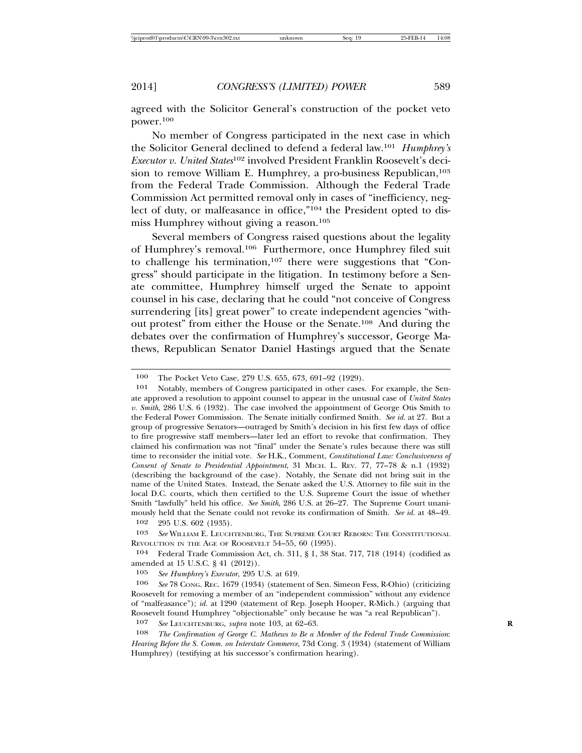agreed with the Solicitor General's construction of the pocket veto power.[100]

No member of Congress participated in the next case in which the Solicitor General declined to defend a federal law.[101] *Humphrey's Executor v. United States*[102] involved President Franklin Roosevelt's decision to remove William E. Humphrey, a pro-business Republican,[103] from the Federal Trade Commission. Although the Federal Trade Commission Act permitted removal only in cases of "inefficiency, neglect of duty, or malfeasance in office,"[104] the President opted to dismiss Humphrey without giving a reason.[105]

Several members of Congress raised questions about the legality of Humphrey's removal.[106] Furthermore, once Humphrey filed suit to challenge his termination,[107] there were suggestions that "Congress" should participate in the litigation. In testimony before a Senate committee, Humphrey himself urged the Senate to appoint counsel in his case, declaring that he could "not conceive of Congress surrendering [its] great power" to create independent agencies "without protest" from either the House or the Senate.[108] And during the debates over the confirmation of Humphrey's successor, George Mathews, Republican Senator Daniel Hastings argued that the Senate

---

[100] The Pocket Veto Case, 279 U.S. 655, 673, 691–92 (1929).

[101] Notably, members of Congress participated in other cases. For example, the Senate approved a resolution to appoint counsel to appear in the unusual case of *United States v. Smith*, 286 U.S. 6 (1932). The case involved the appointment of George Otis Smith to the Federal Power Commission. The Senate initially confirmed Smith. *See id.* at 27. But a group of progressive Senators—outraged by Smith's decision in his first few days of office to fire progressive staff members—later led an effort to revoke that confirmation. They claimed his confirmation was not "final" under the Senate's rules because there was still time to reconsider the initial vote. *See* H.K., Comment, *Constitutional Law: Conclusiveness of Consent of Senate to Presidential Appointment*, 31 MICH. L. REV. 77, 77–78 & n.1 (1932) (describing the background of the case). Notably, the Senate did not bring suit in the name of the United States. Instead, the Senate asked the U.S. Attorney to file suit in the local D.C. courts, which then certified to the U.S. Supreme Court the issue of whether Smith "lawfully" held his office. *See Smith*, 286 U.S. at 26–27. The Supreme Court unanimously held that the Senate could not revoke its confirmation of Smith. *See id.* at 48–49.

[102] 295 U.S. 602 (1935).

[103] *See* WILLIAM E. LEUCHTENBURG, THE SUPREME COURT REBORN: THE CONSTITUTIONAL REVOLUTION IN THE AGE OF ROOSEVELT 54–55, 60 (1995).

[104] Federal Trade Commission Act, ch. 311, § 1, 38 Stat. 717, 718 (1914) (codified as amended at 15 U.S.C. § 41 (2012)).

[105] *See Humphrey's Executor*, 295 U.S. at 619.

[106] *See* 78 CONG. REC. 1679 (1934) (statement of Sen. Simeon Fess, R-Ohio) (criticizing Roosevelt for removing a member of an "independent commission" without any evidence of "malfeasance"); *id.* at 1290 (statement of Rep. Joseph Hooper, R-Mich.) (arguing that Roosevelt found Humphrey "objectionable" only because he was "a real Republican").

[107] *See* LEUCHTENBURG, *supra* note 103, at 62–63.

[108] *The Confirmation of George C. Mathews to Be a Member of the Federal Trade Commission*: *Hearing Before the S. Comm. on Interstate Commerce*, 73d Cong. 3 (1934) (statement of William Humphrey) (testifying at his successor's confirmation hearing).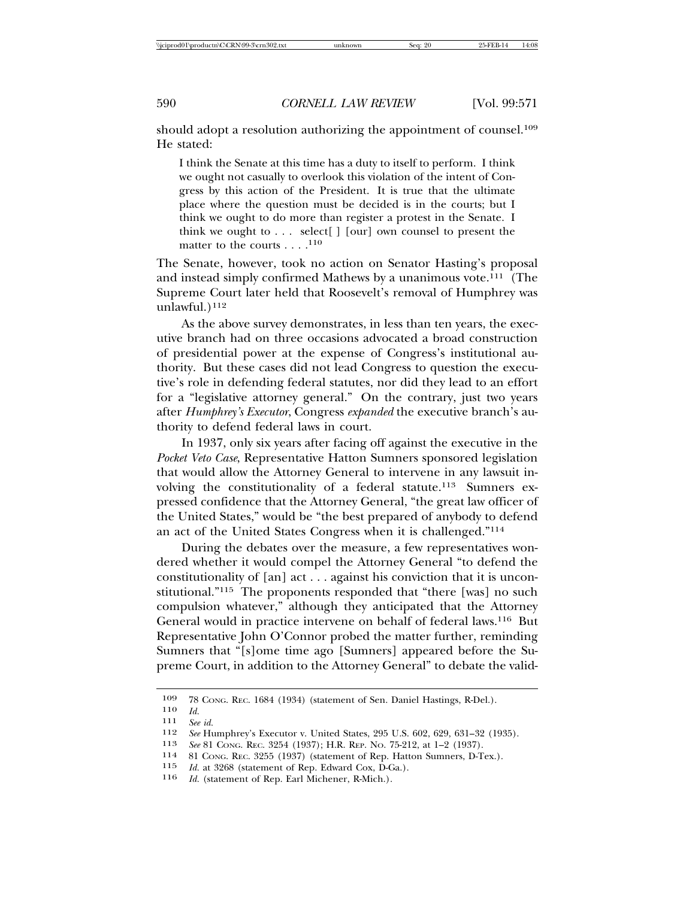should adopt a resolution authorizing the appointment of counsel.[109] He stated:

> I think the Senate at this time has a duty to itself to perform. I think we ought not casually to overlook this violation of the intent of Congress by this action of the President. It is true that the ultimate place where the question must be decided is in the courts; but I think we ought to do more than register a protest in the Senate. I think we ought to . . . select[ ] [our] own counsel to present the matter to the courts . . . .[110]

The Senate, however, took no action on Senator Hasting's proposal and instead simply confirmed Mathews by a unanimous vote.[111] (The Supreme Court later held that Roosevelt's removal of Humphrey was unlawful.)[112]

As the above survey demonstrates, in less than ten years, the executive branch had on three occasions advocated a broad construction of presidential power at the expense of Congress's institutional authority. But these cases did not lead Congress to question the executive's role in defending federal statutes, nor did they lead to an effort for a "legislative attorney general." On the contrary, just two years after *Humphrey's Executor*, Congress *expanded* the executive branch's authority to defend federal laws in court.

In 1937, only six years after facing off against the executive in the *Pocket Veto Case*, Representative Hatton Sumners sponsored legislation that would allow the Attorney General to intervene in any lawsuit involving the constitutionality of a federal statute.[113] Sumners expressed confidence that the Attorney General, "the great law officer of the United States," would be "the best prepared of anybody to defend an act of the United States Congress when it is challenged."[114]

During the debates over the measure, a few representatives wondered whether it would compel the Attorney General "to defend the constitutionality of [an] act . . . against his conviction that it is unconstitutional."[115] The proponents responded that "there [was] no such compulsion whatever," although they anticipated that the Attorney General would in practice intervene on behalf of federal laws.[116] But Representative John O'Connor probed the matter further, reminding Sumners that "[s]ome time ago [Sumners] appeared before the Supreme Court, in addition to the Attorney General" to debate the valid-

---

109 78 CONG. REC. 1684 (1934) (statement of Sen. Daniel Hastings, R-Del.).

110 *Id.*

111 *See id.*

112 *See* Humphrey's Executor v. United States, 295 U.S. 602, 629, 631–32 (1935).

113 *See* 81 CONG. REC. 3254 (1937); H.R. REP. NO. 75-212, at 1–2 (1937).

114 81 CONG. REC. 3255 (1937) (statement of Rep. Hatton Sumners, D-Tex.).

115 *Id.* at 3268 (statement of Rep. Edward Cox, D-Ga.).

116 *Id.* (statement of Rep. Earl Michener, R-Mich.).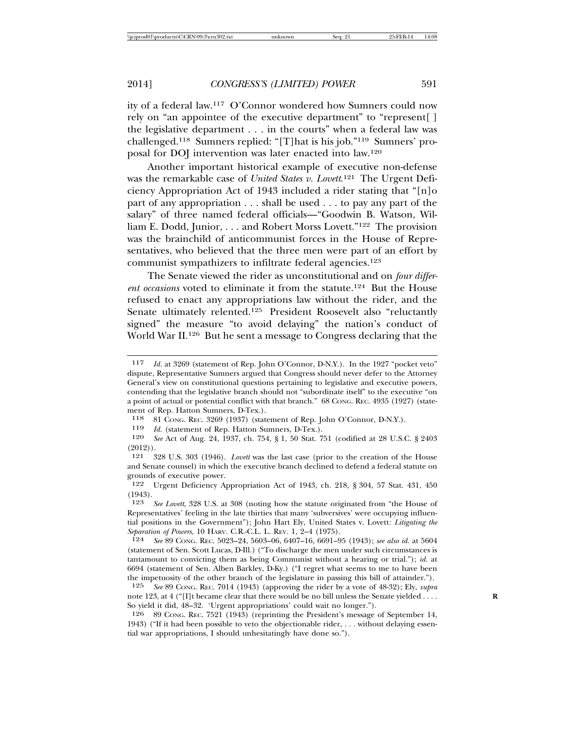ity of a federal law.[117] O'Connor wondered how Sumners could now rely on "an appointee of the executive department" to "represent[ ] the legislative department . . . in the courts" when a federal law was challenged.[118] Sumners replied: "[T]hat is his job."[119] Sumners' proposal for DOJ intervention was later enacted into law.[120]

Another important historical example of executive non-defense was the remarkable case of *United States v. Lovett*.[121] The Urgent Deficiency Appropriation Act of 1943 included a rider stating that "[n]o part of any appropriation . . . shall be used . . . to pay any part of the salary" of three named federal officials—"Goodwin B. Watson, William E. Dodd, Junior, . . . and Robert Morss Lovett."[122] The provision was the brainchild of anticommunist forces in the House of Representatives, who believed that the three men were part of an effort by communist sympathizers to infiltrate federal agencies.[123]

The Senate viewed the rider as unconstitutional and on *four different occasions* voted to eliminate it from the statute.[124] But the House refused to enact any appropriations law without the rider, and the Senate ultimately relented.[125] President Roosevelt also "reluctantly signed" the measure "to avoid delaying" the nation's conduct of World War II.[126] But he sent a message to Congress declaring that the

---

117 *Id.* at 3269 (statement of Rep. John O'Connor, D-N.Y.). In the 1927 "pocket veto" dispute, Representative Sumners argued that Congress should never defer to the Attorney General's view on constitutional questions pertaining to legislative and executive powers, contending that the legislative branch should not "subordinate itself" to the executive "on a point of actual or potential conflict with that branch." 68 CONG. REC. 4935 (1927) (statement of Rep. Hatton Sumners, D-Tex.).

118 81 CONG. REC. 3269 (1937) (statement of Rep. John O'Connor, D-N.Y.).

119 *Id.* (statement of Rep. Hatton Sumners, D-Tex.).

120 *See* Act of Aug. 24, 1937, ch. 754, § 1, 50 Stat. 751 (codified at 28 U.S.C. § 2403 (2012)).

121 328 U.S. 303 (1946). *Lovett* was the last case (prior to the creation of the House and Senate counsel) in which the executive branch declined to defend a federal statute on grounds of executive power.

122 Urgent Deficiency Appropriation Act of 1943, ch. 218, § 304, 57 Stat. 431, 450 (1943).

123 *See Lovett*, 328 U.S. at 308 (noting how the statute originated from "the House of Representatives' feeling in the late thirties that many 'subversives' were occupying influential positions in the Government"); John Hart Ely, United States v. Lovett*: Litigating the Separation of Powers*, 10 HARV. C.R.-C.L. L. REV. 1, 2–4 (1975).

124 *See* 89 CONG. REC. 5023–24, 5603–06, 6407–16, 6691–95 (1943); *see also id.* at 5604 (statement of Sen. Scott Lucas, D-Ill.) ("To discharge the men under such circumstances is tantamount to convicting them as being Communist without a hearing or trial."); *id.* at 6694 (statement of Sen. Alben Barkley, D-Ky.) ("I regret what seems to me to have been the impetuosity of the other branch of the legislature in passing this bill of attainder.").

125 *See* 89 CONG. REC. 7014 (1943) (approving the rider by a vote of 48-32); Ely, *supra* note 123, at 4 ("[I]t became clear that there would be no bill unless the Senate yielded . . . . So yield it did, 48–32. 'Urgent appropriations' could wait no longer.").

126 89 CONG. REC. 7521 (1943) (reprinting the President's message of September 14, 1943) ("If it had been possible to veto the objectionable rider, . . . without delaying essential war appropriations, I should unhesitatingly have done so.").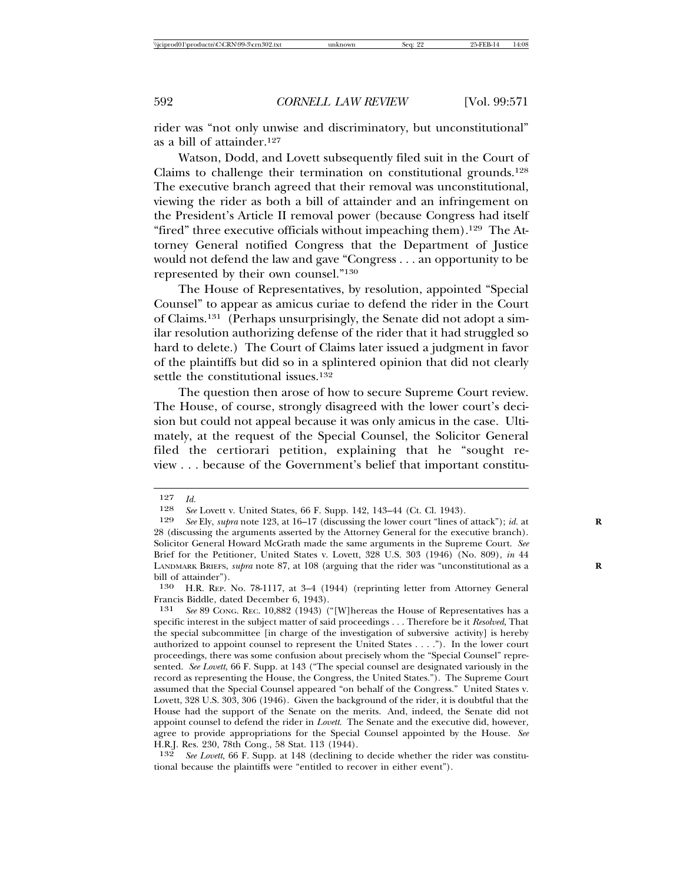rider was "not only unwise and discriminatory, but unconstitutional" as a bill of attainder.[127]

Watson, Dodd, and Lovett subsequently filed suit in the Court of Claims to challenge their termination on constitutional grounds.[128] The executive branch agreed that their removal was unconstitutional, viewing the rider as both a bill of attainder and an infringement on the President's Article II removal power (because Congress had itself "fired" three executive officials without impeaching them).[129] The Attorney General notified Congress that the Department of Justice would not defend the law and gave "Congress . . . an opportunity to be represented by their own counsel."[130]

The House of Representatives, by resolution, appointed "Special Counsel" to appear as amicus curiae to defend the rider in the Court of Claims.[131] (Perhaps unsurprisingly, the Senate did not adopt a similar resolution authorizing defense of the rider that it had struggled so hard to delete.) The Court of Claims later issued a judgment in favor of the plaintiffs but did so in a splintered opinion that did not clearly settle the constitutional issues.[132]

The question then arose of how to secure Supreme Court review. The House, of course, strongly disagreed with the lower court's decision but could not appeal because it was only amicus in the case. Ultimately, at the request of the Special Counsel, the Solicitor General filed the certiorari petition, explaining that he "sought review . . . because of the Government's belief that important constitu-

---

127 *Id.*

128 *See* Lovett v. United States, 66 F. Supp. 142, 143–44 (Ct. Cl. 1943).

129 *See* Ely, *supra* note 123, at 16–17 (discussing the lower court "lines of attack"); *id.* at 28 (discussing the arguments asserted by the Attorney General for the executive branch). Solicitor General Howard McGrath made the same arguments in the Supreme Court. *See* Brief for the Petitioner, United States v. Lovett, 328 U.S. 303 (1946) (No. 809), *in* 44 LANDMARK BRIEFS, *supra* note 87, at 108 (arguing that the rider was "unconstitutional as a bill of attainder").

130 H.R. REP. No. 78-1117, at 3–4 (1944) (reprinting letter from Attorney General Francis Biddle, dated December 6, 1943).

131 *See* 89 CONG. REC. 10,882 (1943) ("[W]hereas the House of Representatives has a specific interest in the subject matter of said proceedings . . . Therefore be it *Resolved*, That the special subcommittee [in charge of the investigation of subversive activity] is hereby authorized to appoint counsel to represent the United States . . . ."). In the lower court proceedings, there was some confusion about precisely whom the "Special Counsel" represented. *See Lovett*, 66 F. Supp. at 143 ("The special counsel are designated variously in the record as representing the House, the Congress, the United States."). The Supreme Court assumed that the Special Counsel appeared "on behalf of the Congress." United States v. Lovett, 328 U.S. 303, 306 (1946). Given the background of the rider, it is doubtful that the House had the support of the Senate on the merits. And, indeed, the Senate did not appoint counsel to defend the rider in *Lovett*. The Senate and the executive did, however, agree to provide appropriations for the Special Counsel appointed by the House. *See* H.R.J. Res. 230, 78th Cong., 58 Stat. 113 (1944).

132 *See Lovett*, 66 F. Supp. at 148 (declining to decide whether the rider was constitutional because the plaintiffs were "entitled to recover in either event").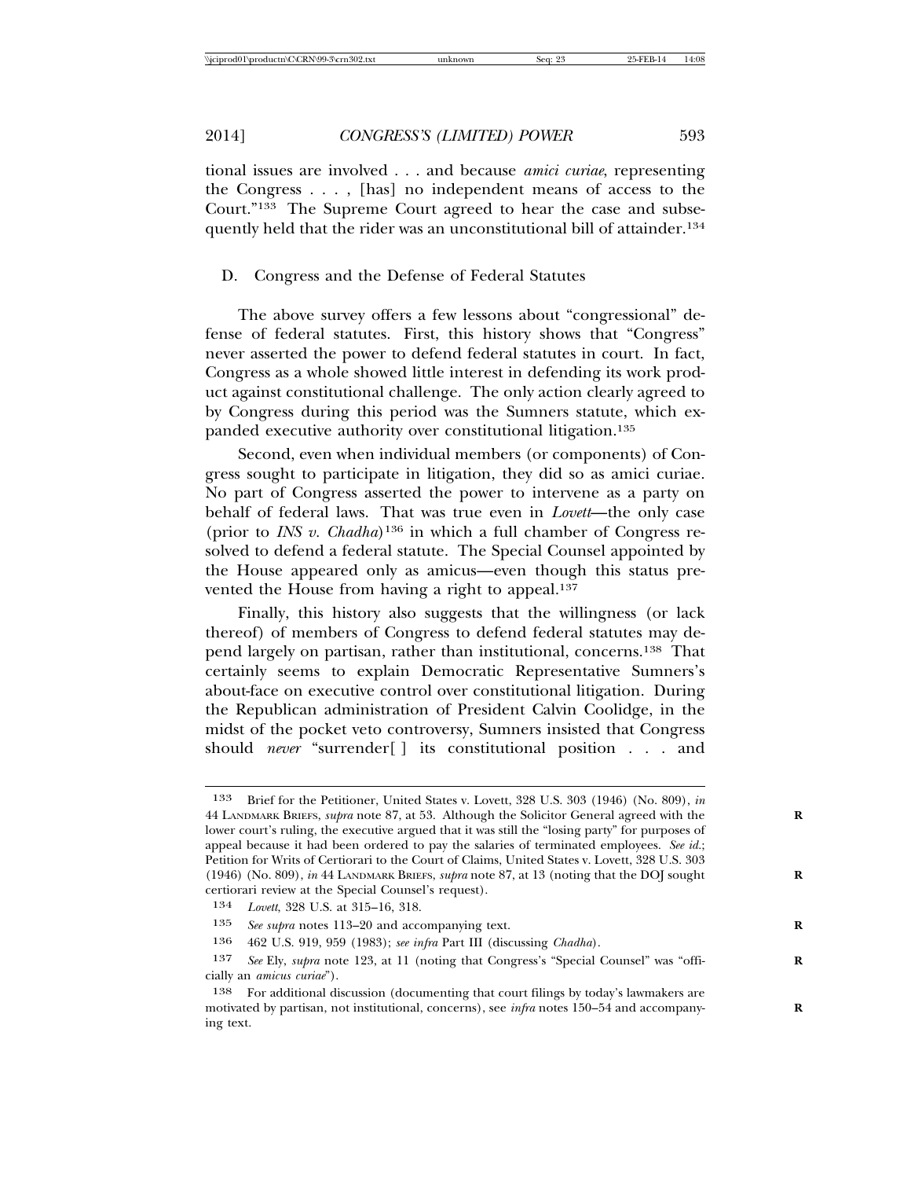tional issues are involved . . . and because *amici curiae*, representing the Congress . . . , [has] no independent means of access to the Court."[133] The Supreme Court agreed to hear the case and subsequently held that the rider was an unconstitutional bill of attainder.[134]

### D. Congress and the Defense of Federal Statutes

The above survey offers a few lessons about "congressional" defense of federal statutes. First, this history shows that "Congress" never asserted the power to defend federal statutes in court. In fact, Congress as a whole showed little interest in defending its work product against constitutional challenge. The only action clearly agreed to by Congress during this period was the Sumners statute, which expanded executive authority over constitutional litigation.[135]

Second, even when individual members (or components) of Congress sought to participate in litigation, they did so as amici curiae. No part of Congress asserted the power to intervene as a party on behalf of federal laws. That was true even in *Lovett*—the only case (prior to *INS v. Chadha*)[136] in which a full chamber of Congress resolved to defend a federal statute. The Special Counsel appointed by the House appeared only as amicus—even though this status prevented the House from having a right to appeal.[137]

Finally, this history also suggests that the willingness (or lack thereof) of members of Congress to defend federal statutes may depend largely on partisan, rather than institutional, concerns.[138] That certainly seems to explain Democratic Representative Sumners's about-face on executive control over constitutional litigation. During the Republican administration of President Calvin Coolidge, in the midst of the pocket veto controversy, Sumners insisted that Congress should *never* "surrender[ ] its constitutional position . . . and

---

133 Brief for the Petitioner, United States v. Lovett, 328 U.S. 303 (1946) (No. 809), *in* 44 LANDMARK BRIEFS, *supra* note 87, at 53. Although the Solicitor General agreed with the lower court's ruling, the executive argued that it was still the "losing party" for purposes of appeal because it had been ordered to pay the salaries of terminated employees. *See id.*; Petition for Writs of Certiorari to the Court of Claims, United States v. Lovett, 328 U.S. 303 (1946) (No. 809), *in* 44 LANDMARK BRIEFS, *supra* note 87, at 13 (noting that the DOJ sought certiorari review at the Special Counsel's request).

134 *Lovett*, 328 U.S. at 315–16, 318.

135 *See supra* notes 113–20 and accompanying text.

136 462 U.S. 919, 959 (1983); *see infra* Part III (discussing *Chadha*).

137 *See* Ely, *supra* note 123, at 11 (noting that Congress's "Special Counsel" was "officially an *amicus curiae*").

138 For additional discussion (documenting that court filings by today's lawmakers are motivated by partisan, not institutional, concerns), see *infra* notes 150–54 and accompanying text.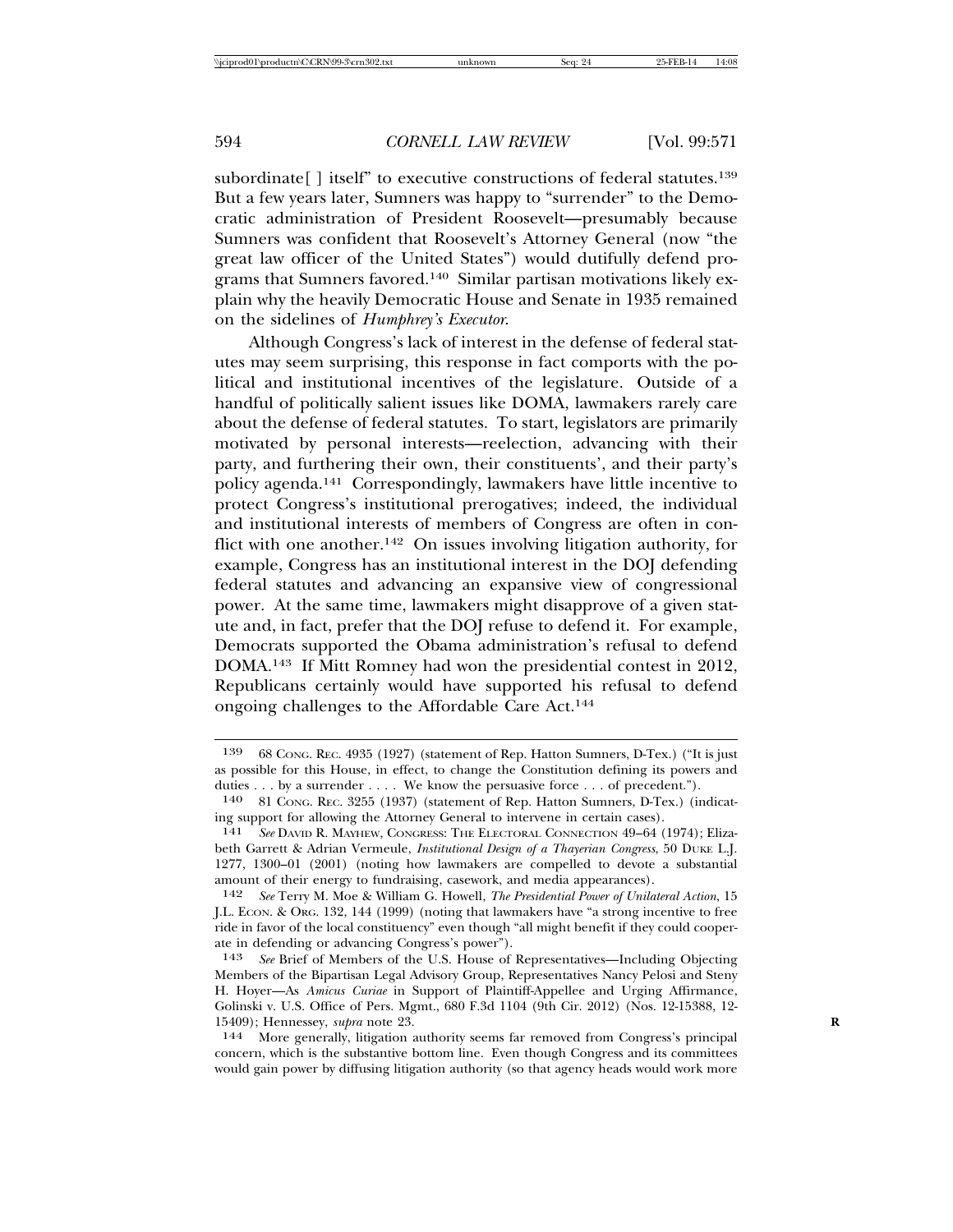subordinate[ ] itself" to executive constructions of federal statutes.[139] But a few years later, Sumners was happy to "surrender" to the Democratic administration of President Roosevelt—presumably because Sumners was confident that Roosevelt's Attorney General (now "the great law officer of the United States") would dutifully defend programs that Sumners favored.[140] Similar partisan motivations likely explain why the heavily Democratic House and Senate in 1935 remained on the sidelines of *Humphrey's Executor*.

Although Congress's lack of interest in the defense of federal statutes may seem surprising, this response in fact comports with the political and institutional incentives of the legislature. Outside of a handful of politically salient issues like DOMA, lawmakers rarely care about the defense of federal statutes. To start, legislators are primarily motivated by personal interests—reelection, advancing with their party, and furthering their own, their constituents', and their party's policy agenda.[141] Correspondingly, lawmakers have little incentive to protect Congress's institutional prerogatives; indeed, the individual and institutional interests of members of Congress are often in conflict with one another.[142] On issues involving litigation authority, for example, Congress has an institutional interest in the DOJ defending federal statutes and advancing an expansive view of congressional power. At the same time, lawmakers might disapprove of a given statute and, in fact, prefer that the DOJ refuse to defend it. For example, Democrats supported the Obama administration's refusal to defend DOMA.[143] If Mitt Romney had won the presidential contest in 2012, Republicans certainly would have supported his refusal to defend ongoing challenges to the Affordable Care Act.[144]

---

139 68 CONG. REC. 4935 (1927) (statement of Rep. Hatton Sumners, D-Tex.) ("It is just as possible for this House, in effect, to change the Constitution defining its powers and duties . . . by a surrender . . . . We know the persuasive force . . . of precedent.").

140 81 CONG. REC. 3255 (1937) (statement of Rep. Hatton Sumners, D-Tex.) (indicating support for allowing the Attorney General to intervene in certain cases).

141 *See* DAVID R. MAYHEW, CONGRESS: THE ELECTORAL CONNECTION 49–64 (1974); Elizabeth Garrett & Adrian Vermeule, *Institutional Design of a Thayerian Congress*, 50 DUKE L.J. 1277, 1300–01 (2001) (noting how lawmakers are compelled to devote a substantial amount of their energy to fundraising, casework, and media appearances).

142 *See* Terry M. Moe & William G. Howell, *The Presidential Power of Unilateral Action*, 15 J.L. ECON. & ORG. 132, 144 (1999) (noting that lawmakers have "a strong incentive to free ride in favor of the local constituency" even though "all might benefit if they could cooperate in defending or advancing Congress's power").

143 *See* Brief of Members of the U.S. House of Representatives—Including Objecting Members of the Bipartisan Legal Advisory Group, Representatives Nancy Pelosi and Steny H. Hoyer—As *Amicus Curiae* in Support of Plaintiff-Appellee and Urging Affirmance, Golinski v. U.S. Office of Pers. Mgmt., 680 F.3d 1104 (9th Cir. 2012) (Nos. 12-15388, 12-15409); Hennessey, *supra* note 23.

144 More generally, litigation authority seems far removed from Congress's principal concern, which is the substantive bottom line. Even though Congress and its committees would gain power by diffusing litigation authority (so that agency heads would work more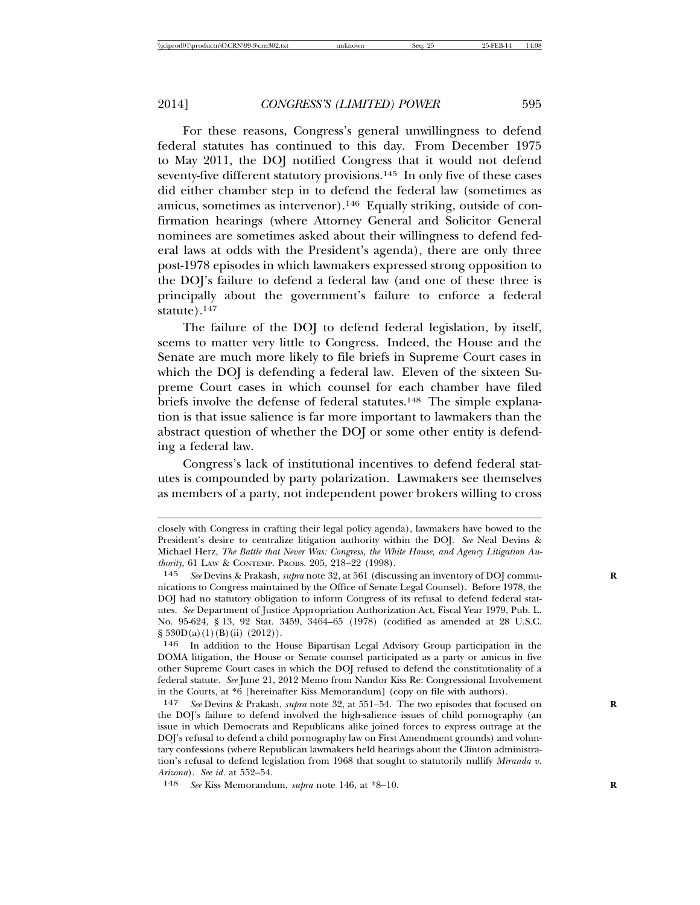For these reasons, Congress's general unwillingness to defend federal statutes has continued to this day. From December 1975 to May 2011, the DOJ notified Congress that it would not defend seventy-five different statutory provisions.[145] In only five of these cases did either chamber step in to defend the federal law (sometimes as amicus, sometimes as intervenor).[146] Equally striking, outside of confirmation hearings (where Attorney General and Solicitor General nominees are sometimes asked about their willingness to defend federal laws at odds with the President's agenda), there are only three post-1978 episodes in which lawmakers expressed strong opposition to the DOJ's failure to defend a federal law (and one of these three is principally about the government's failure to enforce a federal statute).[147]

The failure of the DOJ to defend federal legislation, by itself, seems to matter very little to Congress. Indeed, the House and the Senate are much more likely to file briefs in Supreme Court cases in which the DOJ is defending a federal law. Eleven of the sixteen Supreme Court cases in which counsel for each chamber have filed briefs involve the defense of federal statutes.[148] The simple explanation is that issue salience is far more important to lawmakers than the abstract question of whether the DOJ or some other entity is defending a federal law.

Congress's lack of institutional incentives to defend federal statutes is compounded by party polarization. Lawmakers see themselves as members of a party, not independent power brokers willing to cross

---

closely with Congress in crafting their legal policy agenda), lawmakers have bowed to the President's desire to centralize litigation authority within the DOJ. *See* Neal Devins & Michael Herz, *The Battle that Never Was: Congress, the White House, and Agency Litigation Authority*, 61 LAW & CONTEMP. PROBS. 205, 218–22 (1998).

145 *See* Devins & Prakash, *supra* note 32, at 561 (discussing an inventory of DOJ communications to Congress maintained by the Office of Senate Legal Counsel). Before 1978, the DOJ had no statutory obligation to inform Congress of its refusal to defend federal statutes. *See* Department of Justice Appropriation Authorization Act, Fiscal Year 1979, Pub. L. No. 95-624, § 13, 92 Stat. 3459, 3464–65 (1978) (codified as amended at 28 U.S.C. § 530D(a)(1)(B)(ii) (2012)).

146 In addition to the House Bipartisan Legal Advisory Group participation in the DOMA litigation, the House or Senate counsel participated as a party or amicus in five other Supreme Court cases in which the DOJ refused to defend the constitutionality of a federal statute. *See* June 21, 2012 Memo from Nandor Kiss Re: Congressional Involvement in the Courts, at *6 [hereinafter Kiss Memorandum] (copy on file with authors).

147 *See* Devins & Prakash, *supra* note 32, at 551–54. The two episodes that focused on the DOJ's failure to defend involved the high-salience issues of child pornography (an issue in which Democrats and Republicans alike joined forces to express outrage at the DOJ's refusal to defend a child pornography law on First Amendment grounds) and voluntary confessions (where Republican lawmakers held hearings about the Clinton administration's refusal to defend legislation from 1968 that sought to statutorily nullify *Miranda v. Arizona*). *See id.* at 552–54.

148 *See* Kiss Memorandum, *supra* note 146, at *8–10.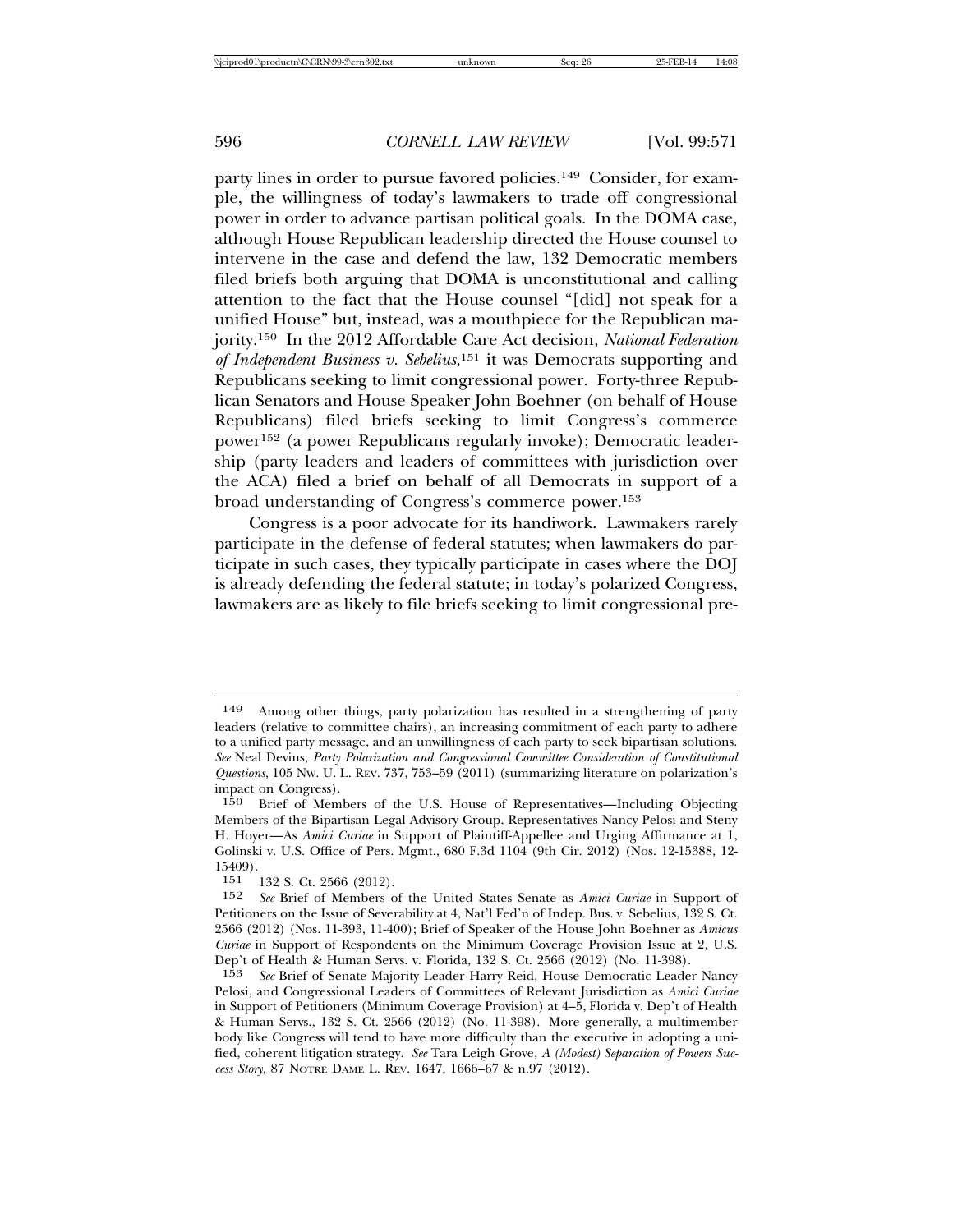party lines in order to pursue favored policies.[149] Consider, for example, the willingness of today's lawmakers to trade off congressional power in order to advance partisan political goals. In the DOMA case, although House Republican leadership directed the House counsel to intervene in the case and defend the law, 132 Democratic members filed briefs both arguing that DOMA is unconstitutional and calling attention to the fact that the House counsel "[did] not speak for a unified House" but, instead, was a mouthpiece for the Republican majority.[150] In the 2012 Affordable Care Act decision, *National Federation of Independent Business v. Sebelius*,[151] it was Democrats supporting and Republicans seeking to limit congressional power. Forty-three Republican Senators and House Speaker John Boehner (on behalf of House Republicans) filed briefs seeking to limit Congress's commerce power[152] (a power Republicans regularly invoke); Democratic leadership (party leaders and leaders of committees with jurisdiction over the ACA) filed a brief on behalf of all Democrats in support of a broad understanding of Congress's commerce power.[153]

Congress is a poor advocate for its handiwork. Lawmakers rarely participate in the defense of federal statutes; when lawmakers do participate in such cases, they typically participate in cases where the DOJ is already defending the federal statute; in today's polarized Congress, lawmakers are as likely to file briefs seeking to limit congressional pre-

---

149 Among other things, party polarization has resulted in a strengthening of party leaders (relative to committee chairs), an increasing commitment of each party to adhere to a unified party message, and an unwillingness of each party to seek bipartisan solutions. *See* Neal Devins, *Party Polarization and Congressional Committee Consideration of Constitutional Questions*, 105 NW. U. L. REV. 737, 753–59 (2011) (summarizing literature on polarization's impact on Congress).

150 Brief of Members of the U.S. House of Representatives—Including Objecting Members of the Bipartisan Legal Advisory Group, Representatives Nancy Pelosi and Steny H. Hoyer—As *Amici Curiae* in Support of Plaintiff-Appellee and Urging Affirmance at 1, Golinski v. U.S. Office of Pers. Mgmt., 680 F.3d 1104 (9th Cir. 2012) (Nos. 12-15388, 12-15409).

151 132 S. Ct. 2566 (2012).

152 *See* Brief of Members of the United States Senate as *Amici Curiae* in Support of Petitioners on the Issue of Severability at 4, Nat'l Fed'n of Indep. Bus. v. Sebelius, 132 S. Ct. 2566 (2012) (Nos. 11-393, 11-400); Brief of Speaker of the House John Boehner as *Amicus Curiae* in Support of Respondents on the Minimum Coverage Provision Issue at 2, U.S. Dep't of Health & Human Servs. v. Florida, 132 S. Ct. 2566 (2012) (No. 11-398).

153 *See* Brief of Senate Majority Leader Harry Reid, House Democratic Leader Nancy Pelosi, and Congressional Leaders of Committees of Relevant Jurisdiction as *Amici Curiae* in Support of Petitioners (Minimum Coverage Provision) at 4–5, Florida v. Dep't of Health & Human Servs., 132 S. Ct. 2566 (2012) (No. 11-398). More generally, a multimember body like Congress will tend to have more difficulty than the executive in adopting a unified, coherent litigation strategy. *See* Tara Leigh Grove, *A (Modest) Separation of Powers Success Story*, 87 NOTRE DAME L. REV. 1647, 1666–67 & n.97 (2012).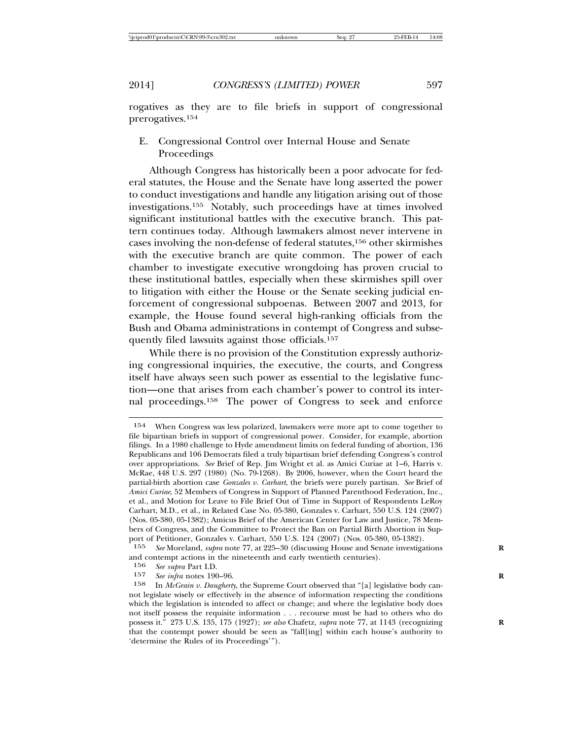rogatives as they are to file briefs in support of congressional prerogatives.[154]

## E. Congressional Control over Internal House and Senate Proceedings

Although Congress has historically been a poor advocate for federal statutes, the House and the Senate have long asserted the power to conduct investigations and handle any litigation arising out of those investigations.[155] Notably, such proceedings have at times involved significant institutional battles with the executive branch. This pattern continues today. Although lawmakers almost never intervene in cases involving the non-defense of federal statutes,[156] other skirmishes with the executive branch are quite common. The power of each chamber to investigate executive wrongdoing has proven crucial to these institutional battles, especially when these skirmishes spill over to litigation with either the House or the Senate seeking judicial enforcement of congressional subpoenas. Between 2007 and 2013, for example, the House found several high-ranking officials from the Bush and Obama administrations in contempt of Congress and subsequently filed lawsuits against those officials.[157]

While there is no provision of the Constitution expressly authorizing congressional inquiries, the executive, the courts, and Congress itself have always seen such power as essential to the legislative function—one that arises from each chamber's power to control its internal proceedings.[158] The power of Congress to seek and enforce

---

154 When Congress was less polarized, lawmakers were more apt to come together to file bipartisan briefs in support of congressional power. Consider, for example, abortion filings. In a 1980 challenge to Hyde amendment limits on federal funding of abortion, 136 Republicans and 106 Democrats filed a truly bipartisan brief defending Congress's control over appropriations. *See* Brief of Rep. Jim Wright et al. as Amici Curiae at 1–6, Harris v. McRae, 448 U.S. 297 (1980) (No. 79-1268). By 2006, however, when the Court heard the partial-birth abortion case *Gonzales v. Carhart*, the briefs were purely partisan. *See* Brief of *Amici Curiae*, 52 Members of Congress in Support of Planned Parenthood Federation, Inc., et al., and Motion for Leave to File Brief Out of Time in Support of Respondents LeRoy Carhart, M.D., et al., in Related Case No. 05-380, Gonzales v. Carhart, 550 U.S. 124 (2007) (Nos. 05-380, 05-1382); Amicus Brief of the American Center for Law and Justice, 78 Members of Congress, and the Committee to Protect the Ban on Partial Birth Abortion in Support of Petitioner, Gonzales v. Carhart, 550 U.S. 124 (2007) (Nos. 05-380, 05-1382).

155 *See* Moreland, *supra* note 77, at 225–30 (discussing House and Senate investigations and contempt actions in the nineteenth and early twentieth centuries).

156 *See supra* Part I.D.

157 *See infra* notes 190–96.

158 In *McGrain v. Daugherty*, the Supreme Court observed that "[a] legislative body cannot legislate wisely or effectively in the absence of information respecting the conditions which the legislation is intended to affect or change; and where the legislative body does not itself possess the requisite information . . . recourse must be had to others who do possess it." 273 U.S. 135, 175 (1927); *see also* Chafetz, *supra* note 77, at 1143 (recognizing that the contempt power should be seen as "fall[ing] within each house's authority to 'determine the Rules of its Proceedings'").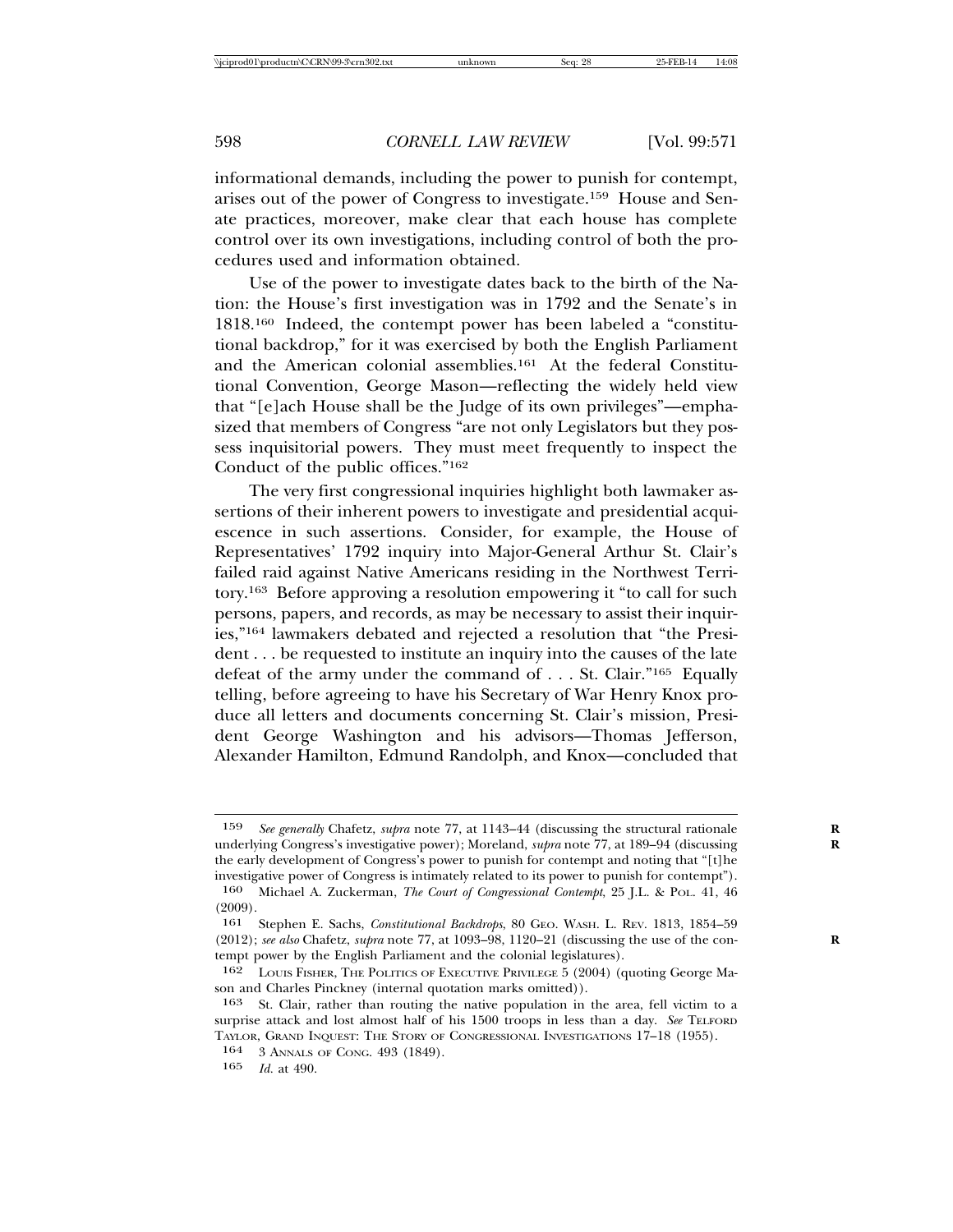informational demands, including the power to punish for contempt, arises out of the power of Congress to investigate.[159] House and Senate practices, moreover, make clear that each house has complete control over its own investigations, including control of both the procedures used and information obtained.

Use of the power to investigate dates back to the birth of the Nation: the House's first investigation was in 1792 and the Senate's in 1818.[160] Indeed, the contempt power has been labeled a "constitutional backdrop," for it was exercised by both the English Parliament and the American colonial assemblies.[161] At the federal Constitutional Convention, George Mason—reflecting the widely held view that "[e]ach House shall be the Judge of its own privileges"—emphasized that members of Congress "are not only Legislators but they possess inquisitorial powers. They must meet frequently to inspect the Conduct of the public offices."[162]

The very first congressional inquiries highlight both lawmaker assertions of their inherent powers to investigate and presidential acquiescence in such assertions. Consider, for example, the House of Representatives' 1792 inquiry into Major-General Arthur St. Clair's failed raid against Native Americans residing in the Northwest Territory.[163] Before approving a resolution empowering it "to call for such persons, papers, and records, as may be necessary to assist their inquiries,"[164] lawmakers debated and rejected a resolution that "the President . . . be requested to institute an inquiry into the causes of the late defeat of the army under the command of . . . St. Clair."[165] Equally telling, before agreeing to have his Secretary of War Henry Knox produce all letters and documents concerning St. Clair's mission, President George Washington and his advisors—Thomas Jefferson, Alexander Hamilton, Edmund Randolph, and Knox—concluded that

---

159 *See generally* Chafetz, *supra* note 77, at 1143–44 (discussing the structural rationale underlying Congress's investigative power); Moreland, *supra* note 77, at 189–94 (discussing the early development of Congress's power to punish for contempt and noting that "[t]he investigative power of Congress is intimately related to its power to punish for contempt").

160 Michael A. Zuckerman, *The Court of Congressional Contempt*, 25 J.L. & POL. 41, 46 (2009).

161 Stephen E. Sachs, *Constitutional Backdrops*, 80 GEO. WASH. L. REV. 1813, 1854–59 (2012); *see also* Chafetz, *supra* note 77, at 1093–98, 1120–21 (discussing the use of the contempt power by the English Parliament and the colonial legislatures).

162 LOUIS FISHER, THE POLITICS OF EXECUTIVE PRIVILEGE 5 (2004) (quoting George Mason and Charles Pinckney (internal quotation marks omitted)).

163 St. Clair, rather than routing the native population in the area, fell victim to a surprise attack and lost almost half of his 1500 troops in less than a day. *See* TELFORD TAYLOR, GRAND INQUEST: THE STORY OF CONGRESSIONAL INVESTIGATIONS 17–18 (1955).

164 3 ANNALS OF CONG. 493 (1849).

165 *Id.* at 490.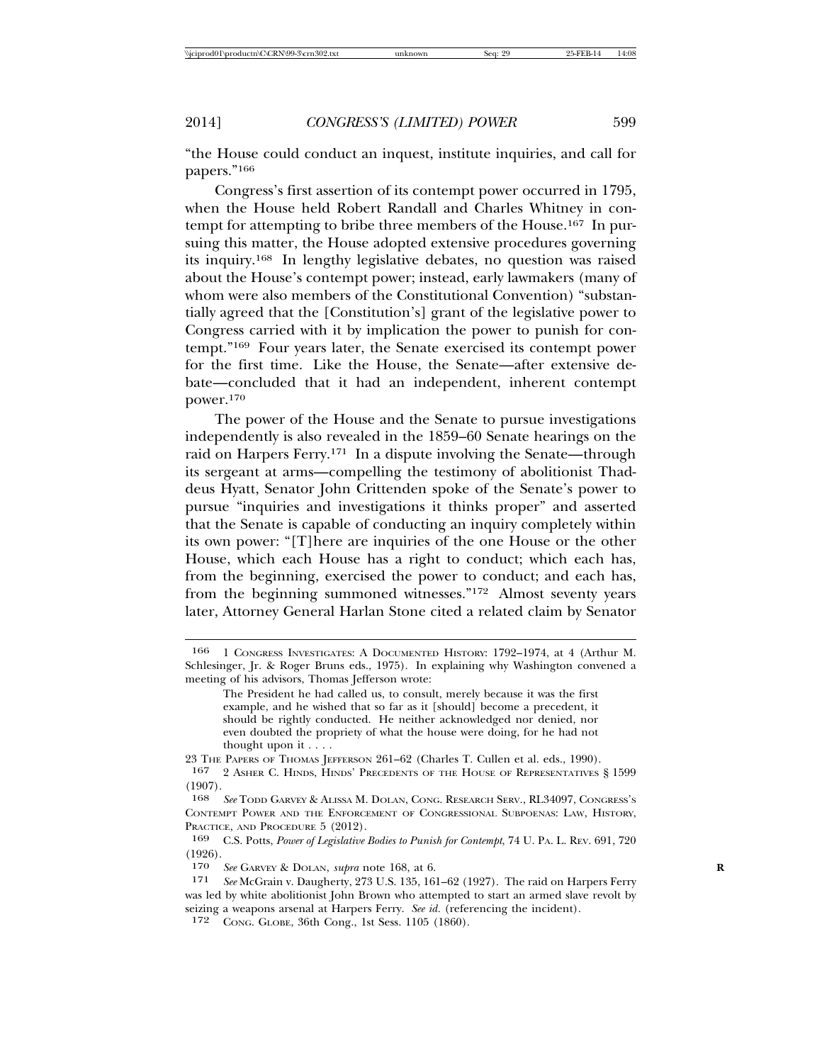"the House could conduct an inquest, institute inquiries, and call for papers."[166]

Congress's first assertion of its contempt power occurred in 1795, when the House held Robert Randall and Charles Whitney in contempt for attempting to bribe three members of the House.[167] In pursuing this matter, the House adopted extensive procedures governing its inquiry.[168] In lengthy legislative debates, no question was raised about the House's contempt power; instead, early lawmakers (many of whom were also members of the Constitutional Convention) "substantially agreed that the [Constitution's] grant of the legislative power to Congress carried with it by implication the power to punish for contempt."[169] Four years later, the Senate exercised its contempt power for the first time. Like the House, the Senate—after extensive debate—concluded that it had an independent, inherent contempt power.[170]

The power of the House and the Senate to pursue investigations independently is also revealed in the 1859–60 Senate hearings on the raid on Harpers Ferry.[171] In a dispute involving the Senate—through its sergeant at arms—compelling the testimony of abolitionist Thaddeus Hyatt, Senator John Crittenden spoke of the Senate's power to pursue "inquiries and investigations it thinks proper" and asserted that the Senate is capable of conducting an inquiry completely within its own power: "[T]here are inquiries of the one House or the other House, which each House has a right to conduct; which each has, from the beginning, exercised the power to conduct; and each has, from the beginning summoned witnesses."[172] Almost seventy years later, Attorney General Harlan Stone cited a related claim by Senator

---

166 1 CONGRESS INVESTIGATES: A DOCUMENTED HISTORY: 1792–1974, at 4 (Arthur M. Schlesinger, Jr. & Roger Bruns eds., 1975). In explaining why Washington convened a meeting of his advisors, Thomas Jefferson wrote:

> The President he had called us, to consult, merely because it was the first example, and he wished that so far as it [should] become a precedent, it should be rightly conducted. He neither acknowledged nor denied, nor even doubted the propriety of what the house were doing, for he had not thought upon it . . . .

23 THE PAPERS OF THOMAS JEFFERSON 261–62 (Charles T. Cullen et al. eds., 1990).

167 2 ASHER C. HINDS, HINDS' PRECEDENTS OF THE HOUSE OF REPRESENTATIVES § 1599 (1907).

168 *See* TODD GARVEY & ALISSA M. DOLAN, CONG. RESEARCH SERV., RL34097, CONGRESS'S CONTEMPT POWER AND THE ENFORCEMENT OF CONGRESSIONAL SUBPOENAS: LAW, HISTORY, PRACTICE, AND PROCEDURE 5 (2012).

169 C.S. Potts, *Power of Legislative Bodies to Punish for Contempt*, 74 U. PA. L. REV. 691, 720 (1926).

170 *See* GARVEY & DOLAN, *supra* note 168, at 6.

171 *See* McGrain v. Daugherty, 273 U.S. 135, 161–62 (1927). The raid on Harpers Ferry was led by white abolitionist John Brown who attempted to start an armed slave revolt by seizing a weapons arsenal at Harpers Ferry. *See id.* (referencing the incident).

172 CONG. GLOBE, 36th Cong., 1st Sess. 1105 (1860).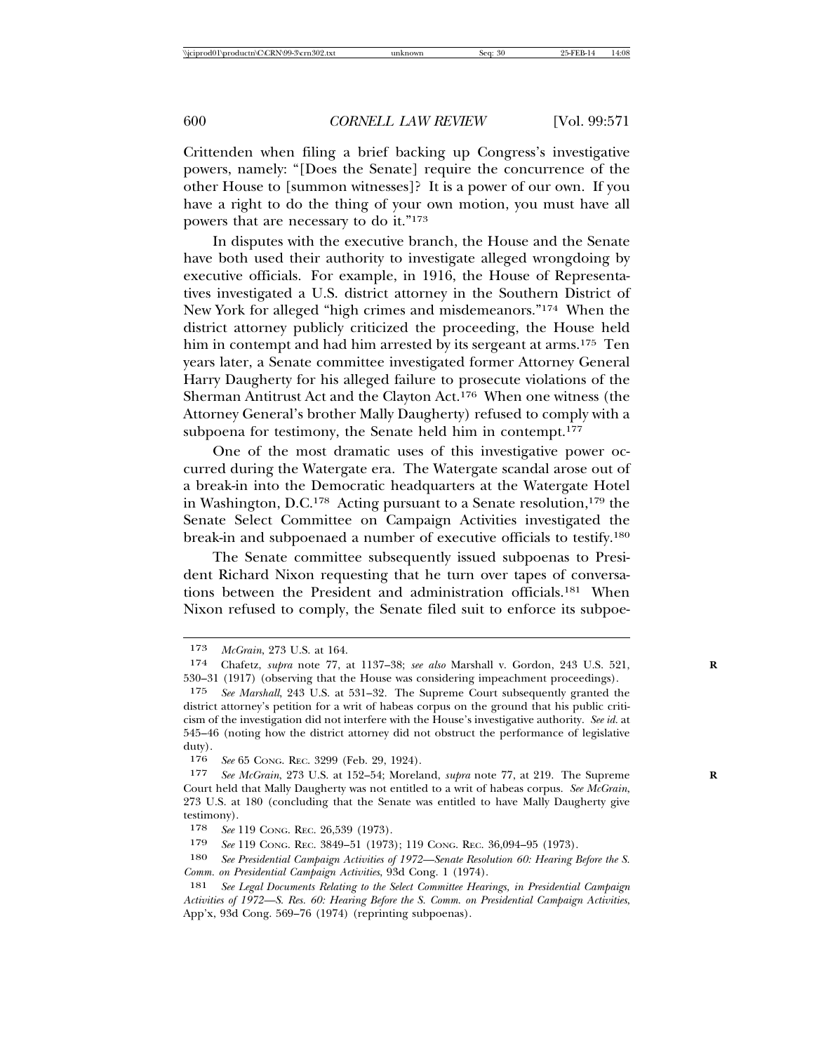Crittenden when filing a brief backing up Congress's investigative powers, namely: "[Does the Senate] require the concurrence of the other House to [summon witnesses]? It is a power of our own. If you have a right to do the thing of your own motion, you must have all powers that are necessary to do it."[173]

In disputes with the executive branch, the House and the Senate have both used their authority to investigate alleged wrongdoing by executive officials. For example, in 1916, the House of Representatives investigated a U.S. district attorney in the Southern District of New York for alleged "high crimes and misdemeanors."[174] When the district attorney publicly criticized the proceeding, the House held him in contempt and had him arrested by its sergeant at arms.[175] Ten years later, a Senate committee investigated former Attorney General Harry Daugherty for his alleged failure to prosecute violations of the Sherman Antitrust Act and the Clayton Act.[176] When one witness (the Attorney General's brother Mally Daugherty) refused to comply with a subpoena for testimony, the Senate held him in contempt.[177]

One of the most dramatic uses of this investigative power occurred during the Watergate era. The Watergate scandal arose out of a break-in into the Democratic headquarters at the Watergate Hotel in Washington, D.C.[178] Acting pursuant to a Senate resolution,[179] the Senate Select Committee on Campaign Activities investigated the break-in and subpoenaed a number of executive officials to testify.[180]

The Senate committee subsequently issued subpoenas to President Richard Nixon requesting that he turn over tapes of conversations between the President and administration officials.[181] When Nixon refused to comply, the Senate filed suit to enforce its subpoe-

---

173 *McGrain*, 273 U.S. at 164.

174 Chafetz, *supra* note 77, at 1137–38; *see also* Marshall v. Gordon, 243 U.S. 521, 530–31 (1917) (observing that the House was considering impeachment proceedings).

175 *See Marshall*, 243 U.S. at 531–32. The Supreme Court subsequently granted the district attorney's petition for a writ of habeas corpus on the ground that his public criticism of the investigation did not interfere with the House's investigative authority. *See id.* at 545–46 (noting how the district attorney did not obstruct the performance of legislative duty).

176 *See* 65 CONG. REC. 3299 (Feb. 29, 1924).

177 *See McGrain*, 273 U.S. at 152–54; Moreland, *supra* note 77, at 219. The Supreme Court held that Mally Daugherty was not entitled to a writ of habeas corpus. *See McGrain*, 273 U.S. at 180 (concluding that the Senate was entitled to have Mally Daugherty give testimony).

178 *See* 119 CONG. REC. 26,539 (1973).

179 *See* 119 CONG. REC. 3849–51 (1973); 119 CONG. REC. 36,094–95 (1973).

180 *See Presidential Campaign Activities of 1972—Senate Resolution 60: Hearing Before the S. Comm. on Presidential Campaign Activities*, 93d Cong. 1 (1974).

181 *See Legal Documents Relating to the Select Committee Hearings, in Presidential Campaign Activities of 1972—S. Res. 60: Hearing Before the S. Comm. on Presidential Campaign Activities*, App'x, 93d Cong. 569–76 (1974) (reprinting subpoenas).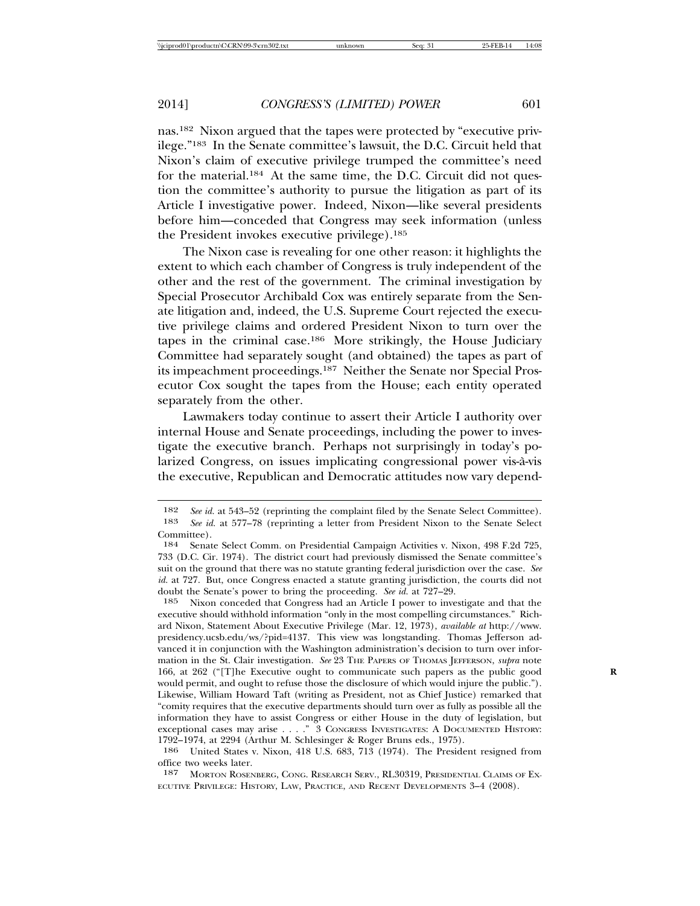nas.[182] Nixon argued that the tapes were protected by "executive privilege."[183] In the Senate committee's lawsuit, the D.C. Circuit held that Nixon's claim of executive privilege trumped the committee's need for the material.[184] At the same time, the D.C. Circuit did not question the committee's authority to pursue the litigation as part of its Article I investigative power. Indeed, Nixon—like several presidents before him—conceded that Congress may seek information (unless the President invokes executive privilege).[185]

The Nixon case is revealing for one other reason: it highlights the extent to which each chamber of Congress is truly independent of the other and the rest of the government. The criminal investigation by Special Prosecutor Archibald Cox was entirely separate from the Senate litigation and, indeed, the U.S. Supreme Court rejected the executive privilege claims and ordered President Nixon to turn over the tapes in the criminal case.[186] More strikingly, the House Judiciary Committee had separately sought (and obtained) the tapes as part of its impeachment proceedings.[187] Neither the Senate nor Special Prosecutor Cox sought the tapes from the House; each entity operated separately from the other.

Lawmakers today continue to assert their Article I authority over internal House and Senate proceedings, including the power to investigate the executive branch. Perhaps not surprisingly in today's polarized Congress, on issues implicating congressional power vis-à-vis the executive, Republican and Democratic attitudes now vary depend-

---

182 *See id.* at 543–52 (reprinting the complaint filed by the Senate Select Committee).

183 *See id.* at 577–78 (reprinting a letter from President Nixon to the Senate Select Committee).

184 Senate Select Comm. on Presidential Campaign Activities v. Nixon, 498 F.2d 725, 733 (D.C. Cir. 1974). The district court had previously dismissed the Senate committee's suit on the ground that there was no statute granting federal jurisdiction over the case. *See id.* at 727. But, once Congress enacted a statute granting jurisdiction, the courts did not doubt the Senate's power to bring the proceeding. *See id.* at 727–29.

185 Nixon conceded that Congress had an Article I power to investigate and that the executive should withhold information "only in the most compelling circumstances." Richard Nixon, Statement About Executive Privilege (Mar. 12, 1973), *available at* http://www.presidency.ucsb.edu/ws/?pid=4137. This view was longstanding. Thomas Jefferson advanced it in conjunction with the Washington administration's decision to turn over information in the St. Clair investigation. *See* 23 THE PAPERS OF THOMAS JEFFERSON, *supra* note 166, at 262 ("[T]he Executive ought to communicate such papers as the public good would permit, and ought to refuse those the disclosure of which would injure the public."). Likewise, William Howard Taft (writing as President, not as Chief Justice) remarked that "comity requires that the executive departments should turn over as fully as possible all the information they have to assist Congress or either House in the duty of legislation, but exceptional cases may arise . . . ." 3 CONGRESS INVESTIGATES: A DOCUMENTED HISTORY: 1792–1974, at 2294 (Arthur M. Schlesinger & Roger Bruns eds., 1975).

186 United States v. Nixon, 418 U.S. 683, 713 (1974). The President resigned from office two weeks later.

187 MORTON ROSENBERG, CONG. RESEARCH SERV., RL30319, PRESIDENTIAL CLAIMS OF EXECUTIVE PRIVILEGE: HISTORY, LAW, PRACTICE, AND RECENT DEVELOPMENTS 3–4 (2008).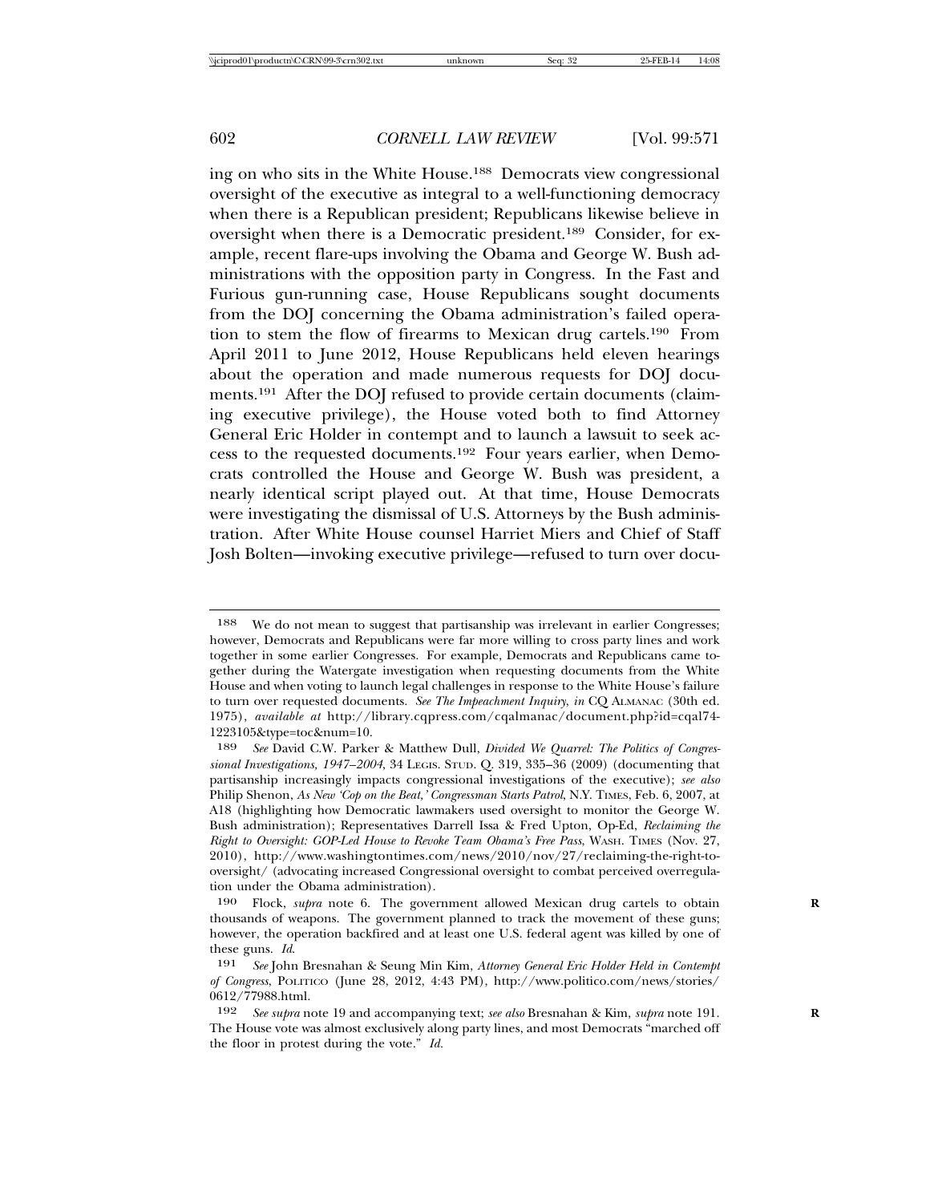ing on who sits in the White House.[188] Democrats view congressional oversight of the executive as integral to a well-functioning democracy when there is a Republican president; Republicans likewise believe in oversight when there is a Democratic president.[189] Consider, for example, recent flare-ups involving the Obama and George W. Bush administrations with the opposition party in Congress. In the Fast and Furious gun-running case, House Republicans sought documents from the DOJ concerning the Obama administration's failed operation to stem the flow of firearms to Mexican drug cartels.[190] From April 2011 to June 2012, House Republicans held eleven hearings about the operation and made numerous requests for DOJ documents.[191] After the DOJ refused to provide certain documents (claiming executive privilege), the House voted both to find Attorney General Eric Holder in contempt and to launch a lawsuit to seek access to the requested documents.[192] Four years earlier, when Democrats controlled the House and George W. Bush was president, a nearly identical script played out. At that time, House Democrats were investigating the dismissal of U.S. Attorneys by the Bush administration. After White House counsel Harriet Miers and Chief of Staff Josh Bolten—invoking executive privilege—refused to turn over docu-

---

188 We do not mean to suggest that partisanship was irrelevant in earlier Congresses; however, Democrats and Republicans were far more willing to cross party lines and work together in some earlier Congresses. For example, Democrats and Republicans came together during the Watergate investigation when requesting documents from the White House and when voting to launch legal challenges in response to the White House's failure to turn over requested documents. *See The Impeachment Inquiry*, *in* CQ ALMANAC (30th ed. 1975), *available at* http://library.cqpress.com/cqalmanac/document.php?id=cqal74-1223105&type=toc&num=10.

189 *See* David C.W. Parker & Matthew Dull, *Divided We Quarrel: The Politics of Congressional Investigations, 1947–2004*, 34 LEGIS. STUD. Q. 319, 335–36 (2009) (documenting that partisanship increasingly impacts congressional investigations of the executive); *see also* Philip Shenon, *As New 'Cop on the Beat,' Congressman Starts Patrol*, N.Y. TIMES, Feb. 6, 2007, at A18 (highlighting how Democratic lawmakers used oversight to monitor the George W. Bush administration); Representatives Darrell Issa & Fred Upton, Op-Ed, *Reclaiming the Right to Oversight: GOP-Led House to Revoke Team Obama's Free Pass*, WASH. TIMES (Nov. 27, 2010), http://www.washingtontimes.com/news/2010/nov/27/reclaiming-the-right-to-oversight/ (advocating increased Congressional oversight to combat perceived overregulation under the Obama administration).

190 Flock, *supra* note 6. The government allowed Mexican drug cartels to obtain thousands of weapons. The government planned to track the movement of these guns; however, the operation backfired and at least one U.S. federal agent was killed by one of these guns. *Id.*

191 *See* John Bresnahan & Seung Min Kim, *Attorney General Eric Holder Held in Contempt of Congress*, POLITICO (June 28, 2012, 4:43 PM), http://www.politico.com/news/stories/0612/77988.html.

192 *See supra* note 19 and accompanying text; *see also* Bresnahan & Kim, *supra* note 191. The House vote was almost exclusively along party lines, and most Democrats "marched off the floor in protest during the vote." *Id.*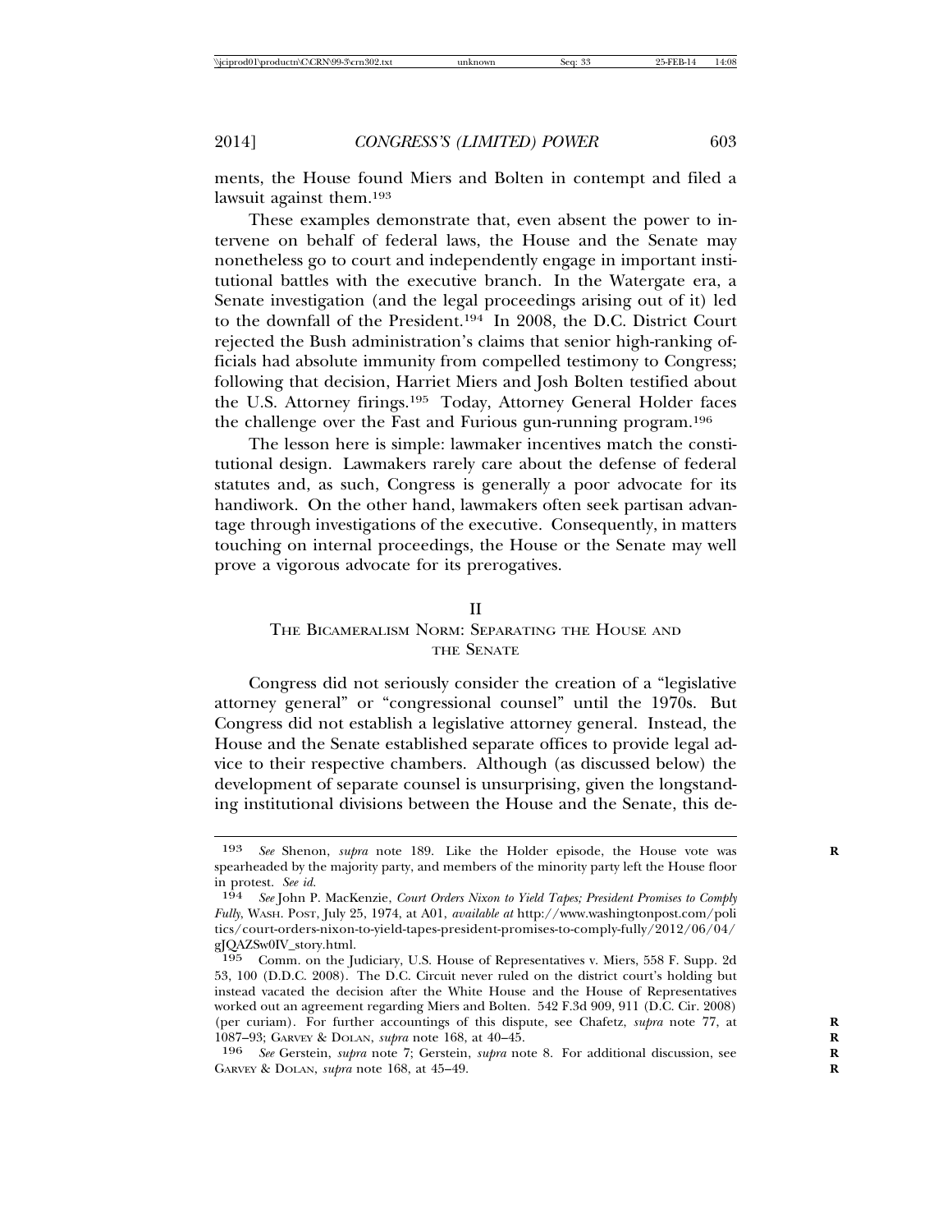ments, the House found Miers and Bolten in contempt and filed a lawsuit against them.[193]

These examples demonstrate that, even absent the power to intervene on behalf of federal laws, the House and the Senate may nonetheless go to court and independently engage in important institutional battles with the executive branch. In the Watergate era, a Senate investigation (and the legal proceedings arising out of it) led to the downfall of the President.[194] In 2008, the D.C. District Court rejected the Bush administration's claims that senior high-ranking officials had absolute immunity from compelled testimony to Congress; following that decision, Harriet Miers and Josh Bolten testified about the U.S. Attorney firings.[195] Today, Attorney General Holder faces the challenge over the Fast and Furious gun-running program.[196]

The lesson here is simple: lawmaker incentives match the constitutional design. Lawmakers rarely care about the defense of federal statutes and, as such, Congress is generally a poor advocate for its handiwork. On the other hand, lawmakers often seek partisan advantage through investigations of the executive. Consequently, in matters touching on internal proceedings, the House or the Senate may well prove a vigorous advocate for its prerogatives.

## II
## The Bicameralism Norm: Separating the House and the Senate

Congress did not seriously consider the creation of a "legislative attorney general" or "congressional counsel" until the 1970s. But Congress did not establish a legislative attorney general. Instead, the House and the Senate established separate offices to provide legal advice to their respective chambers. Although (as discussed below) the development of separate counsel is unsurprising, given the longstanding institutional divisions between the House and the Senate, this de-

---

[193] *See* Shenon, *supra* note 189. Like the Holder episode, the House vote was spearheaded by the majority party, and members of the minority party left the House floor in protest. *See id.*

[194] *See* John P. MacKenzie, *Court Orders Nixon to Yield Tapes; President Promises to Comply Fully*, Wash. Post, July 25, 1974, at A01, *available at* http://www.washingtonpost.com/politics/court-orders-nixon-to-yield-tapes-president-promises-to-comply-fully/2012/06/04/gJQAZSw0IV_story.html.

[195] Comm. on the Judiciary, U.S. House of Representatives v. Miers, 558 F. Supp. 2d 53, 100 (D.D.C. 2008). The D.C. Circuit never ruled on the district court's holding but instead vacated the decision after the White House and the House of Representatives worked out an agreement regarding Miers and Bolten. 542 F.3d 909, 911 (D.C. Cir. 2008) (per curiam). For further accountings of this dispute, see Chafetz, *supra* note 77, at 1087–93; Garvey & Dolan, *supra* note 168, at 40–45.

[196] *See* Gerstein, *supra* note 7; Gerstein, *supra* note 8. For additional discussion, see Garvey & Dolan, *supra* note 168, at 45–49.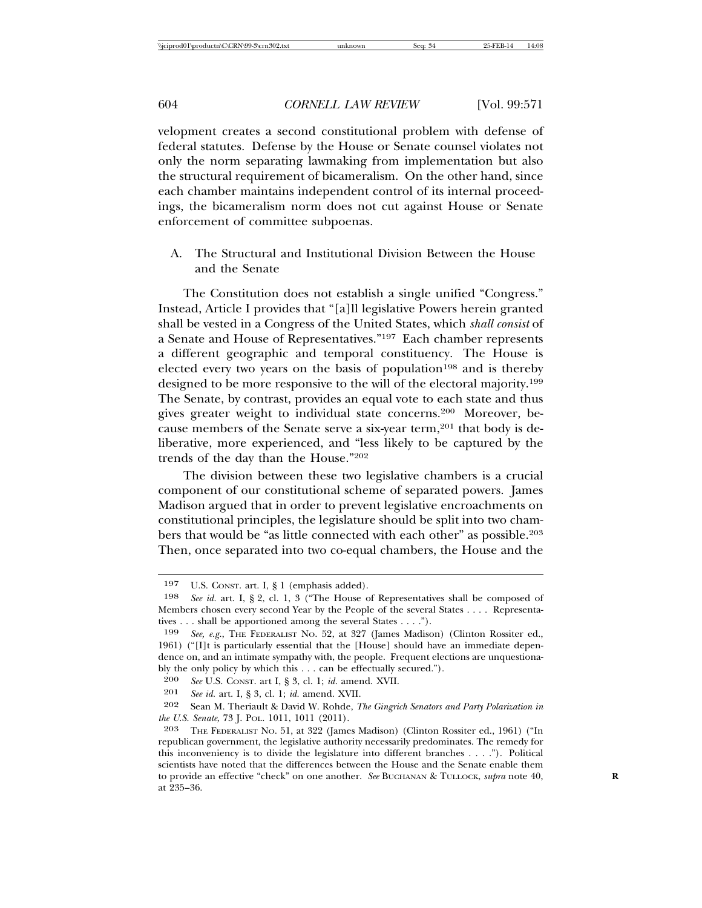velopment creates a second constitutional problem with defense of federal statutes. Defense by the House or Senate counsel violates not only the norm separating lawmaking from implementation but also the structural requirement of bicameralism. On the other hand, since each chamber maintains independent control of its internal proceedings, the bicameralism norm does not cut against House or Senate enforcement of committee subpoenas.

## A. The Structural and Institutional Division Between the House and the Senate

The Constitution does not establish a single unified "Congress." Instead, Article I provides that "[a]ll legislative Powers herein granted shall be vested in a Congress of the United States, which *shall consist* of a Senate and House of Representatives."[197] Each chamber represents a different geographic and temporal constituency. The House is elected every two years on the basis of population[198] and is thereby designed to be more responsive to the will of the electoral majority.[199] The Senate, by contrast, provides an equal vote to each state and thus gives greater weight to individual state concerns.[200] Moreover, because members of the Senate serve a six-year term,[201] that body is deliberative, more experienced, and "less likely to be captured by the trends of the day than the House."[202]

The division between these two legislative chambers is a crucial component of our constitutional scheme of separated powers. James Madison argued that in order to prevent legislative encroachments on constitutional principles, the legislature should be split into two chambers that would be "as little connected with each other" as possible.[203] Then, once separated into two co-equal chambers, the House and the

---

197 U.S. CONST. art. I, § 1 (emphasis added).

198 *See id.* art. I, § 2, cl. 1, 3 ("The House of Representatives shall be composed of Members chosen every second Year by the People of the several States . . . . Representatives . . . shall be apportioned among the several States . . . .").

199 *See, e.g.*, THE FEDERALIST NO. 52, at 327 (James Madison) (Clinton Rossiter ed., 1961) ("[I]t is particularly essential that the [House] should have an immediate dependence on, and an intimate sympathy with, the people. Frequent elections are unquestionably the only policy by which this . . . can be effectually secured.").

200 *See* U.S. CONST. art I, § 3, cl. 1; *id.* amend. XVII.

201 *See id.* art. I, § 3, cl. 1; *id.* amend. XVII.

202 Sean M. Theriault & David W. Rohde, *The Gingrich Senators and Party Polarization in the U.S. Senate*, 73 J. POL. 1011, 1011 (2011).

203 THE FEDERALIST NO. 51, at 322 (James Madison) (Clinton Rossiter ed., 1961) ("In republican government, the legislative authority necessarily predominates. The remedy for this inconveniency is to divide the legislature into different branches . . . ."). Political scientists have noted that the differences between the House and the Senate enable them to provide an effective "check" on one another. *See* BUCHANAN & TULLOCK, *supra* note 40, at 235–36.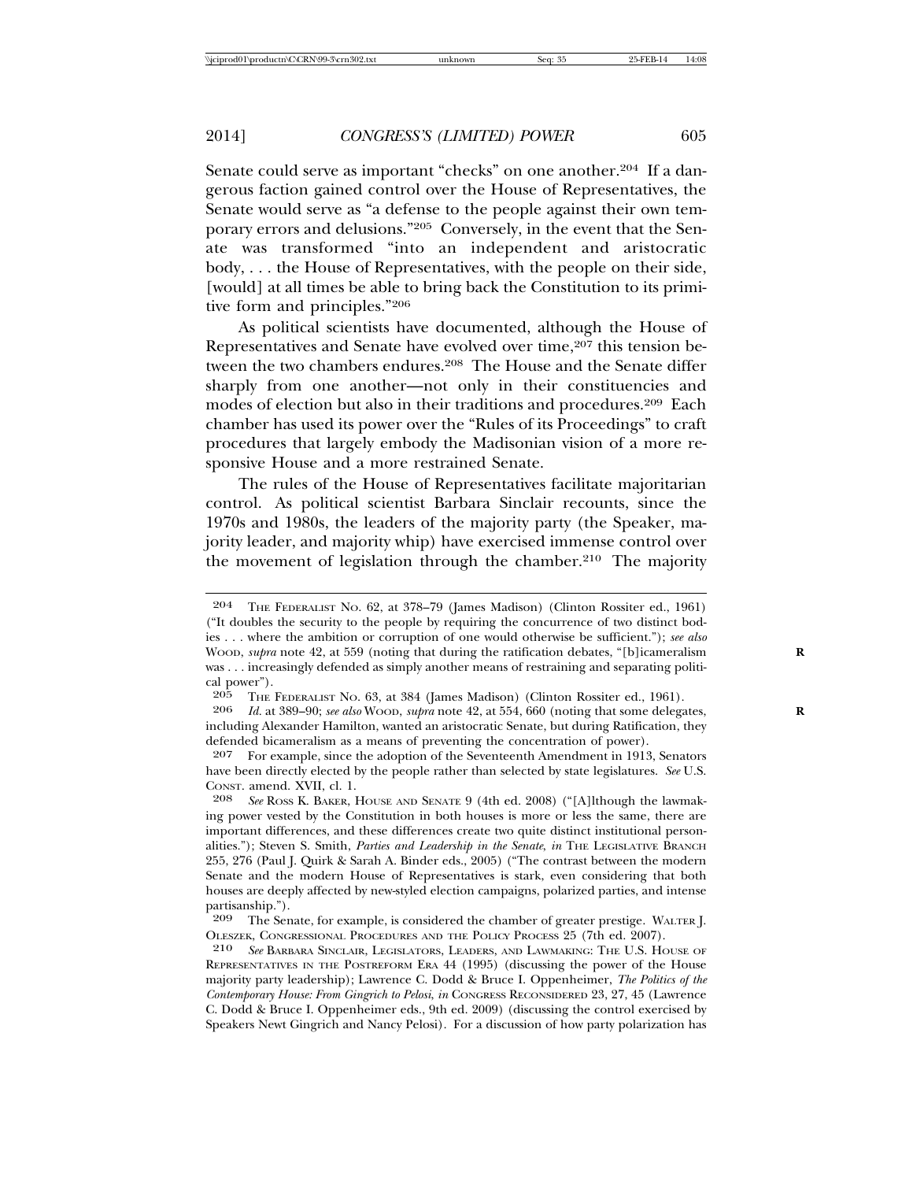Senate could serve as important "checks" on one another.[204] If a dangerous faction gained control over the House of Representatives, the Senate would serve as "a defense to the people against their own temporary errors and delusions."[205] Conversely, in the event that the Senate was transformed "into an independent and aristocratic body, . . . the House of Representatives, with the people on their side, [would] at all times be able to bring back the Constitution to its primitive form and principles."[206]

As political scientists have documented, although the House of Representatives and Senate have evolved over time,[207] this tension between the two chambers endures.[208] The House and the Senate differ sharply from one another—not only in their constituencies and modes of election but also in their traditions and procedures.[209] Each chamber has used its power over the "Rules of its Proceedings" to craft procedures that largely embody the Madisonian vision of a more responsive House and a more restrained Senate.

The rules of the House of Representatives facilitate majoritarian control. As political scientist Barbara Sinclair recounts, since the 1970s and 1980s, the leaders of the majority party (the Speaker, majority leader, and majority whip) have exercised immense control over the movement of legislation through the chamber.[210] The majority

---

204 THE FEDERALIST NO. 62, at 378–79 (James Madison) (Clinton Rossiter ed., 1961) ("It doubles the security to the people by requiring the concurrence of two distinct bodies . . . where the ambition or corruption of one would otherwise be sufficient."); *see also* WOOD, *supra* note 42, at 559 (noting that during the ratification debates, "[b]icameralism was . . . increasingly defended as simply another means of restraining and separating political power").

205 THE FEDERALIST NO. 63, at 384 (James Madison) (Clinton Rossiter ed., 1961).

206 *Id.* at 389–90; *see also* WOOD, *supra* note 42, at 554, 660 (noting that some delegates, including Alexander Hamilton, wanted an aristocratic Senate, but during Ratification, they defended bicameralism as a means of preventing the concentration of power).

207 For example, since the adoption of the Seventeenth Amendment in 1913, Senators have been directly elected by the people rather than selected by state legislatures. *See* U.S. CONST. amend. XVII, cl. 1.

208 *See* ROSS K. BAKER, HOUSE AND SENATE 9 (4th ed. 2008) ("[A]lthough the lawmaking power vested by the Constitution in both houses is more or less the same, there are important differences, and these differences create two quite distinct institutional personalities."); Steven S. Smith, *Parties and Leadership in the Senate*, *in* THE LEGISLATIVE BRANCH 255, 276 (Paul J. Quirk & Sarah A. Binder eds., 2005) ("The contrast between the modern Senate and the modern House of Representatives is stark, even considering that both houses are deeply affected by new-styled election campaigns, polarized parties, and intense partisanship.").

209 The Senate, for example, is considered the chamber of greater prestige. WALTER J. OLESZEK, CONGRESSIONAL PROCEDURES AND THE POLICY PROCESS 25 (7th ed. 2007).

210 *See* BARBARA SINCLAIR, LEGISLATORS, LEADERS, AND LAWMAKING: THE U.S. HOUSE OF REPRESENTATIVES IN THE POSTREFORM ERA 44 (1995) (discussing the power of the House majority party leadership); Lawrence C. Dodd & Bruce I. Oppenheimer, *The Politics of the Contemporary House: From Gingrich to Pelosi*, *in* CONGRESS RECONSIDERED 23, 27, 45 (Lawrence C. Dodd & Bruce I. Oppenheimer eds., 9th ed. 2009) (discussing the control exercised by Speakers Newt Gingrich and Nancy Pelosi). For a discussion of how party polarization has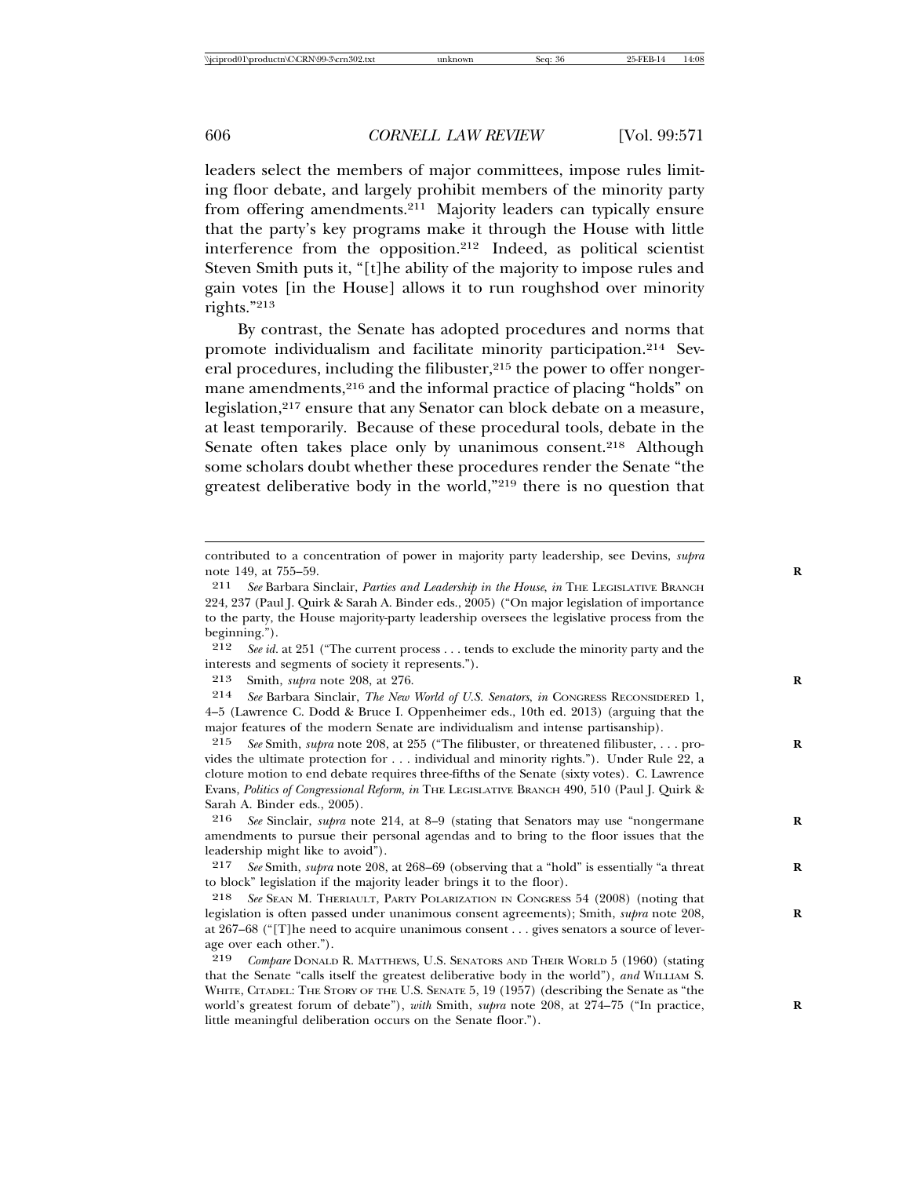leaders select the members of major committees, impose rules limiting floor debate, and largely prohibit members of the minority party from offering amendments.[211] Majority leaders can typically ensure that the party's key programs make it through the House with little interference from the opposition.[212] Indeed, as political scientist Steven Smith puts it, "[t]he ability of the majority to impose rules and gain votes [in the House] allows it to run roughshod over minority rights."[213]

By contrast, the Senate has adopted procedures and norms that promote individualism and facilitate minority participation.[214] Several procedures, including the filibuster,[215] the power to offer nongermane amendments,[216] and the informal practice of placing "holds" on legislation,[217] ensure that any Senator can block debate on a measure, at least temporarily. Because of these procedural tools, debate in the Senate often takes place only by unanimous consent.[218] Although some scholars doubt whether these procedures render the Senate "the greatest deliberative body in the world,"[219] there is no question that

---

contributed to a concentration of power in majority party leadership, see Devins, *supra* note 149, at 755–59.

211 *See* Barbara Sinclair, *Parties and Leadership in the House*, *in* THE LEGISLATIVE BRANCH 224, 237 (Paul J. Quirk & Sarah A. Binder eds., 2005) ("On major legislation of importance to the party, the House majority-party leadership oversees the legislative process from the beginning.").

212 *See id.* at 251 ("The current process . . . tends to exclude the minority party and the interests and segments of society it represents.").

213 Smith, *supra* note 208, at 276.

214 *See* Barbara Sinclair, *The New World of U.S. Senators*, *in* CONGRESS RECONSIDERED 1, 4–5 (Lawrence C. Dodd & Bruce I. Oppenheimer eds., 10th ed. 2013) (arguing that the major features of the modern Senate are individualism and intense partisanship).

215 *See* Smith, *supra* note 208, at 255 ("The filibuster, or threatened filibuster, . . . provides the ultimate protection for . . . individual and minority rights."). Under Rule 22, a cloture motion to end debate requires three-fifths of the Senate (sixty votes). C. Lawrence Evans, *Politics of Congressional Reform*, *in* THE LEGISLATIVE BRANCH 490, 510 (Paul J. Quirk & Sarah A. Binder eds., 2005).

216 *See* Sinclair, *supra* note 214, at 8–9 (stating that Senators may use "nongermane amendments to pursue their personal agendas and to bring to the floor issues that the leadership might like to avoid").

217 *See* Smith, *supra* note 208, at 268–69 (observing that a "hold" is essentially "a threat to block" legislation if the majority leader brings it to the floor).

218 *See* SEAN M. THERIAULT, PARTY POLARIZATION IN CONGRESS 54 (2008) (noting that legislation is often passed under unanimous consent agreements); Smith, *supra* note 208, at 267–68 ("[T]he need to acquire unanimous consent . . . gives senators a source of leverage over each other.").

219 *Compare* DONALD R. MATTHEWS, U.S. SENATORS AND THEIR WORLD 5 (1960) (stating that the Senate "calls itself the greatest deliberative body in the world"), *and* WILLIAM S. WHITE, CITADEL: THE STORY OF THE U.S. SENATE 5, 19 (1957) (describing the Senate as "the world's greatest forum of debate"), *with* Smith, *supra* note 208, at 274–75 ("In practice, little meaningful deliberation occurs on the Senate floor.").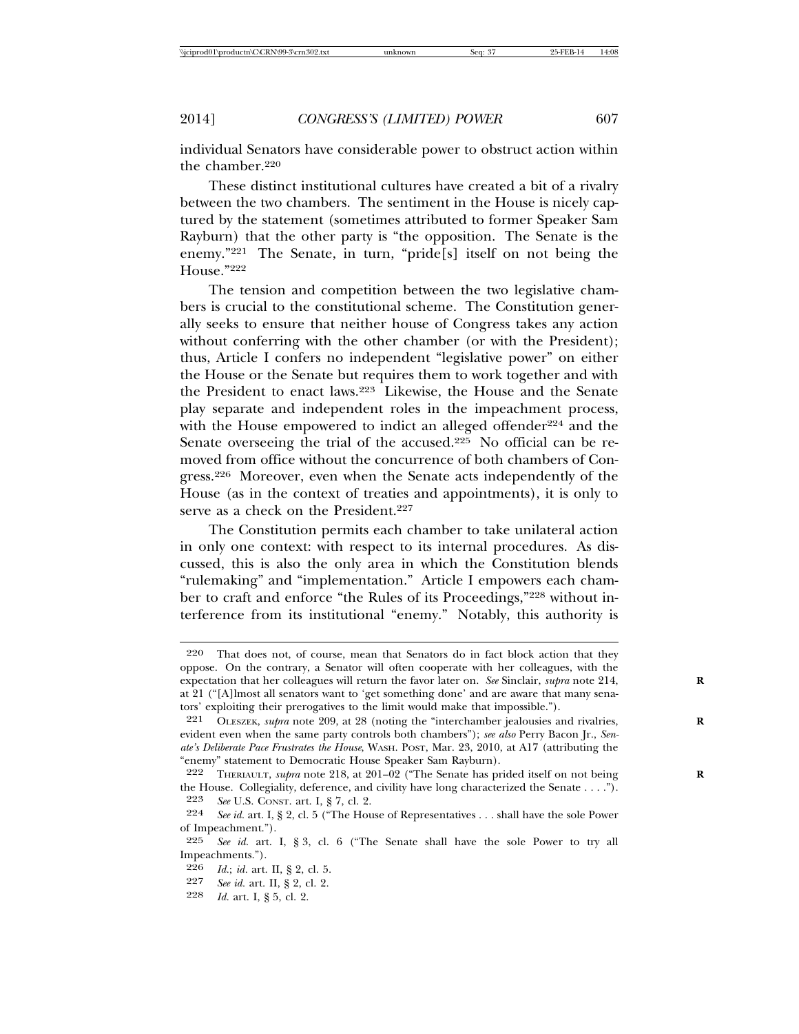individual Senators have considerable power to obstruct action within the chamber.[220]

These distinct institutional cultures have created a bit of a rivalry between the two chambers. The sentiment in the House is nicely captured by the statement (sometimes attributed to former Speaker Sam Rayburn) that the other party is "the opposition. The Senate is the enemy."[221] The Senate, in turn, "pride[s] itself on not being the House."[222]

The tension and competition between the two legislative chambers is crucial to the constitutional scheme. The Constitution generally seeks to ensure that neither house of Congress takes any action without conferring with the other chamber (or with the President); thus, Article I confers no independent "legislative power" on either the House or the Senate but requires them to work together and with the President to enact laws.[223] Likewise, the House and the Senate play separate and independent roles in the impeachment process, with the House empowered to indict an alleged offender[224] and the Senate overseeing the trial of the accused.[225] No official can be removed from office without the concurrence of both chambers of Congress.[226] Moreover, even when the Senate acts independently of the House (as in the context of treaties and appointments), it is only to serve as a check on the President.[227]

The Constitution permits each chamber to take unilateral action in only one context: with respect to its internal procedures. As discussed, this is also the only area in which the Constitution blends "rulemaking" and "implementation." Article I empowers each chamber to craft and enforce "the Rules of its Proceedings,"[228] without interference from its institutional "enemy." Notably, this authority is

---

220 That does not, of course, mean that Senators do in fact block action that they oppose. On the contrary, a Senator will often cooperate with her colleagues, with the expectation that her colleagues will return the favor later on. *See* Sinclair, *supra* note 214, at 21 ("[A]lmost all senators want to 'get something done' and are aware that many senators' exploiting their prerogatives to the limit would make that impossible.").

221 OLESZEK, *supra* note 209, at 28 (noting the "interchamber jealousies and rivalries, evident even when the same party controls both chambers"); *see also* Perry Bacon Jr., *Senate's Deliberate Pace Frustrates the House*, WASH. POST, Mar. 23, 2010, at A17 (attributing the "enemy" statement to Democratic House Speaker Sam Rayburn).

222 THERIAULT, *supra* note 218, at 201–02 ("The Senate has prided itself on not being the House. Collegiality, deference, and civility have long characterized the Senate . . . .").

223 *See* U.S. CONST. art. I, § 7, cl. 2.

224 *See id.* art. I, § 2, cl. 5 ("The House of Representatives . . . shall have the sole Power of Impeachment.").

225 *See id.* art. I, § 3, cl. 6 ("The Senate shall have the sole Power to try all Impeachments.").

226 *Id.*; *id.* art. II, § 2, cl. 5.

227 *See id.* art. II, § 2, cl. 2.

228 *Id.* art. I, § 5, cl. 2.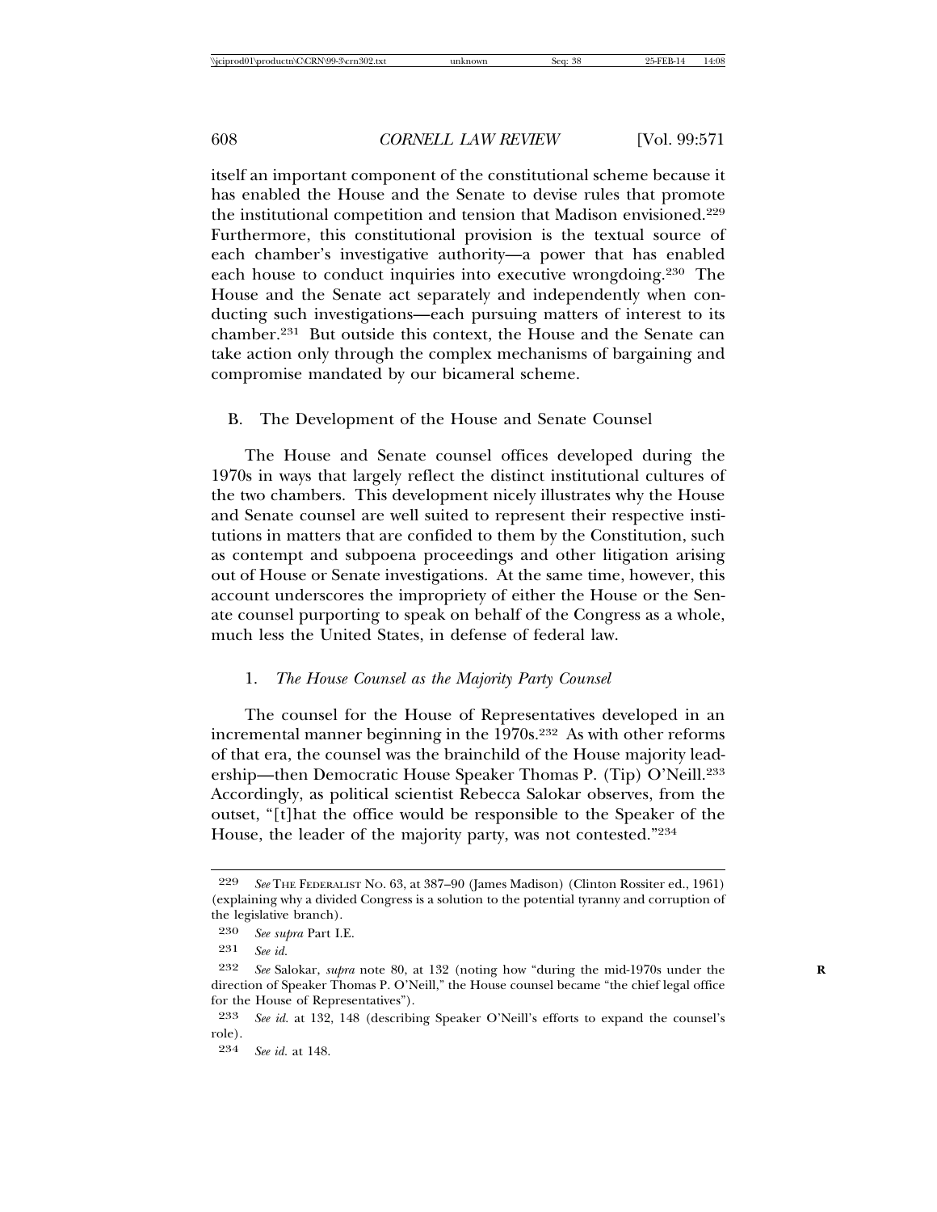itself an important component of the constitutional scheme because it has enabled the House and the Senate to devise rules that promote the institutional competition and tension that Madison envisioned.[229] Furthermore, this constitutional provision is the textual source of each chamber's investigative authority—a power that has enabled each house to conduct inquiries into executive wrongdoing.[230] The House and the Senate act separately and independently when conducting such investigations—each pursuing matters of interest to its chamber.[231] But outside this context, the House and the Senate can take action only through the complex mechanisms of bargaining and compromise mandated by our bicameral scheme.

## B. The Development of the House and Senate Counsel

The House and Senate counsel offices developed during the 1970s in ways that largely reflect the distinct institutional cultures of the two chambers. This development nicely illustrates why the House and Senate counsel are well suited to represent their respective institutions in matters that are confided to them by the Constitution, such as contempt and subpoena proceedings and other litigation arising out of House or Senate investigations. At the same time, however, this account underscores the impropriety of either the House or the Senate counsel purporting to speak on behalf of the Congress as a whole, much less the United States, in defense of federal law.

### 1. *The House Counsel as the Majority Party Counsel*

The counsel for the House of Representatives developed in an incremental manner beginning in the 1970s.[232] As with other reforms of that era, the counsel was the brainchild of the House majority leadership—then Democratic House Speaker Thomas P. (Tip) O'Neill.[233] Accordingly, as political scientist Rebecca Salokar observes, from the outset, "[t]hat the office would be responsible to the Speaker of the House, the leader of the majority party, was not contested."[234]

---

229 *See* THE FEDERALIST NO. 63, at 387–90 (James Madison) (Clinton Rossiter ed., 1961) (explaining why a divided Congress is a solution to the potential tyranny and corruption of the legislative branch).

230 *See supra* Part I.E.

231 *See id.*

232 *See* Salokar, *supra* note 80, at 132 (noting how "during the mid-1970s under the direction of Speaker Thomas P. O'Neill," the House counsel became "the chief legal office for the House of Representatives").

233 *See id.* at 132, 148 (describing Speaker O'Neill's efforts to expand the counsel's role).

234 *See id.* at 148.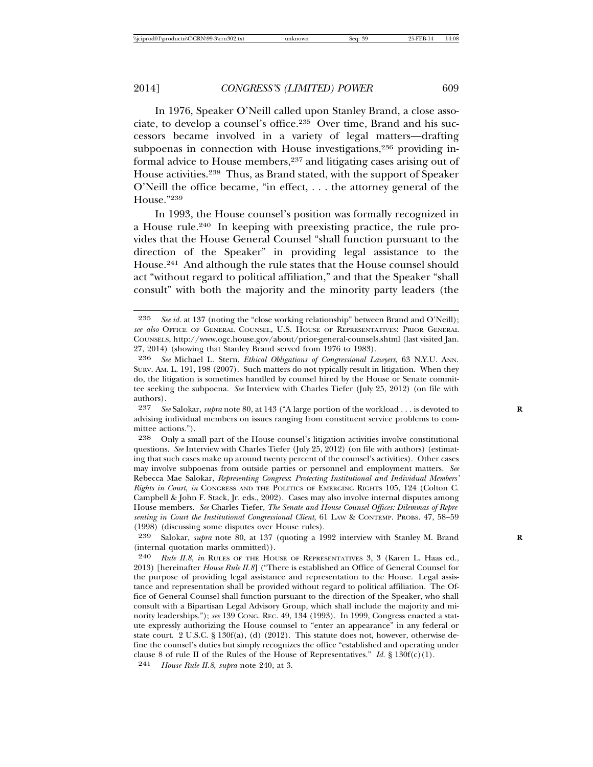In 1976, Speaker O'Neill called upon Stanley Brand, a close associate, to develop a counsel's office.[235] Over time, Brand and his successors became involved in a variety of legal matters—drafting subpoenas in connection with House investigations,[236] providing informal advice to House members,[237] and litigating cases arising out of House activities.[238] Thus, as Brand stated, with the support of Speaker O'Neill the office became, "in effect, . . . the attorney general of the House."[239]

In 1993, the House counsel's position was formally recognized in a House rule.[240] In keeping with preexisting practice, the rule provides that the House General Counsel "shall function pursuant to the direction of the Speaker" in providing legal assistance to the House.[241] And although the rule states that the House counsel should act "without regard to political affiliation," and that the Speaker "shall consult" with both the majority and the minority party leaders (the

---

[235] *See id.* at 137 (noting the "close working relationship" between Brand and O'Neill); *see also* OFFICE OF GENERAL COUNSEL, U.S. HOUSE OF REPRESENTATIVES: PRIOR GENERAL COUNSELS, http://www.ogc.house.gov/about/prior-general-counsels.shtml (last visited Jan. 27, 2014) (showing that Stanley Brand served from 1976 to 1983).

[236] *See* Michael L. Stern, *Ethical Obligations of Congressional Lawyers*, 63 N.Y.U. ANN. SURV. AM. L. 191, 198 (2007). Such matters do not typically result in litigation. When they do, the litigation is sometimes handled by counsel hired by the House or Senate committee seeking the subpoena. *See* Interview with Charles Tiefer (July 25, 2012) (on file with authors).

[237] *See* Salokar, *supra* note 80, at 143 ("A large portion of the workload . . . is devoted to advising individual members on issues ranging from constituent service problems to committee actions.").

[238] Only a small part of the House counsel's litigation activities involve constitutional questions. *See* Interview with Charles Tiefer (July 25, 2012) (on file with authors) (estimating that such cases make up around twenty percent of the counsel's activities). Other cases may involve subpoenas from outside parties or personnel and employment matters. *See* Rebecca Mae Salokar, *Representing Congress: Protecting Institutional and Individual Members' Rights in Court*, *in* CONGRESS AND THE POLITICS OF EMERGING RIGHTS 105, 124 (Colton C. Campbell & John F. Stack, Jr. eds., 2002). Cases may also involve internal disputes among House members. *See* Charles Tiefer, *The Senate and House Counsel Offices: Dilemmas of Representing in Court the Institutional Congressional Client*, 61 LAW & CONTEMP. PROBS. 47, 58–59 (1998) (discussing some disputes over House rules).

[239] Salokar, *supra* note 80, at 137 (quoting a 1992 interview with Stanley M. Brand (internal quotation marks ommitted)).

[240] *Rule II.8*, *in* RULES OF THE HOUSE OF REPRESENTATIVES 3, 3 (Karen L. Haas ed., 2013) [hereinafter *House Rule II.8*] ("There is established an Office of General Counsel for the purpose of providing legal assistance and representation to the House. Legal assistance and representation shall be provided without regard to political affiliation. The Office of General Counsel shall function pursuant to the direction of the Speaker, who shall consult with a Bipartisan Legal Advisory Group, which shall include the majority and minority leaderships."); *see* 139 CONG. REC. 49, 134 (1993). In 1999, Congress enacted a statute expressly authorizing the House counsel to "enter an appearance" in any federal or state court. 2 U.S.C. § 130f(a), (d) (2012). This statute does not, however, otherwise define the counsel's duties but simply recognizes the office "established and operating under clause 8 of rule II of the Rules of the House of Representatives." *Id.* § 130f(c)(1).

[241] *House Rule II.8*, *supra* note 240, at 3.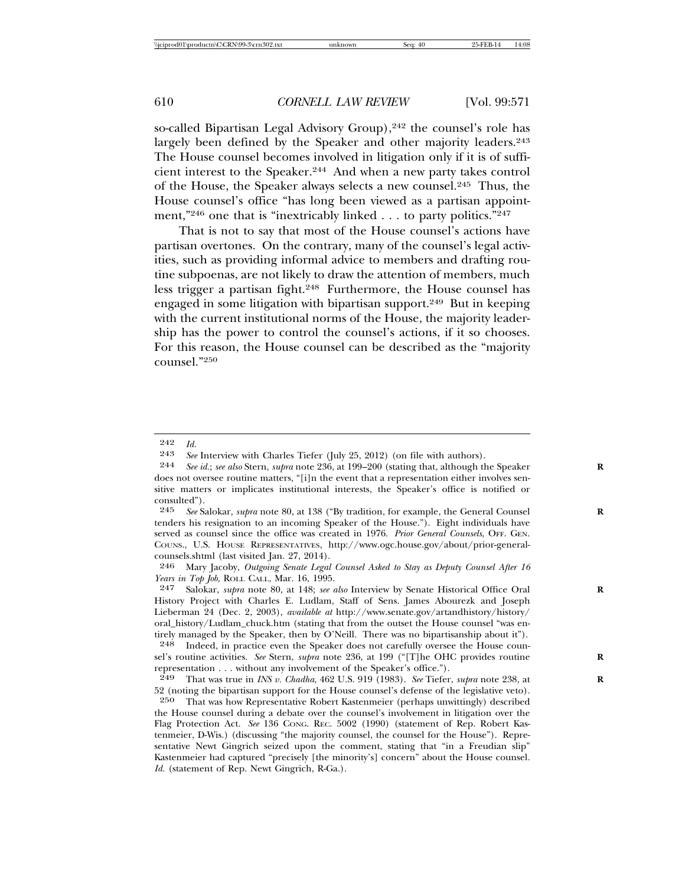so-called Bipartisan Legal Advisory Group),[242] the counsel's role has largely been defined by the Speaker and other majority leaders.[243] The House counsel becomes involved in litigation only if it is of sufficient interest to the Speaker.[244] And when a new party takes control of the House, the Speaker always selects a new counsel.[245] Thus, the House counsel's office "has long been viewed as a partisan appointment,"[246] one that is "inextricably linked . . . to party politics."[247]

That is not to say that most of the House counsel's actions have partisan overtones. On the contrary, many of the counsel's legal activities, such as providing informal advice to members and drafting routine subpoenas, are not likely to draw the attention of members, much less trigger a partisan fight.[248] Furthermore, the House counsel has engaged in some litigation with bipartisan support.[249] But in keeping with the current institutional norms of the House, the majority leadership has the power to control the counsel's actions, if it so chooses. For this reason, the House counsel can be described as the "majority counsel."[250]

---

242 *Id.*

243 *See* Interview with Charles Tiefer (July 25, 2012) (on file with authors).

244 *See id.*; *see also* Stern, *supra* note 236, at 199–200 (stating that, although the Speaker does not oversee routine matters, "[i]n the event that a representation either involves sensitive matters or implicates institutional interests, the Speaker's office is notified or consulted").

245 *See* Salokar, *supra* note 80, at 138 ("By tradition, for example, the General Counsel tenders his resignation to an incoming Speaker of the House."). Eight individuals have served as counsel since the office was created in 1976. *Prior General Counsels*, OFF. GEN. COUNS., U.S. HOUSE REPRESENTATIVES, http://www.ogc.house.gov/about/prior-general-counsels.shtml (last visited Jan. 27, 2014).

246 Mary Jacoby, *Outgoing Senate Legal Counsel Asked to Stay as Deputy Counsel After 16 Years in Top Job*, ROLL CALL, Mar. 16, 1995.

247 Salokar, *supra* note 80, at 148; *see also* Interview by Senate Historical Office Oral History Project with Charles E. Ludlam, Staff of Sens. James Abourezk and Joseph Lieberman 24 (Dec. 2, 2003), *available at* http://www.senate.gov/artandhistory/history/oral_history/Ludlam_chuck.htm (stating that from the outset the House counsel "was entirely managed by the Speaker, then by O'Neill. There was no bipartisanship about it").

248 Indeed, in practice even the Speaker does not carefully oversee the House counsel's routine activities. *See* Stern, *supra* note 236, at 199 ("[T]he OHC provides routine representation . . . without any involvement of the Speaker's office.").

249 That was true in *INS v. Chadha*, 462 U.S. 919 (1983). *See* Tiefer, *supra* note 238, at 52 (noting the bipartisan support for the House counsel's defense of the legislative veto).

250 That was how Representative Robert Kastenmeier (perhaps unwittingly) described the House counsel during a debate over the counsel's involvement in litigation over the Flag Protection Act. *See* 136 CONG. REC. 5002 (1990) (statement of Rep. Robert Kastenmeier, D-Wis.) (discussing "the majority counsel, the counsel for the House"). Representative Newt Gingrich seized upon the comment, stating that "in a Freudian slip" Kastenmeier had captured "precisely [the minority's] concern" about the House counsel. *Id.* (statement of Rep. Newt Gingrich, R-Ga.).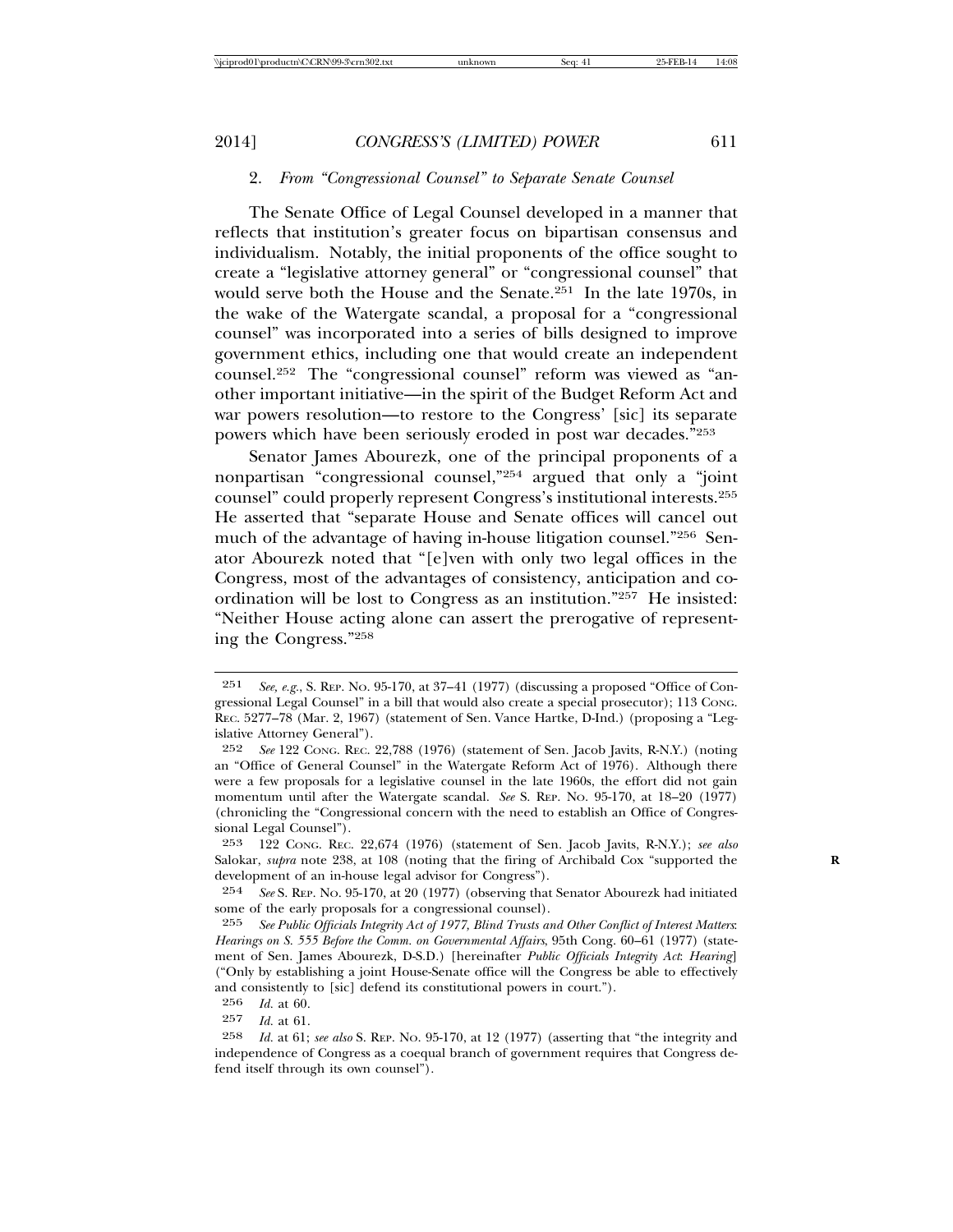### 2. *From "Congressional Counsel" to Separate Senate Counsel*

The Senate Office of Legal Counsel developed in a manner that reflects that institution's greater focus on bipartisan consensus and individualism. Notably, the initial proponents of the office sought to create a "legislative attorney general" or "congressional counsel" that would serve both the House and the Senate.[251] In the late 1970s, in the wake of the Watergate scandal, a proposal for a "congressional counsel" was incorporated into a series of bills designed to improve government ethics, including one that would create an independent counsel.[252] The "congressional counsel" reform was viewed as "another important initiative—in the spirit of the Budget Reform Act and war powers resolution—to restore to the Congress' [sic] its separate powers which have been seriously eroded in post war decades."[253]

Senator James Abourezk, one of the principal proponents of a nonpartisan "congressional counsel,"[254] argued that only a "joint counsel" could properly represent Congress's institutional interests.[255] He asserted that "separate House and Senate offices will cancel out much of the advantage of having in-house litigation counsel."[256] Senator Abourezk noted that "[e]ven with only two legal offices in the Congress, most of the advantages of consistency, anticipation and coordination will be lost to Congress as an institution."[257] He insisted: "Neither House acting alone can assert the prerogative of representing the Congress."[258]

---

251 *See, e.g.*, S. Rep. No. 95-170, at 37–41 (1977) (discussing a proposed "Office of Congressional Legal Counsel" in a bill that would also create a special prosecutor); 113 Cong. Rec. 5277–78 (Mar. 2, 1967) (statement of Sen. Vance Hartke, D-Ind.) (proposing a "Legislative Attorney General").

252 *See* 122 Cong. Rec. 22,788 (1976) (statement of Sen. Jacob Javits, R-N.Y.) (noting an "Office of General Counsel" in the Watergate Reform Act of 1976). Although there were a few proposals for a legislative counsel in the late 1960s, the effort did not gain momentum until after the Watergate scandal. *See* S. Rep. No. 95-170, at 18–20 (1977) (chronicling the "Congressional concern with the need to establish an Office of Congressional Legal Counsel").

253 122 Cong. Rec. 22,674 (1976) (statement of Sen. Jacob Javits, R-N.Y.); *see also* Salokar, *supra* note 238, at 108 (noting that the firing of Archibald Cox "supported the development of an in-house legal advisor for Congress").

254 *See* S. Rep. No. 95-170, at 20 (1977) (observing that Senator Abourezk had initiated some of the early proposals for a congressional counsel).

255 *See Public Officials Integrity Act of 1977, Blind Trusts and Other Conflict of Interest Matters*: *Hearings on S. 555 Before the Comm. on Governmental Affairs*, 95th Cong. 60–61 (1977) (statement of Sen. James Abourezk, D-S.D.) [hereinafter *Public Officials Integrity Act*: *Hearing*] ("Only by establishing a joint House-Senate office will the Congress be able to effectively and consistently to [sic] defend its constitutional powers in court.").

256 *Id.* at 60.

257 *Id.* at 61.

258 *Id.* at 61; *see also* S. Rep. No. 95-170, at 12 (1977) (asserting that "the integrity and independence of Congress as a coequal branch of government requires that Congress defend itself through its own counsel").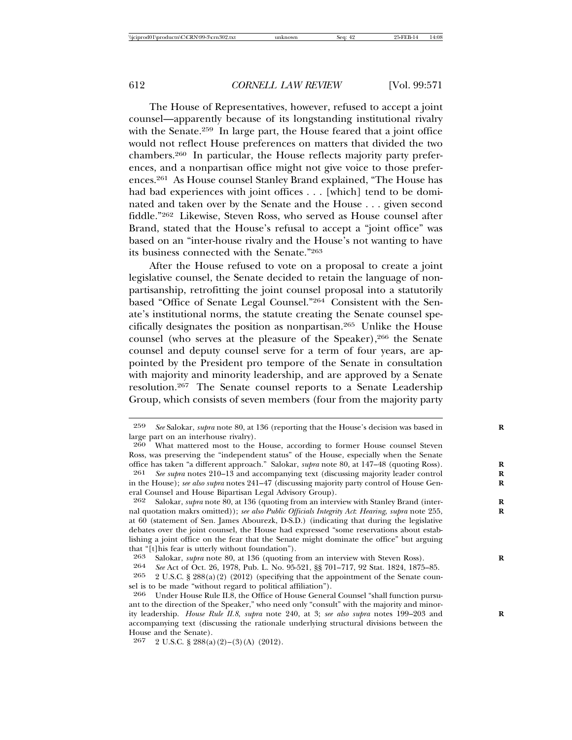The House of Representatives, however, refused to accept a joint counsel—apparently because of its longstanding institutional rivalry with the Senate.[259] In large part, the House feared that a joint office would not reflect House preferences on matters that divided the two chambers.[260] In particular, the House reflects majority party preferences, and a nonpartisan office might not give voice to those preferences.[261] As House counsel Stanley Brand explained, "The House has had bad experiences with joint offices . . . [which] tend to be dominated and taken over by the Senate and the House . . . given second fiddle."[262] Likewise, Steven Ross, who served as House counsel after Brand, stated that the House's refusal to accept a "joint office" was based on an "inter-house rivalry and the House's not wanting to have its business connected with the Senate."[263]

After the House refused to vote on a proposal to create a joint legislative counsel, the Senate decided to retain the language of nonpartisanship, retrofitting the joint counsel proposal into a statutorily based "Office of Senate Legal Counsel."[264] Consistent with the Senate's institutional norms, the statute creating the Senate counsel specifically designates the position as nonpartisan.[265] Unlike the House counsel (who serves at the pleasure of the Speaker),[266] the Senate counsel and deputy counsel serve for a term of four years, are appointed by the President pro tempore of the Senate in consultation with majority and minority leadership, and are approved by a Senate resolution.[267] The Senate counsel reports to a Senate Leadership Group, which consists of seven members (four from the majority party

---

259 *See* Salokar, *supra* note 80, at 136 (reporting that the House's decision was based in large part on an interhouse rivalry).

260 What mattered most to the House, according to former House counsel Steven Ross, was preserving the "independent status" of the House, especially when the Senate office has taken "a different approach." Salokar, *supra* note 80, at 147–48 (quoting Ross).

261 *See supra* notes 210–13 and accompanying text (discussing majority leader control in the House); *see also supra* notes 241–47 (discussing majority party control of House General Counsel and House Bipartisan Legal Advisory Group).

262 Salokar, *supra* note 80, at 136 (quoting from an interview with Stanley Brand (internal quotation makrs omitted)); *see also Public Officials Integrity Act*: *Hearing*, *supra* note 255, at 60 (statement of Sen. James Abourezk, D-S.D.) (indicating that during the legislative debates over the joint counsel, the House had expressed "some reservations about establishing a joint office on the fear that the Senate might dominate the office" but arguing that "[t]his fear is utterly without foundation").

263 Salokar, *supra* note 80, at 136 (quoting from an interview with Steven Ross).

264 *See* Act of Oct. 26, 1978, Pub. L. No. 95-521, §§ 701–717, 92 Stat. 1824, 1875–85.

265 2 U.S.C. § 288(a)(2) (2012) (specifying that the appointment of the Senate counsel is to be made "without regard to political affiliation").

266 Under House Rule II.8, the Office of House General Counsel "shall function pursuant to the direction of the Speaker," who need only "consult" with the majority and minority leadership. *House Rule II.8*, *supra* note 240, at 3; *see also supra* notes 199–203 and accompanying text (discussing the rationale underlying structural divisions between the House and the Senate).

267 2 U.S.C. § 288(a)(2)–(3)(A) (2012).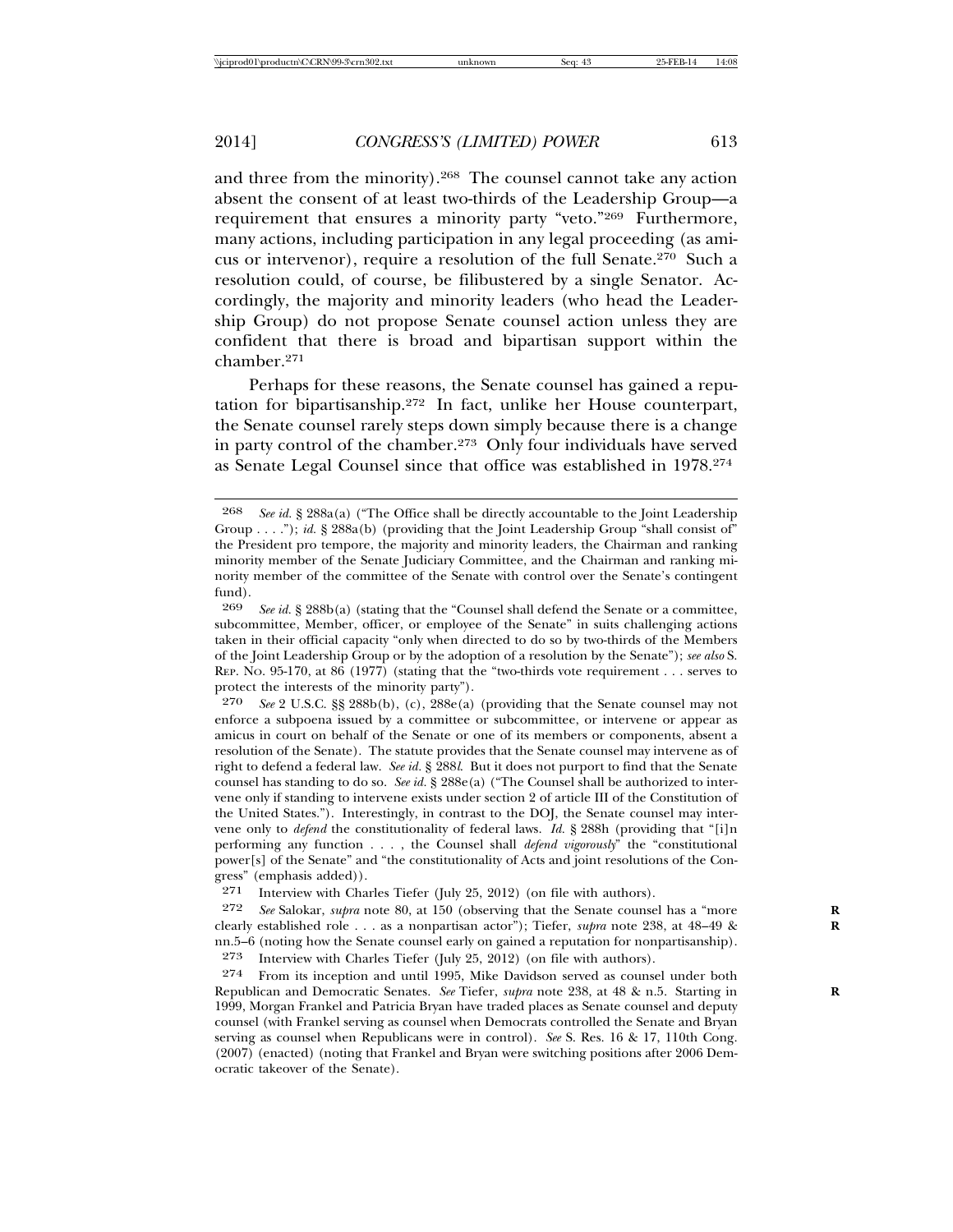and three from the minority).[268] The counsel cannot take any action absent the consent of at least two-thirds of the Leadership Group—a requirement that ensures a minority party "veto."[269] Furthermore, many actions, including participation in any legal proceeding (as amicus or intervenor), require a resolution of the full Senate.[270] Such a resolution could, of course, be filibustered by a single Senator. Accordingly, the majority and minority leaders (who head the Leadership Group) do not propose Senate counsel action unless they are confident that there is broad and bipartisan support within the chamber.[271]

Perhaps for these reasons, the Senate counsel has gained a reputation for bipartisanship.[272] In fact, unlike her House counterpart, the Senate counsel rarely steps down simply because there is a change in party control of the chamber.[273] Only four individuals have served as Senate Legal Counsel since that office was established in 1978.[274]

---

268 *See id.* § 288a(a) ("The Office shall be directly accountable to the Joint Leadership Group . . . ."); *id.* § 288a(b) (providing that the Joint Leadership Group "shall consist of" the President pro tempore, the majority and minority leaders, the Chairman and ranking minority member of the Senate Judiciary Committee, and the Chairman and ranking minority member of the committee of the Senate with control over the Senate's contingent fund).

269 *See id.* § 288b(a) (stating that the "Counsel shall defend the Senate or a committee, subcommittee, Member, officer, or employee of the Senate" in suits challenging actions taken in their official capacity "only when directed to do so by two-thirds of the Members of the Joint Leadership Group or by the adoption of a resolution by the Senate"); *see also* S. REP. NO. 95-170, at 86 (1977) (stating that the "two-thirds vote requirement . . . serves to protect the interests of the minority party").

270 *See* 2 U.S.C. §§ 288b(b), (c), 288e(a) (providing that the Senate counsel may not enforce a subpoena issued by a committee or subcommittee, or intervene or appear as amicus in court on behalf of the Senate or one of its members or components, absent a resolution of the Senate). The statute provides that the Senate counsel may intervene as of right to defend a federal law. *See id.* § 288*l*. But it does not purport to find that the Senate counsel has standing to do so. *See id.* § 288e(a) ("The Counsel shall be authorized to intervene only if standing to intervene exists under section 2 of article III of the Constitution of the United States."). Interestingly, in contrast to the DOJ, the Senate counsel may intervene only to *defend* the constitutionality of federal laws. *Id.* § 288h (providing that "[i]n performing any function . . . , the Counsel shall *defend vigorously*" the "constitutional power[s] of the Senate" and "the constitutionality of Acts and joint resolutions of the Congress" (emphasis added)).

271 Interview with Charles Tiefer (July 25, 2012) (on file with authors).

272 *See* Salokar, *supra* note 80, at 150 (observing that the Senate counsel has a "more clearly established role . . . as a nonpartisan actor"); Tiefer, *supra* note 238, at 48–49 & nn.5–6 (noting how the Senate counsel early on gained a reputation for nonpartisanship).

273 Interview with Charles Tiefer (July 25, 2012) (on file with authors).

274 From its inception and until 1995, Mike Davidson served as counsel under both Republican and Democratic Senates. *See* Tiefer, *supra* note 238, at 48 & n.5. Starting in 1999, Morgan Frankel and Patricia Bryan have traded places as Senate counsel and deputy counsel (with Frankel serving as counsel when Democrats controlled the Senate and Bryan serving as counsel when Republicans were in control). *See* S. Res. 16 & 17, 110th Cong. (2007) (enacted) (noting that Frankel and Bryan were switching positions after 2006 Democratic takeover of the Senate).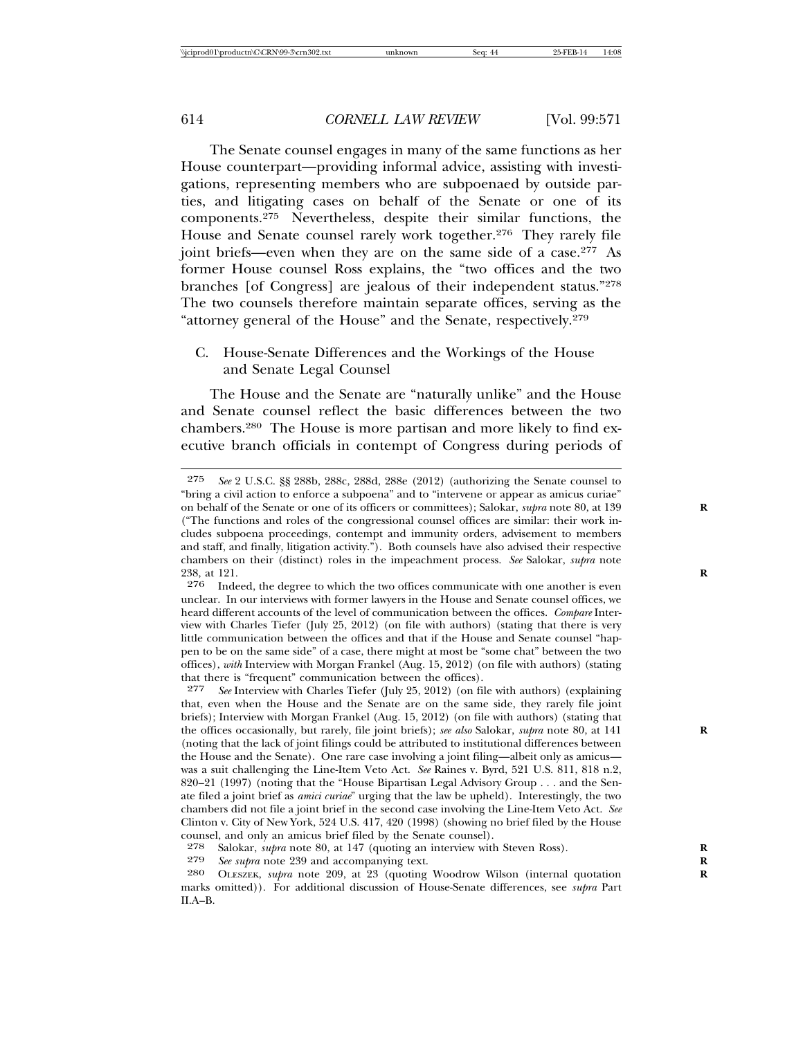The Senate counsel engages in many of the same functions as her House counterpart—providing informal advice, assisting with investigations, representing members who are subpoenaed by outside parties, and litigating cases on behalf of the Senate or one of its components.[275] Nevertheless, despite their similar functions, the House and Senate counsel rarely work together.[276] They rarely file joint briefs—even when they are on the same side of a case.[277] As former House counsel Ross explains, the "two offices and the two branches [of Congress] are jealous of their independent status."[278] The two counsels therefore maintain separate offices, serving as the "attorney general of the House" and the Senate, respectively.[279]

### C. House-Senate Differences and the Workings of the House and Senate Legal Counsel

The House and the Senate are "naturally unlike" and the House and Senate counsel reflect the basic differences between the two chambers.[280] The House is more partisan and more likely to find executive branch officials in contempt of Congress during periods of

---

275 *See* 2 U.S.C. §§ 288b, 288c, 288d, 288e (2012) (authorizing the Senate counsel to "bring a civil action to enforce a subpoena" and to "intervene or appear as amicus curiae" on behalf of the Senate or one of its officers or committees); Salokar, *supra* note 80, at 139 ("The functions and roles of the congressional counsel offices are similar: their work includes subpoena proceedings, contempt and immunity orders, advisement to members and staff, and finally, litigation activity."). Both counsels have also advised their respective chambers on their (distinct) roles in the impeachment process. *See* Salokar, *supra* note 238, at 121.

276 Indeed, the degree to which the two offices communicate with one another is even unclear. In our interviews with former lawyers in the House and Senate counsel offices, we heard different accounts of the level of communication between the offices. *Compare* Interview with Charles Tiefer (July 25, 2012) (on file with authors) (stating that there is very little communication between the offices and that if the House and Senate counsel "happen to be on the same side" of a case, there might at most be "some chat" between the two offices), *with* Interview with Morgan Frankel (Aug. 15, 2012) (on file with authors) (stating that there is "frequent" communication between the offices).

277 *See* Interview with Charles Tiefer (July 25, 2012) (on file with authors) (explaining that, even when the House and the Senate are on the same side, they rarely file joint briefs); Interview with Morgan Frankel (Aug. 15, 2012) (on file with authors) (stating that the offices occasionally, but rarely, file joint briefs); *see also* Salokar, *supra* note 80, at 141 (noting that the lack of joint filings could be attributed to institutional differences between the House and the Senate). One rare case involving a joint filing—albeit only as amicus—was a suit challenging the Line-Item Veto Act. *See* Raines v. Byrd, 521 U.S. 811, 818 n.2, 820–21 (1997) (noting that the "House Bipartisan Legal Advisory Group . . . and the Senate filed a joint brief as *amici curiae*" urging that the law be upheld). Interestingly, the two chambers did not file a joint brief in the second case involving the Line-Item Veto Act. *See* Clinton v. City of New York, 524 U.S. 417, 420 (1998) (showing no brief filed by the House counsel, and only an amicus brief filed by the Senate counsel).

278 Salokar, *supra* note 80, at 147 (quoting an interview with Steven Ross).

279 *See supra* note 239 and accompanying text.

280 OLESZEK, *supra* note 209, at 23 (quoting Woodrow Wilson (internal quotation marks omitted)). For additional discussion of House-Senate differences, see *supra* Part II.A–B.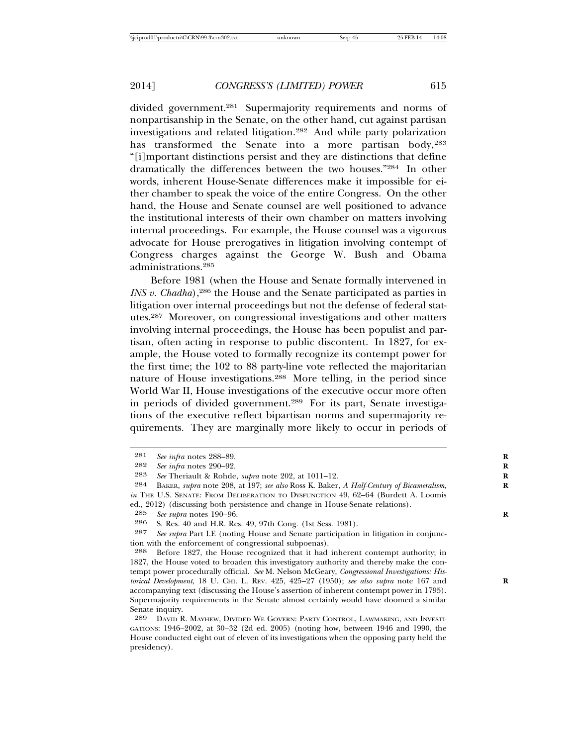divided government.[281] Supermajority requirements and norms of nonpartisanship in the Senate, on the other hand, cut against partisan investigations and related litigation.[282] And while party polarization has transformed the Senate into a more partisan body,[283] "[i]mportant distinctions persist and they are distinctions that define dramatically the differences between the two houses."[284] In other words, inherent House-Senate differences make it impossible for either chamber to speak the voice of the entire Congress. On the other hand, the House and Senate counsel are well positioned to advance the institutional interests of their own chamber on matters involving internal proceedings. For example, the House counsel was a vigorous advocate for House prerogatives in litigation involving contempt of Congress charges against the George W. Bush and Obama administrations.[285]

Before 1981 (when the House and Senate formally intervened in *INS v. Chadha*),[286] the House and the Senate participated as parties in litigation over internal proceedings but not the defense of federal statutes.[287] Moreover, on congressional investigations and other matters involving internal proceedings, the House has been populist and partisan, often acting in response to public discontent. In 1827, for example, the House voted to formally recognize its contempt power for the first time; the 102 to 88 party-line vote reflected the majoritarian nature of House investigations.[288] More telling, in the period since World War II, House investigations of the executive occur more often in periods of divided government.[289] For its part, Senate investigations of the executive reflect bipartisan norms and supermajority requirements. They are marginally more likely to occur in periods of

---

281 *See infra* notes 288–89.

282 *See infra* notes 290–92.

283 *See* Theriault & Rohde, *supra* note 202, at 1011–12.

284 BAKER, *supra* note 208, at 197; *see also* Ross K. Baker, *A Half-Century of Bicameralism*, *in* THE U.S. SENATE: FROM DELIBERATION TO DYSFUNCTION 49, 62–64 (Burdett A. Loomis ed., 2012) (discussing both persistence and change in House-Senate relations).

285 *See supra* notes 190–96.

286 S. Res. 40 and H.R. Res. 49, 97th Cong. (1st Sess. 1981).

287 *See supra* Part I.E (noting House and Senate participation in litigation in conjunction with the enforcement of congressional subpoenas).

288 Before 1827, the House recognized that it had inherent contempt authority; in 1827, the House voted to broaden this investigatory authority and thereby make the contempt power procedurally official. *See* M. Nelson McGeary, *Congressional Investigations: Historical Development*, 18 U. CHI. L. REV. 425, 425–27 (1950); *see also supra* note 167 and accompanying text (discussing the House's assertion of inherent contempt power in 1795). Supermajority requirements in the Senate almost certainly would have doomed a similar Senate inquiry.

289 DAVID R. MAYHEW, DIVIDED WE GOVERN: PARTY CONTROL, LAWMAKING, AND INVESTIGATIONS: 1946–2002, at 30–32 (2d ed. 2005) (noting how, between 1946 and 1990, the House conducted eight out of eleven of its investigations when the opposing party held the presidency).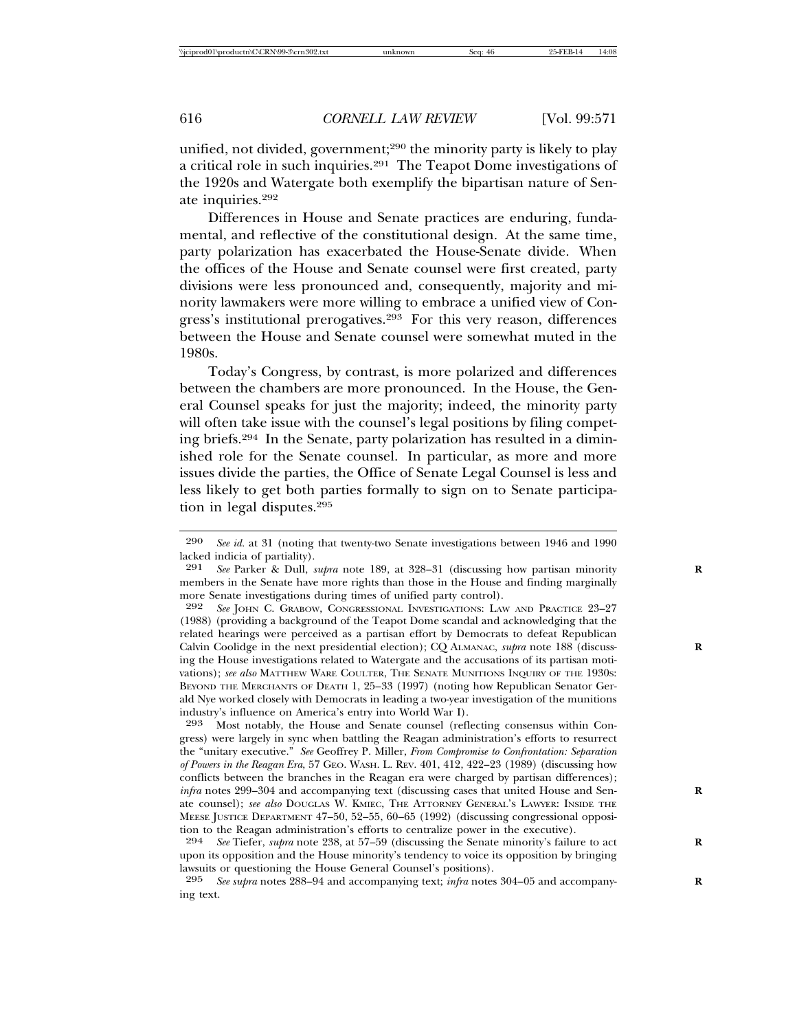unified, not divided, government;[290] the minority party is likely to play a critical role in such inquiries.[291] The Teapot Dome investigations of the 1920s and Watergate both exemplify the bipartisan nature of Senate inquiries.[292]

Differences in House and Senate practices are enduring, fundamental, and reflective of the constitutional design. At the same time, party polarization has exacerbated the House-Senate divide. When the offices of the House and Senate counsel were first created, party divisions were less pronounced and, consequently, majority and minority lawmakers were more willing to embrace a unified view of Congress's institutional prerogatives.[293] For this very reason, differences between the House and Senate counsel were somewhat muted in the 1980s.

Today's Congress, by contrast, is more polarized and differences between the chambers are more pronounced. In the House, the General Counsel speaks for just the majority; indeed, the minority party will often take issue with the counsel's legal positions by filing competing briefs.[294] In the Senate, party polarization has resulted in a diminished role for the Senate counsel. In particular, as more and more issues divide the parties, the Office of Senate Legal Counsel is less and less likely to get both parties formally to sign on to Senate participation in legal disputes.[295]

---

290 *See id.* at 31 (noting that twenty-two Senate investigations between 1946 and 1990 lacked indicia of partiality).

291 *See* Parker & Dull, *supra* note 189, at 328–31 (discussing how partisan minority members in the Senate have more rights than those in the House and finding marginally more Senate investigations during times of unified party control).

292 *See* JOHN C. GRABOW, CONGRESSIONAL INVESTIGATIONS: LAW AND PRACTICE 23–27 (1988) (providing a background of the Teapot Dome scandal and acknowledging that the related hearings were perceived as a partisan effort by Democrats to defeat Republican Calvin Coolidge in the next presidential election); CQ ALMANAC, *supra* note 188 (discussing the House investigations related to Watergate and the accusations of its partisan motivations); *see also* MATTHEW WARE COULTER, THE SENATE MUNITIONS INQUIRY OF THE 1930S: BEYOND THE MERCHANTS OF DEATH 1, 25–33 (1997) (noting how Republican Senator Gerald Nye worked closely with Democrats in leading a two-year investigation of the munitions industry's influence on America's entry into World War I).

293 Most notably, the House and Senate counsel (reflecting consensus within Congress) were largely in sync when battling the Reagan administration's efforts to resurrect the "unitary executive." *See* Geoffrey P. Miller, *From Compromise to Confrontation: Separation of Powers in the Reagan Era*, 57 GEO. WASH. L. REV. 401, 412, 422–23 (1989) (discussing how conflicts between the branches in the Reagan era were charged by partisan differences); *infra* notes 299–304 and accompanying text (discussing cases that united House and Senate counsel); *see also* DOUGLAS W. KMIEC, THE ATTORNEY GENERAL'S LAWYER: INSIDE THE MEESE JUSTICE DEPARTMENT 47–50, 52–55, 60–65 (1992) (discussing congressional opposition to the Reagan administration's efforts to centralize power in the executive).

294 *See* Tiefer, *supra* note 238, at 57–59 (discussing the Senate minority's failure to act upon its opposition and the House minority's tendency to voice its opposition by bringing lawsuits or questioning the House General Counsel's positions).

295 *See supra* notes 288–94 and accompanying text; *infra* notes 304–05 and accompanying text.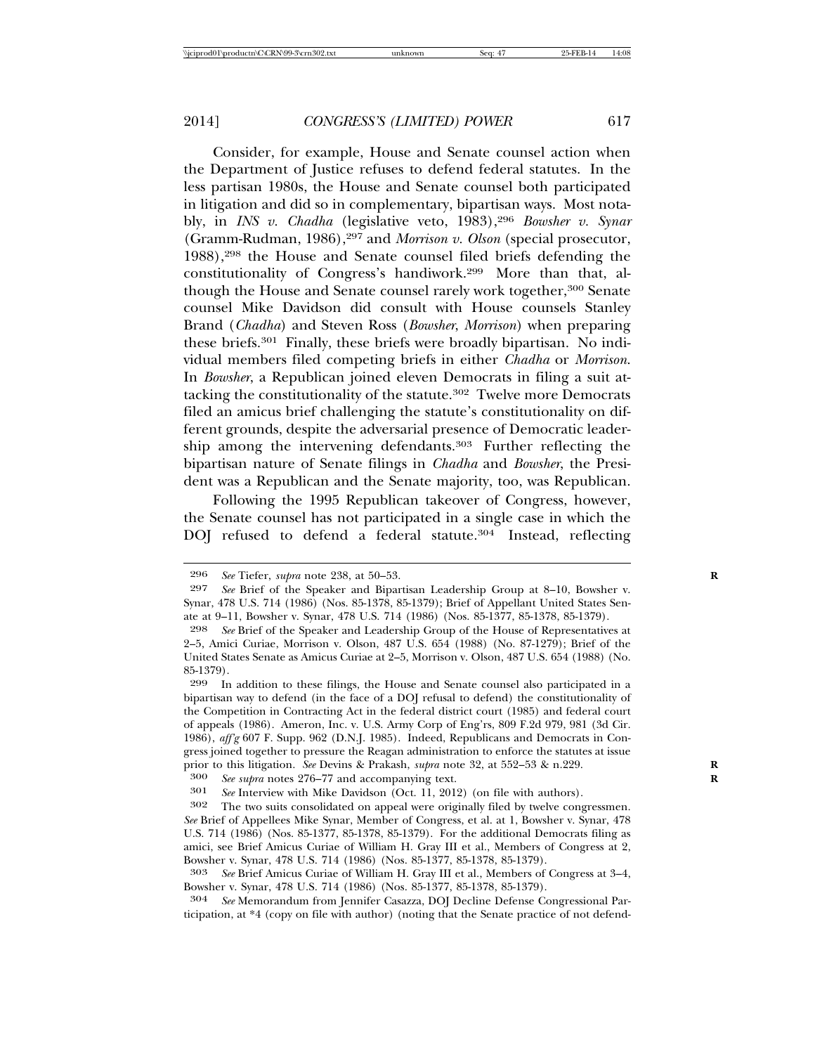Consider, for example, House and Senate counsel action when the Department of Justice refuses to defend federal statutes. In the less partisan 1980s, the House and Senate counsel both participated in litigation and did so in complementary, bipartisan ways. Most notably, in *INS v. Chadha* (legislative veto, 1983),[296] *Bowsher v. Synar* (Gramm-Rudman, 1986),[297] and *Morrison v. Olson* (special prosecutor, 1988),[298] the House and Senate counsel filed briefs defending the constitutionality of Congress's handiwork.[299] More than that, although the House and Senate counsel rarely work together,[300] Senate counsel Mike Davidson did consult with House counsels Stanley Brand (*Chadha*) and Steven Ross (*Bowsher*, *Morrison*) when preparing these briefs.[301] Finally, these briefs were broadly bipartisan. No individual members filed competing briefs in either *Chadha* or *Morrison*. In *Bowsher*, a Republican joined eleven Democrats in filing a suit attacking the constitutionality of the statute.[302] Twelve more Democrats filed an amicus brief challenging the statute's constitutionality on different grounds, despite the adversarial presence of Democratic leadership among the intervening defendants.[303] Further reflecting the bipartisan nature of Senate filings in *Chadha* and *Bowsher*, the President was a Republican and the Senate majority, too, was Republican.

Following the 1995 Republican takeover of Congress, however, the Senate counsel has not participated in a single case in which the DOJ refused to defend a federal statute.[304] Instead, reflecting

---

296 *See* Tiefer, *supra* note 238, at 50–53.

297 *See* Brief of the Speaker and Bipartisan Leadership Group at 8–10, Bowsher v. Synar, 478 U.S. 714 (1986) (Nos. 85-1378, 85-1379); Brief of Appellant United States Senate at 9–11, Bowsher v. Synar, 478 U.S. 714 (1986) (Nos. 85-1377, 85-1378, 85-1379).

298 *See* Brief of the Speaker and Leadership Group of the House of Representatives at 2–5, Amici Curiae, Morrison v. Olson, 487 U.S. 654 (1988) (No. 87-1279); Brief of the United States Senate as Amicus Curiae at 2–5, Morrison v. Olson, 487 U.S. 654 (1988) (No. 85-1379).

299 In addition to these filings, the House and Senate counsel also participated in a bipartisan way to defend (in the face of a DOJ refusal to defend) the constitutionality of the Competition in Contracting Act in the federal district court (1985) and federal court of appeals (1986). Ameron, Inc. v. U.S. Army Corp of Eng'rs, 809 F.2d 979, 981 (3d Cir. 1986), *aff'g* 607 F. Supp. 962 (D.N.J. 1985). Indeed, Republicans and Democrats in Congress joined together to pressure the Reagan administration to enforce the statutes at issue prior to this litigation. *See* Devins & Prakash, *supra* note 32, at 552–53 & n.229.

300 *See supra* notes 276–77 and accompanying text.

301 *See* Interview with Mike Davidson (Oct. 11, 2012) (on file with authors).

302 The two suits consolidated on appeal were originally filed by twelve congressmen. *See* Brief of Appellees Mike Synar, Member of Congress, et al. at 1, Bowsher v. Synar, 478 U.S. 714 (1986) (Nos. 85-1377, 85-1378, 85-1379). For the additional Democrats filing as amici, see Brief Amicus Curiae of William H. Gray III et al., Members of Congress at 2, Bowsher v. Synar, 478 U.S. 714 (1986) (Nos. 85-1377, 85-1378, 85-1379).

303 *See* Brief Amicus Curiae of William H. Gray III et al., Members of Congress at 3–4, Bowsher v. Synar, 478 U.S. 714 (1986) (Nos. 85-1377, 85-1378, 85-1379).

304 *See* Memorandum from Jennifer Casazza, DOJ Decline Defense Congressional Participation, at *4 (copy on file with author) (noting that the Senate practice of not defend-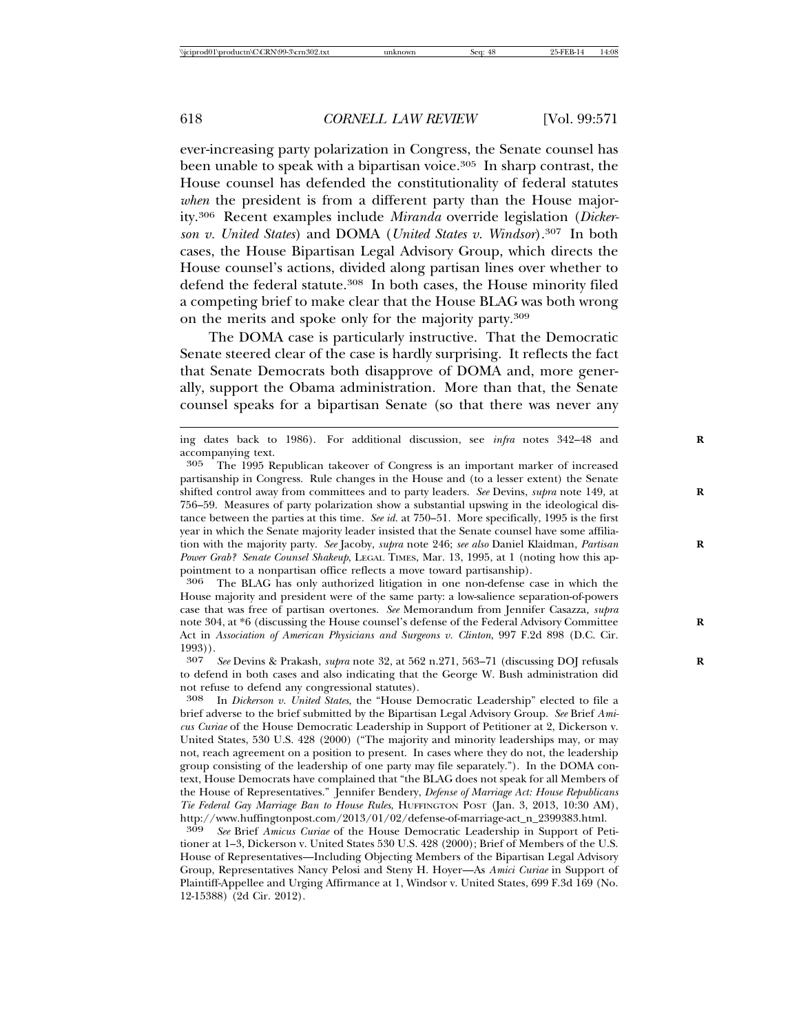ever-increasing party polarization in Congress, the Senate counsel has been unable to speak with a bipartisan voice.[305] In sharp contrast, the House counsel has defended the constitutionality of federal statutes *when* the president is from a different party than the House majority.[306] Recent examples include *Miranda* override legislation (*Dickerson v. United States*) and DOMA (*United States v. Windsor*).[307] In both cases, the House Bipartisan Legal Advisory Group, which directs the House counsel's actions, divided along partisan lines over whether to defend the federal statute.[308] In both cases, the House minority filed a competing brief to make clear that the House BLAG was both wrong on the merits and spoke only for the majority party.[309]

The DOMA case is particularly instructive. That the Democratic Senate steered clear of the case is hardly surprising. It reflects the fact that Senate Democrats both disapprove of DOMA and, more generally, support the Obama administration. More than that, the Senate counsel speaks for a bipartisan Senate (so that there was never any

---

ing dates back to 1986). For additional discussion, see *infra* notes 342–48 and accompanying text.

[305] The 1995 Republican takeover of Congress is an important marker of increased partisanship in Congress. Rule changes in the House and (to a lesser extent) the Senate shifted control away from committees and to party leaders. *See* Devins, *supra* note 149, at 756–59. Measures of party polarization show a substantial upswing in the ideological distance between the parties at this time. *See id.* at 750–51. More specifically, 1995 is the first year in which the Senate majority leader insisted that the Senate counsel have some affiliation with the majority party. *See* Jacoby, *supra* note 246; *see also* Daniel Klaidman, *Partisan Power Grab? Senate Counsel Shakeup*, LEGAL TIMES, Mar. 13, 1995, at 1 (noting how this appointment to a nonpartisan office reflects a move toward partisanship).

[306] The BLAG has only authorized litigation in one non-defense case in which the House majority and president were of the same party: a low-salience separation-of-powers case that was free of partisan overtones. *See* Memorandum from Jennifer Casazza, *supra* note 304, at *6 (discussing the House counsel's defense of the Federal Advisory Committee Act in *Association of American Physicians and Surgeons v. Clinton*, 997 F.2d 898 (D.C. Cir. 1993)).

[307] *See* Devins & Prakash, *supra* note 32, at 562 n.271, 563–71 (discussing DOJ refusals to defend in both cases and also indicating that the George W. Bush administration did not refuse to defend any congressional statutes).

[308] In *Dickerson v. United States*, the "House Democratic Leadership" elected to file a brief adverse to the brief submitted by the Bipartisan Legal Advisory Group. *See* Brief *Amicus Curiae* of the House Democratic Leadership in Support of Petitioner at 2, Dickerson v. United States, 530 U.S. 428 (2000) ("The majority and minority leaderships may, or may not, reach agreement on a position to present. In cases where they do not, the leadership group consisting of the leadership of one party may file separately."). In the DOMA context, House Democrats have complained that "the BLAG does not speak for all Members of the House of Representatives." Jennifer Bendery, *Defense of Marriage Act: House Republicans Tie Federal Gay Marriage Ban to House Rules*, HUFFINGTON POST (Jan. 3, 2013, 10:30 AM), http://www.huffingtonpost.com/2013/01/02/defense-of-marriage-act_n_2399383.html.

[309] *See* Brief *Amicus Curiae* of the House Democratic Leadership in Support of Petitioner at 1–3, Dickerson v. United States 530 U.S. 428 (2000); Brief of Members of the U.S. House of Representatives—Including Objecting Members of the Bipartisan Legal Advisory Group, Representatives Nancy Pelosi and Steny H. Hoyer—As *Amici Curiae* in Support of Plaintiff-Appellee and Urging Affirmance at 1, Windsor v. United States, 699 F.3d 169 (No. 12-15388) (2d Cir. 2012).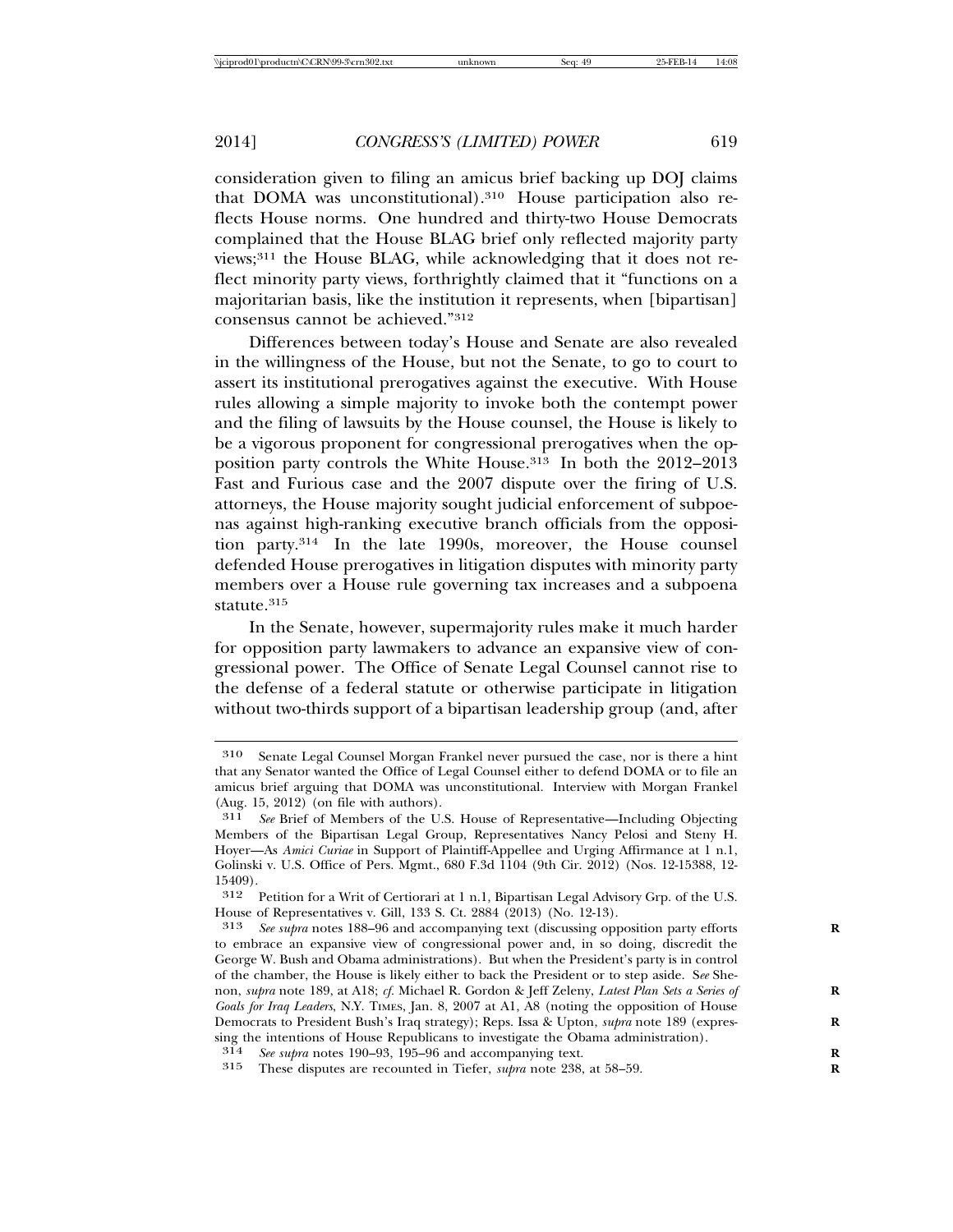consideration given to filing an amicus brief backing up DOJ claims that DOMA was unconstitutional).[310] House participation also reflects House norms. One hundred and thirty-two House Democrats complained that the House BLAG brief only reflected majority party views;[311] the House BLAG, while acknowledging that it does not reflect minority party views, forthrightly claimed that it "functions on a majoritarian basis, like the institution it represents, when [bipartisan] consensus cannot be achieved."[312]

Differences between today's House and Senate are also revealed in the willingness of the House, but not the Senate, to go to court to assert its institutional prerogatives against the executive. With House rules allowing a simple majority to invoke both the contempt power and the filing of lawsuits by the House counsel, the House is likely to be a vigorous proponent for congressional prerogatives when the opposition party controls the White House.[313] In both the 2012–2013 Fast and Furious case and the 2007 dispute over the firing of U.S. attorneys, the House majority sought judicial enforcement of subpoenas against high-ranking executive branch officials from the opposition party.[314] In the late 1990s, moreover, the House counsel defended House prerogatives in litigation disputes with minority party members over a House rule governing tax increases and a subpoena statute.[315]

In the Senate, however, supermajority rules make it much harder for opposition party lawmakers to advance an expansive view of congressional power. The Office of Senate Legal Counsel cannot rise to the defense of a federal statute or otherwise participate in litigation without two-thirds support of a bipartisan leadership group (and, after

---

310 Senate Legal Counsel Morgan Frankel never pursued the case, nor is there a hint that any Senator wanted the Office of Legal Counsel either to defend DOMA or to file an amicus brief arguing that DOMA was unconstitutional. Interview with Morgan Frankel (Aug. 15, 2012) (on file with authors).

311 *See* Brief of Members of the U.S. House of Representative—Including Objecting Members of the Bipartisan Legal Group, Representatives Nancy Pelosi and Steny H. Hoyer—As *Amici Curiae* in Support of Plaintiff-Appellee and Urging Affirmance at 1 n.1, Golinski v. U.S. Office of Pers. Mgmt., 680 F.3d 1104 (9th Cir. 2012) (Nos. 12-15388, 12-15409).

312 Petition for a Writ of Certiorari at 1 n.1, Bipartisan Legal Advisory Grp. of the U.S. House of Representatives v. Gill, 133 S. Ct. 2884 (2013) (No. 12-13).

313 *See supra* notes 188–96 and accompanying text (discussing opposition party efforts to embrace an expansive view of congressional power and, in so doing, discredit the George W. Bush and Obama administrations). But when the President's party is in control of the chamber, the House is likely either to back the President or to step aside. *See* Shenon, *supra* note 189, at A18; *cf.* Michael R. Gordon & Jeff Zeleny, *Latest Plan Sets a Series of Goals for Iraq Leaders*, N.Y. TIMES, Jan. 8, 2007 at A1, A8 (noting the opposition of House Democrats to President Bush's Iraq strategy); Reps. Issa & Upton, *supra* note 189 (expressing the intentions of House Republicans to investigate the Obama administration).

314 *See supra* notes 190–93, 195–96 and accompanying text.

315 These disputes are recounted in Tiefer, *supra* note 238, at 58–59.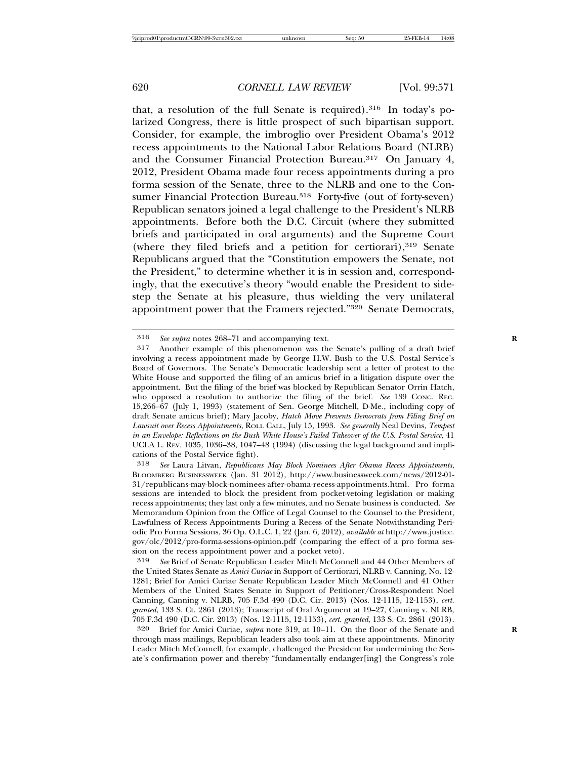that, a resolution of the full Senate is required).[316] In today's polarized Congress, there is little prospect of such bipartisan support. Consider, for example, the imbroglio over President Obama's 2012 recess appointments to the National Labor Relations Board (NLRB) and the Consumer Financial Protection Bureau.[317] On January 4, 2012, President Obama made four recess appointments during a pro forma session of the Senate, three to the NLRB and one to the Consumer Financial Protection Bureau.[318] Forty-five (out of forty-seven) Republican senators joined a legal challenge to the President's NLRB appointments. Before both the D.C. Circuit (where they submitted briefs and participated in oral arguments) and the Supreme Court (where they filed briefs and a petition for certiorari),[319] Senate Republicans argued that the "Constitution empowers the Senate, not the President," to determine whether it is in session and, correspondingly, that the executive's theory "would enable the President to sidestep the Senate at his pleasure, thus wielding the very unilateral appointment power that the Framers rejected."[320] Senate Democrats,

---

316 *See supra* notes 268–71 and accompanying text.

317 Another example of this phenomenon was the Senate's pulling of a draft brief involving a recess appointment made by George H.W. Bush to the U.S. Postal Service's Board of Governors. The Senate's Democratic leadership sent a letter of protest to the White House and supported the filing of an amicus brief in a litigation dispute over the appointment. But the filing of the brief was blocked by Republican Senator Orrin Hatch, who opposed a resolution to authorize the filing of the brief. *See* 139 CONG. REC. 15,266–67 (July 1, 1993) (statement of Sen. George Mitchell, D-Me., including copy of draft Senate amicus brief); Mary Jacoby, *Hatch Move Prevents Democrats from Filing Brief on Lawsuit over Recess Appointments*, ROLL CALL, July 15, 1993. *See generally* Neal Devins, *Tempest in an Envelope: Reflections on the Bush White House's Failed Takeover of the U.S. Postal Service*, 41 UCLA L. REV. 1035, 1036–38, 1047–48 (1994) (discussing the legal background and implications of the Postal Service fight).

318 *See* Laura Litvan, *Republicans May Block Nominees After Obama Recess Appointments*, BLOOMBERG BUSINESSWEEK (Jan. 31 2012), http://www.businessweek.com/news/2012-01-31/republicans-may-block-nominees-after-obama-recess-appointments.html. Pro forma sessions are intended to block the president from pocket-vetoing legislation or making recess appointments; they last only a few minutes, and no Senate business is conducted. *See* Memorandum Opinion from the Office of Legal Counsel to the Counsel to the President, Lawfulness of Recess Appointments During a Recess of the Senate Notwithstanding Periodic Pro Forma Sessions, 36 Op. O.L.C. 1, 22 (Jan. 6, 2012), *available at* http://www.justice.gov/olc/2012/pro-forma-sessions-opinion.pdf (comparing the effect of a pro forma session on the recess appointment power and a pocket veto).

319 *See* Brief of Senate Republican Leader Mitch McConnell and 44 Other Members of the United States Senate as *Amici Curiae* in Support of Certiorari, NLRB v. Canning, No. 12-1281; Brief for Amici Curiae Senate Republican Leader Mitch McConnell and 41 Other Members of the United States Senate in Support of Petitioner/Cross-Respondent Noel Canning, Canning v. NLRB, 705 F.3d 490 (D.C. Cir. 2013) (Nos. 12-1115, 12-1153), *cert. granted*, 133 S. Ct. 2861 (2013); Transcript of Oral Argument at 19–27, Canning v. NLRB, 705 F.3d 490 (D.C. Cir. 2013) (Nos. 12-1115, 12-1153), *cert. granted*, 133 S. Ct. 2861 (2013).

320 Brief for Amici Curiae, *supra* note 319, at 10–11. On the floor of the Senate and through mass mailings, Republican leaders also took aim at these appointments. Minority Leader Mitch McConnell, for example, challenged the President for undermining the Senate's confirmation power and thereby "fundamentally endanger[ing] the Congress's role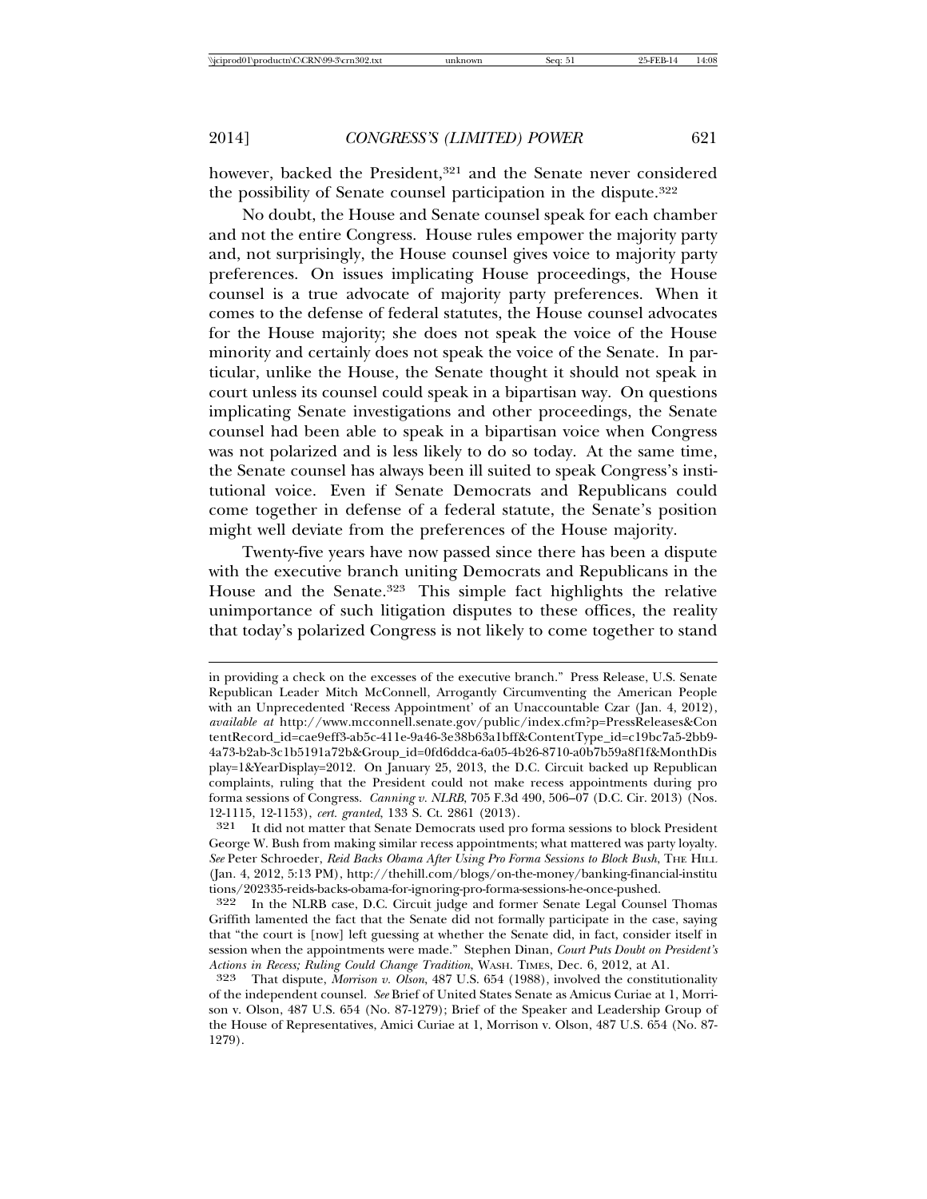however, backed the President,[321] and the Senate never considered the possibility of Senate counsel participation in the dispute.[322]

No doubt, the House and Senate counsel speak for each chamber and not the entire Congress. House rules empower the majority party and, not surprisingly, the House counsel gives voice to majority party preferences. On issues implicating House proceedings, the House counsel is a true advocate of majority party preferences. When it comes to the defense of federal statutes, the House counsel advocates for the House majority; she does not speak the voice of the House minority and certainly does not speak the voice of the Senate. In particular, unlike the House, the Senate thought it should not speak in court unless its counsel could speak in a bipartisan way. On questions implicating Senate investigations and other proceedings, the Senate counsel had been able to speak in a bipartisan voice when Congress was not polarized and is less likely to do so today. At the same time, the Senate counsel has always been ill suited to speak Congress's institutional voice. Even if Senate Democrats and Republicans could come together in defense of a federal statute, the Senate's position might well deviate from the preferences of the House majority.

Twenty-five years have now passed since there has been a dispute with the executive branch uniting Democrats and Republicans in the House and the Senate.[323] This simple fact highlights the relative unimportance of such litigation disputes to these offices, the reality that today's polarized Congress is not likely to come together to stand

---

in providing a check on the excesses of the executive branch." Press Release, U.S. Senate Republican Leader Mitch McConnell, Arrogantly Circumventing the American People with an Unprecedented 'Recess Appointment' of an Unaccountable Czar (Jan. 4, 2012), *available at* http://www.mcconnell.senate.gov/public/index.cfm?p=PressReleases&ContentRecord_id=cae9eff3-ab5c-411e-9a46-3e38b63a1bff&ContentType_id=c19bc7a5-2bb9-4a73-b2ab-3c1b5191a72b&Group_id=0fd6ddca-6a05-4b26-8710-a0b7b59a8f1f&MonthDisplay=1&YearDisplay=2012. On January 25, 2013, the D.C. Circuit backed up Republican complaints, ruling that the President could not make recess appointments during pro forma sessions of Congress. *Canning v. NLRB*, 705 F.3d 490, 506–07 (D.C. Cir. 2013) (Nos. 12-1115, 12-1153), *cert. granted*, 133 S. Ct. 2861 (2013).

321 It did not matter that Senate Democrats used pro forma sessions to block President George W. Bush from making similar recess appointments; what mattered was party loyalty. *See* Peter Schroeder, *Reid Backs Obama After Using Pro Forma Sessions to Block Bush*, THE HILL (Jan. 4, 2012, 5:13 PM), http://thehill.com/blogs/on-the-money/banking-financial-institutions/202335-reids-backs-obama-for-ignoring-pro-forma-sessions-he-once-pushed.

322 In the NLRB case, D.C. Circuit judge and former Senate Legal Counsel Thomas Griffith lamented the fact that the Senate did not formally participate in the case, saying that "the court is [now] left guessing at whether the Senate did, in fact, consider itself in session when the appointments were made." Stephen Dinan, *Court Puts Doubt on President's Actions in Recess; Ruling Could Change Tradition*, WASH. TIMES, Dec. 6, 2012, at A1.

323 That dispute, *Morrison v. Olson*, 487 U.S. 654 (1988), involved the constitutionality of the independent counsel. *See* Brief of United States Senate as Amicus Curiae at 1, Morrison v. Olson, 487 U.S. 654 (No. 87-1279); Brief of the Speaker and Leadership Group of the House of Representatives, Amici Curiae at 1, Morrison v. Olson, 487 U.S. 654 (No. 87-1279).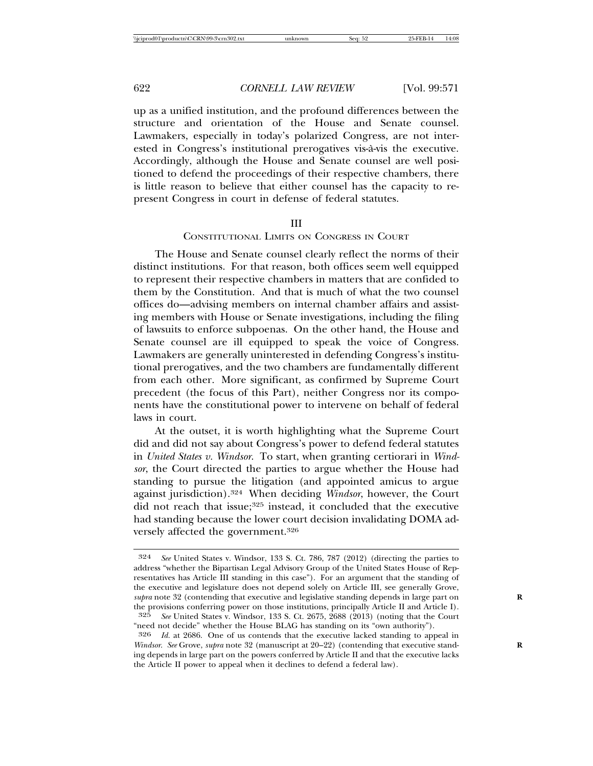up as a unified institution, and the profound differences between the structure and orientation of the House and Senate counsel. Lawmakers, especially in today's polarized Congress, are not interested in Congress's institutional prerogatives vis-à-vis the executive. Accordingly, although the House and Senate counsel are well positioned to defend the proceedings of their respective chambers, there is little reason to believe that either counsel has the capacity to represent Congress in court in defense of federal statutes.

## III
## CONSTITUTIONAL LIMITS ON CONGRESS IN COURT

The House and Senate counsel clearly reflect the norms of their distinct institutions. For that reason, both offices seem well equipped to represent their respective chambers in matters that are confided to them by the Constitution. And that is much of what the two counsel offices do—advising members on internal chamber affairs and assisting members with House or Senate investigations, including the filing of lawsuits to enforce subpoenas. On the other hand, the House and Senate counsel are ill equipped to speak the voice of Congress. Lawmakers are generally uninterested in defending Congress's institutional prerogatives, and the two chambers are fundamentally different from each other. More significant, as confirmed by Supreme Court precedent (the focus of this Part), neither Congress nor its components have the constitutional power to intervene on behalf of federal laws in court.

At the outset, it is worth highlighting what the Supreme Court did and did not say about Congress's power to defend federal statutes in *United States v. Windsor*. To start, when granting certiorari in *Windsor*, the Court directed the parties to argue whether the House had standing to pursue the litigation (and appointed amicus to argue against jurisdiction).[324] When deciding *Windsor*, however, the Court did not reach that issue;[325] instead, it concluded that the executive had standing because the lower court decision invalidating DOMA adversely affected the government.[326]

---

324 *See* United States v. Windsor, 133 S. Ct. 786, 787 (2012) (directing the parties to address "whether the Bipartisan Legal Advisory Group of the United States House of Representatives has Article III standing in this case"). For an argument that the standing of the executive and legislature does not depend solely on Article III, see generally Grove, *supra* note 32 (contending that executive and legislative standing depends in large part on the provisions conferring power on those institutions, principally Article II and Article I).

325 *See* United States v. Windsor, 133 S. Ct. 2675, 2688 (2013) (noting that the Court "need not decide" whether the House BLAG has standing on its "own authority").

326 *Id.* at 2686. One of us contends that the executive lacked standing to appeal in *Windsor*. *See* Grove, *supra* note 32 (manuscript at 20–22) (contending that executive standing depends in large part on the powers conferred by Article II and that the executive lacks the Article II power to appeal when it declines to defend a federal law).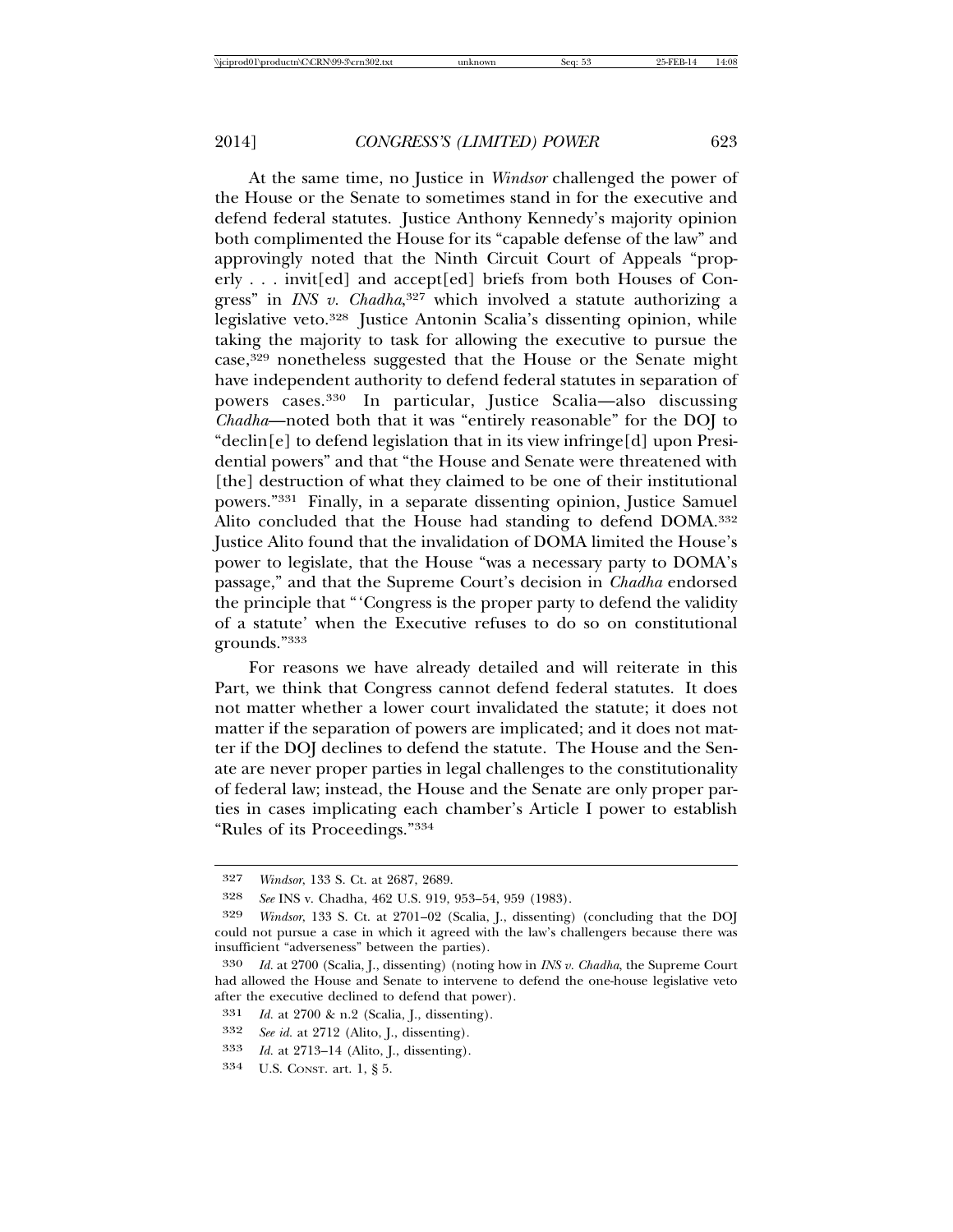At the same time, no Justice in *Windsor* challenged the power of the House or the Senate to sometimes stand in for the executive and defend federal statutes. Justice Anthony Kennedy's majority opinion both complimented the House for its "capable defense of the law" and approvingly noted that the Ninth Circuit Court of Appeals "properly . . . invit[ed] and accept[ed] briefs from both Houses of Congress" in *INS v. Chadha*,[327] which involved a statute authorizing a legislative veto.[328] Justice Antonin Scalia's dissenting opinion, while taking the majority to task for allowing the executive to pursue the case,[329] nonetheless suggested that the House or the Senate might have independent authority to defend federal statutes in separation of powers cases.[330] In particular, Justice Scalia—also discussing *Chadha*—noted both that it was "entirely reasonable" for the DOJ to "declin[e] to defend legislation that in its view infringe[d] upon Presidential powers" and that "the House and Senate were threatened with [the] destruction of what they claimed to be one of their institutional powers."[331] Finally, in a separate dissenting opinion, Justice Samuel Alito concluded that the House had standing to defend DOMA.[332] Justice Alito found that the invalidation of DOMA limited the House's power to legislate, that the House "was a necessary party to DOMA's passage," and that the Supreme Court's decision in *Chadha* endorsed the principle that "'Congress is the proper party to defend the validity of a statute' when the Executive refuses to do so on constitutional grounds."[333]

For reasons we have already detailed and will reiterate in this Part, we think that Congress cannot defend federal statutes. It does not matter whether a lower court invalidated the statute; it does not matter if the separation of powers are implicated; and it does not matter if the DOJ declines to defend the statute. The House and the Senate are never proper parties in legal challenges to the constitutionality of federal law; instead, the House and the Senate are only proper parties in cases implicating each chamber's Article I power to establish "Rules of its Proceedings."[334]

---

327 *Windsor*, 133 S. Ct. at 2687, 2689.

328 *See* INS v. Chadha, 462 U.S. 919, 953–54, 959 (1983).

329 *Windsor*, 133 S. Ct. at 2701–02 (Scalia, J., dissenting) (concluding that the DOJ could not pursue a case in which it agreed with the law's challengers because there was insufficient "adverseness" between the parties).

330 *Id.* at 2700 (Scalia, J., dissenting) (noting how in *INS v. Chadha*, the Supreme Court had allowed the House and Senate to intervene to defend the one-house legislative veto after the executive declined to defend that power).

331 *Id.* at 2700 & n.2 (Scalia, J., dissenting).

332 *See id.* at 2712 (Alito, J., dissenting).

333 *Id.* at 2713–14 (Alito, J., dissenting).

334 U.S. CONST. art. 1, § 5.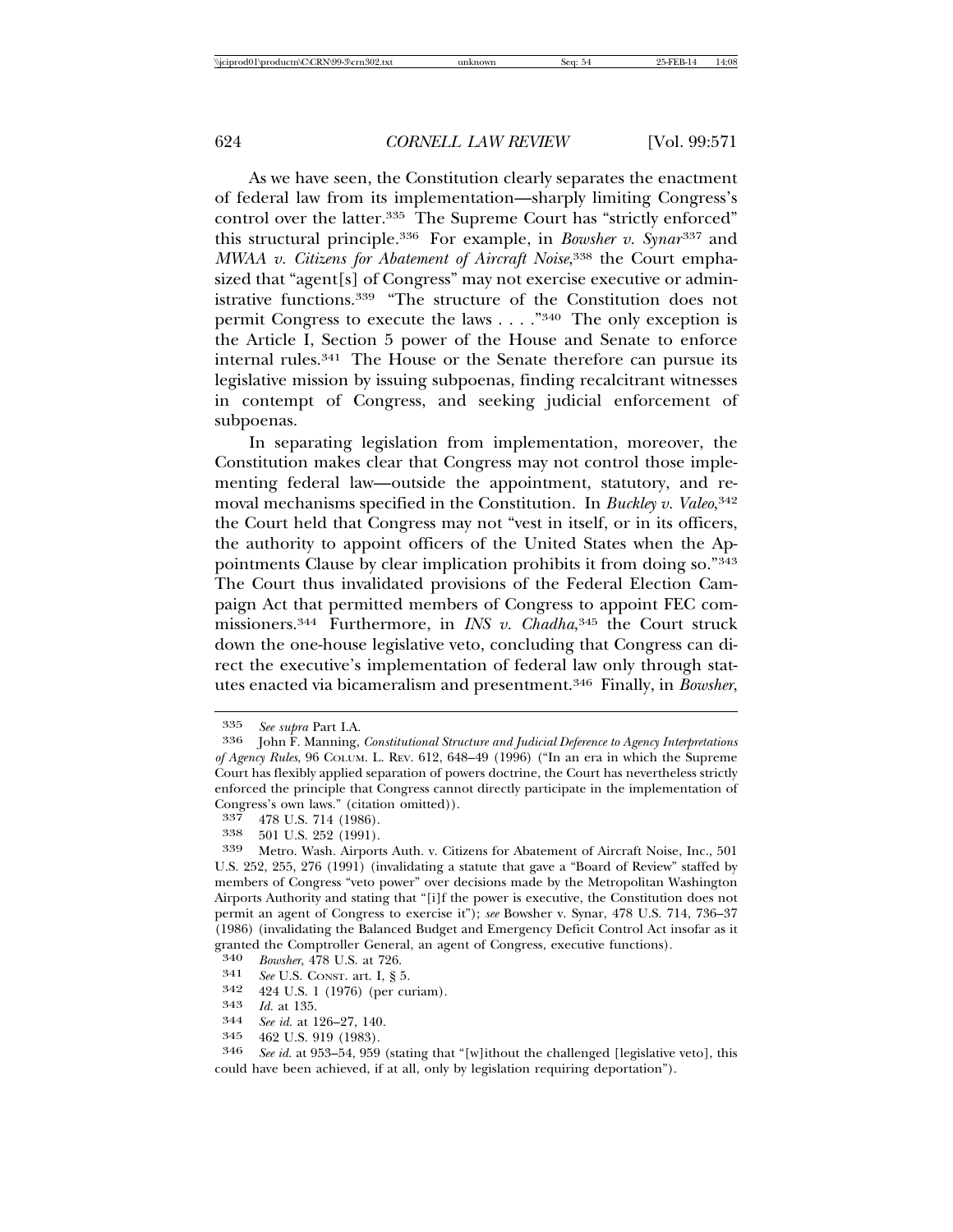As we have seen, the Constitution clearly separates the enactment of federal law from its implementation—sharply limiting Congress's control over the latter.[335] The Supreme Court has "strictly enforced" this structural principle.[336] For example, in *Bowsher v. Synar*[337] and *MWAA v. Citizens for Abatement of Aircraft Noise*,[338] the Court emphasized that "agent[s] of Congress" may not exercise executive or administrative functions.[339] "The structure of the Constitution does not permit Congress to execute the laws . . . ."[340] The only exception is the Article I, Section 5 power of the House and Senate to enforce internal rules.[341] The House or the Senate therefore can pursue its legislative mission by issuing subpoenas, finding recalcitrant witnesses in contempt of Congress, and seeking judicial enforcement of subpoenas.

In separating legislation from implementation, moreover, the Constitution makes clear that Congress may not control those implementing federal law—outside the appointment, statutory, and removal mechanisms specified in the Constitution. In *Buckley v. Valeo*,[342] the Court held that Congress may not "vest in itself, or in its officers, the authority to appoint officers of the United States when the Appointments Clause by clear implication prohibits it from doing so."[343] The Court thus invalidated provisions of the Federal Election Campaign Act that permitted members of Congress to appoint FEC commissioners.[344] Furthermore, in *INS v. Chadha*,[345] the Court struck down the one-house legislative veto, concluding that Congress can direct the executive's implementation of federal law only through statutes enacted via bicameralism and presentment.[346] Finally, in *Bowsher*,

---

[335] *See supra* Part I.A.

[336] John F. Manning, *Constitutional Structure and Judicial Deference to Agency Interpretations of Agency Rules*, 96 COLUM. L. REV. 612, 648–49 (1996) ("In an era in which the Supreme Court has flexibly applied separation of powers doctrine, the Court has nevertheless strictly enforced the principle that Congress cannot directly participate in the implementation of Congress's own laws." (citation omitted)).

[337] 478 U.S. 714 (1986).

[338] 501 U.S. 252 (1991).

[339] Metro. Wash. Airports Auth. v. Citizens for Abatement of Aircraft Noise, Inc., 501 U.S. 252, 255, 276 (1991) (invalidating a statute that gave a "Board of Review" staffed by members of Congress "veto power" over decisions made by the Metropolitan Washington Airports Authority and stating that "[i]f the power is executive, the Constitution does not permit an agent of Congress to exercise it"); *see* Bowsher v. Synar, 478 U.S. 714, 736–37 (1986) (invalidating the Balanced Budget and Emergency Deficit Control Act insofar as it granted the Comptroller General, an agent of Congress, executive functions).

[340] *Bowsher*, 478 U.S. at 726.

[341] *See* U.S. CONST. art. I, § 5.

[342] 424 U.S. 1 (1976) (per curiam).

[343] *Id.* at 135.

[344] *See id.* at 126–27, 140.

[345] 462 U.S. 919 (1983).

[346] *See id.* at 953–54, 959 (stating that "[w]ithout the challenged [legislative veto], this could have been achieved, if at all, only by legislation requiring deportation").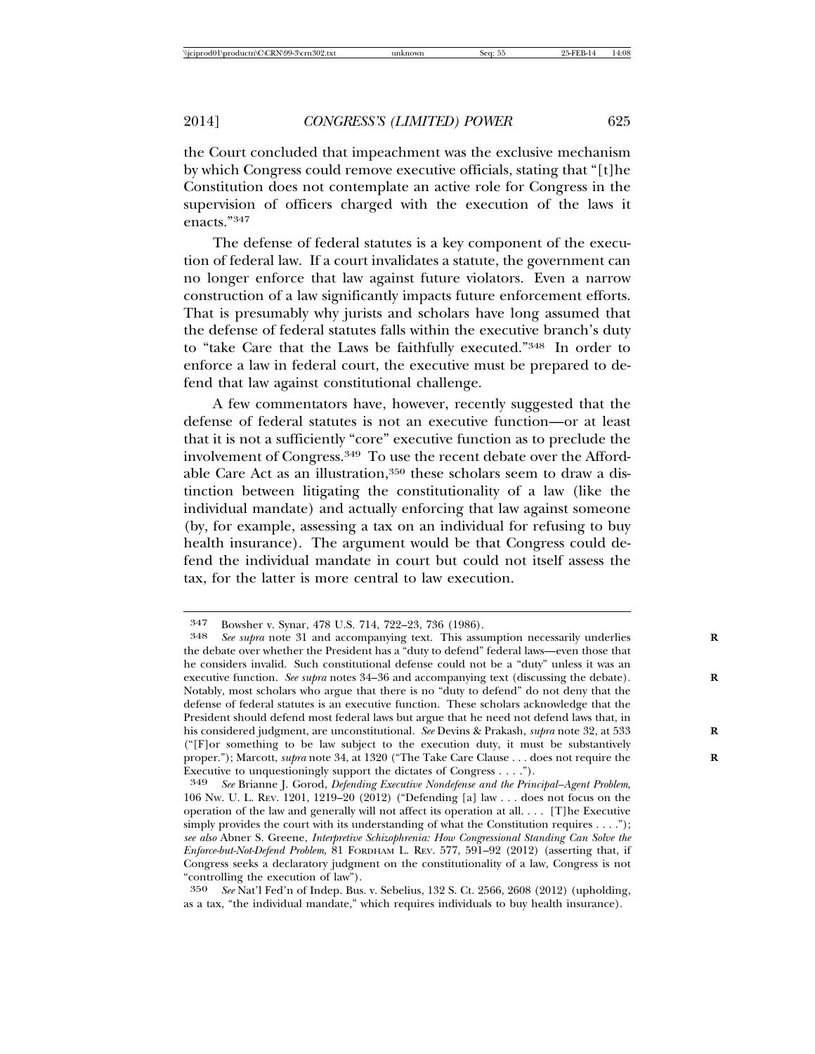the Court concluded that impeachment was the exclusive mechanism by which Congress could remove executive officials, stating that "[t]he Constitution does not contemplate an active role for Congress in the supervision of officers charged with the execution of the laws it enacts."[347]

The defense of federal statutes is a key component of the execution of federal law. If a court invalidates a statute, the government can no longer enforce that law against future violators. Even a narrow construction of a law significantly impacts future enforcement efforts. That is presumably why jurists and scholars have long assumed that the defense of federal statutes falls within the executive branch's duty to "take Care that the Laws be faithfully executed."[348] In order to enforce a law in federal court, the executive must be prepared to defend that law against constitutional challenge.

A few commentators have, however, recently suggested that the defense of federal statutes is not an executive function—or at least that it is not a sufficiently "core" executive function as to preclude the involvement of Congress.[349] To use the recent debate over the Affordable Care Act as an illustration,[350] these scholars seem to draw a distinction between litigating the constitutionality of a law (like the individual mandate) and actually enforcing that law against someone (by, for example, assessing a tax on an individual for refusing to buy health insurance). The argument would be that Congress could defend the individual mandate in court but could not itself assess the tax, for the latter is more central to law execution.

---

347 Bowsher v. Synar, 478 U.S. 714, 722–23, 736 (1986).

348 *See supra* note 31 and accompanying text. This assumption necessarily underlies the debate over whether the President has a "duty to defend" federal laws—even those that he considers invalid. Such constitutional defense could not be a "duty" unless it was an executive function. *See supra* notes 34–36 and accompanying text (discussing the debate). Notably, most scholars who argue that there is no "duty to defend" do not deny that the defense of federal statutes is an executive function. These scholars acknowledge that the President should defend most federal laws but argue that he need not defend laws that, in his considered judgment, are unconstitutional. *See* Devins & Prakash, *supra* note 32, at 533 ("[F]or something to be law subject to the execution duty, it must be substantively proper."); Marcott, *supra* note 34, at 1320 ("The Take Care Clause . . . does not require the Executive to unquestioningly support the dictates of Congress . . . .").

349 *See* Brianne J. Gorod, *Defending Executive Nondefense and the Principal–Agent Problem*, 106 Nw. U. L. Rev. 1201, 1219–20 (2012) ("Defending [a] law . . . does not focus on the operation of the law and generally will not affect its operation at all. . . . [T]he Executive simply provides the court with its understanding of what the Constitution requires . . . ."); *see also* Abner S. Greene, *Interpretive Schizophrenia: How Congressional Standing Can Solve the Enforce-but-Not-Defend Problem*, 81 Fordham L. Rev. 577, 591–92 (2012) (asserting that, if Congress seeks a declaratory judgment on the constitutionality of a law, Congress is not "controlling the execution of law").

350 *See* Nat'l Fed'n of Indep. Bus. v. Sebelius, 132 S. Ct. 2566, 2608 (2012) (upholding, as a tax, "the individual mandate," which requires individuals to buy health insurance).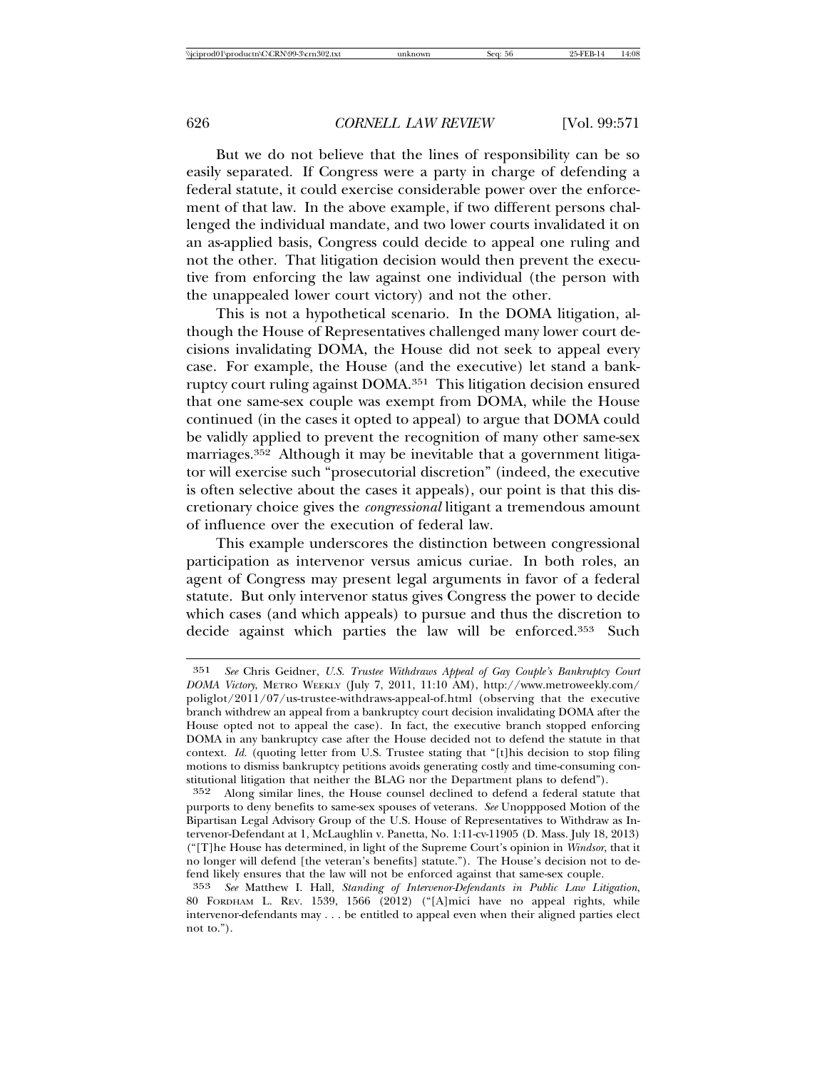But we do not believe that the lines of responsibility can be so easily separated. If Congress were a party in charge of defending a federal statute, it could exercise considerable power over the enforcement of that law. In the above example, if two different persons challenged the individual mandate, and two lower courts invalidated it on an as-applied basis, Congress could decide to appeal one ruling and not the other. That litigation decision would then prevent the executive from enforcing the law against one individual (the person with the unappealed lower court victory) and not the other.

This is not a hypothetical scenario. In the DOMA litigation, although the House of Representatives challenged many lower court decisions invalidating DOMA, the House did not seek to appeal every case. For example, the House (and the executive) let stand a bankruptcy court ruling against DOMA.[351] This litigation decision ensured that one same-sex couple was exempt from DOMA, while the House continued (in the cases it opted to appeal) to argue that DOMA could be validly applied to prevent the recognition of many other same-sex marriages.[352] Although it may be inevitable that a government litigator will exercise such "prosecutorial discretion" (indeed, the executive is often selective about the cases it appeals), our point is that this discretionary choice gives the *congressional* litigant a tremendous amount of influence over the execution of federal law.

This example underscores the distinction between congressional participation as intervenor versus amicus curiae. In both roles, an agent of Congress may present legal arguments in favor of a federal statute. But only intervenor status gives Congress the power to decide which cases (and which appeals) to pursue and thus the discretion to decide against which parties the law will be enforced.[353] Such

---

351 *See* Chris Geidner, *U.S. Trustee Withdraws Appeal of Gay Couple's Bankruptcy Court DOMA Victory*, METRO WEEKLY (July 7, 2011, 11:10 AM), http://www.metroweekly.com/poliglot/2011/07/us-trustee-withdraws-appeal-of.html (observing that the executive branch withdrew an appeal from a bankruptcy court decision invalidating DOMA after the House opted not to appeal the case). In fact, the executive branch stopped enforcing DOMA in any bankruptcy case after the House decided not to defend the statute in that context. *Id.* (quoting letter from U.S. Trustee stating that "[t]his decision to stop filing motions to dismiss bankruptcy petitions avoids generating costly and time-consuming constitutional litigation that neither the BLAG nor the Department plans to defend").

352 Along similar lines, the House counsel declined to defend a federal statute that purports to deny benefits to same-sex spouses of veterans. *See* Unoppposed Motion of the Bipartisan Legal Advisory Group of the U.S. House of Representatives to Withdraw as Intervenor-Defendant at 1, McLaughlin v. Panetta, No. 1:11-cv-11905 (D. Mass. July 18, 2013) ("[T]he House has determined, in light of the Supreme Court's opinion in *Windsor*, that it no longer will defend [the veteran's benefits] statute."). The House's decision not to defend likely ensures that the law will not be enforced against that same-sex couple.

353 *See* Matthew I. Hall, *Standing of Intervenor-Defendants in Public Law Litigation*, 80 FORDHAM L. REV. 1539, 1566 (2012) ("[A]mici have no appeal rights, while intervenor-defendants may . . . be entitled to appeal even when their aligned parties elect not to.").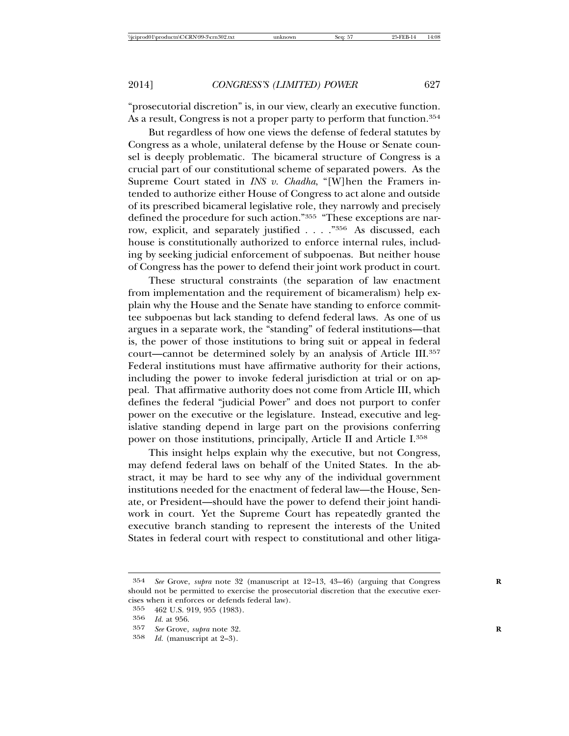"prosecutorial discretion" is, in our view, clearly an executive function. As a result, Congress is not a proper party to perform that function.[354]

But regardless of how one views the defense of federal statutes by Congress as a whole, unilateral defense by the House or Senate counsel is deeply problematic. The bicameral structure of Congress is a crucial part of our constitutional scheme of separated powers. As the Supreme Court stated in *INS v. Chadha*, "[W]hen the Framers intended to authorize either House of Congress to act alone and outside of its prescribed bicameral legislative role, they narrowly and precisely defined the procedure for such action."[355] "These exceptions are narrow, explicit, and separately justified . . . ."[356] As discussed, each house is constitutionally authorized to enforce internal rules, including by seeking judicial enforcement of subpoenas. But neither house of Congress has the power to defend their joint work product in court.

These structural constraints (the separation of law enactment from implementation and the requirement of bicameralism) help explain why the House and the Senate have standing to enforce committee subpoenas but lack standing to defend federal laws. As one of us argues in a separate work, the "standing" of federal institutions—that is, the power of those institutions to bring suit or appeal in federal court—cannot be determined solely by an analysis of Article III.[357] Federal institutions must have affirmative authority for their actions, including the power to invoke federal jurisdiction at trial or on appeal. That affirmative authority does not come from Article III, which defines the federal "judicial Power" and does not purport to confer power on the executive or the legislature. Instead, executive and legislative standing depend in large part on the provisions conferring power on those institutions, principally, Article II and Article I.[358]

This insight helps explain why the executive, but not Congress, may defend federal laws on behalf of the United States. In the abstract, it may be hard to see why any of the individual government institutions needed for the enactment of federal law—the House, Senate, or President—should have the power to defend their joint handiwork in court. Yet the Supreme Court has repeatedly granted the executive branch standing to represent the interests of the United States in federal court with respect to constitutional and other litiga-

---

354 *See* Grove, *supra* note 32 (manuscript at 12–13, 43–46) (arguing that Congress should not be permitted to exercise the prosecutorial discretion that the executive exercises when it enforces or defends federal law).

355 462 U.S. 919, 955 (1983).

356 *Id.* at 956.

357 *See* Grove, *supra* note 32.

358 *Id.* (manuscript at 2–3).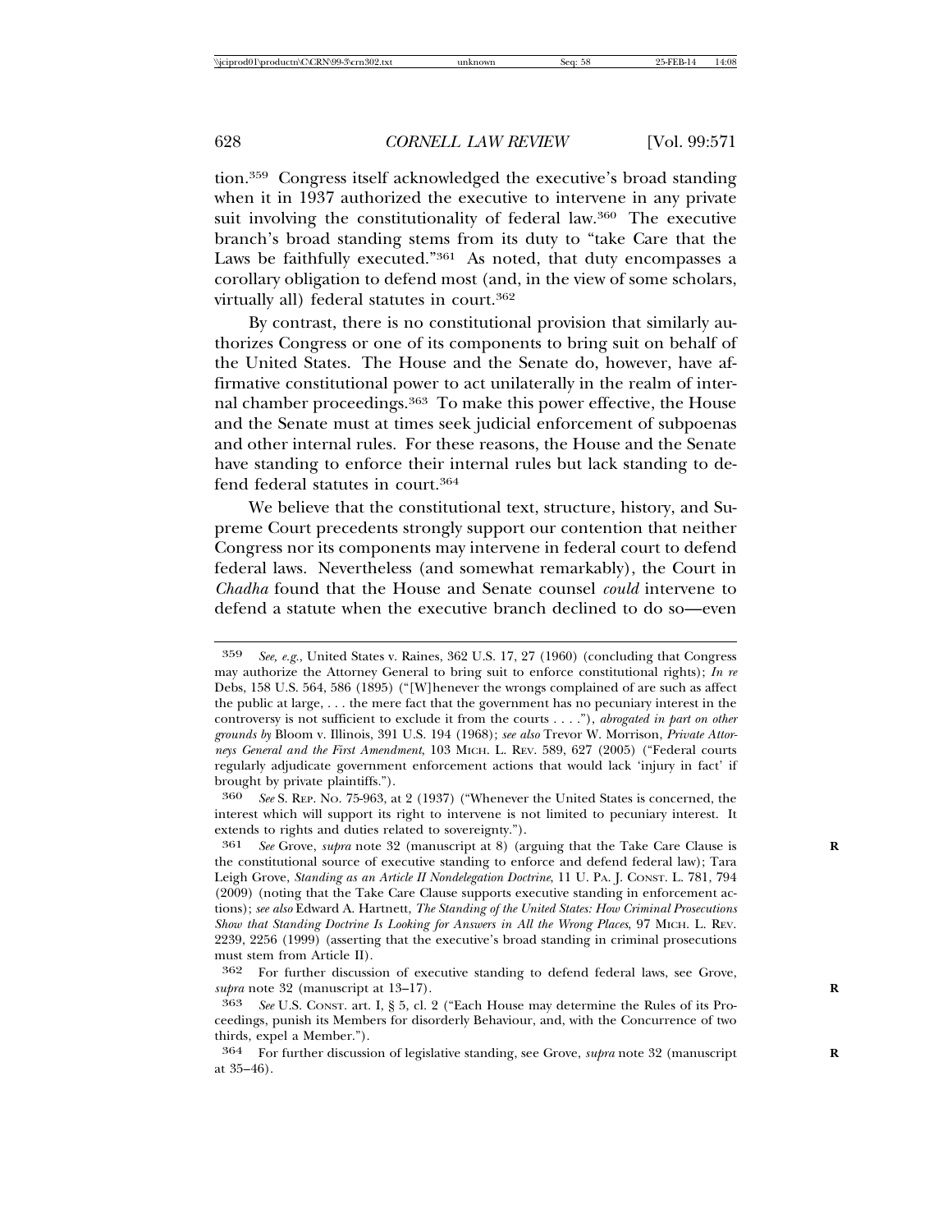tion.[359] Congress itself acknowledged the executive's broad standing when it in 1937 authorized the executive to intervene in any private suit involving the constitutionality of federal law.[360] The executive branch's broad standing stems from its duty to "take Care that the Laws be faithfully executed."[361] As noted, that duty encompasses a corollary obligation to defend most (and, in the view of some scholars, virtually all) federal statutes in court.[362]

By contrast, there is no constitutional provision that similarly authorizes Congress or one of its components to bring suit on behalf of the United States. The House and the Senate do, however, have affirmative constitutional power to act unilaterally in the realm of internal chamber proceedings.[363] To make this power effective, the House and the Senate must at times seek judicial enforcement of subpoenas and other internal rules. For these reasons, the House and the Senate have standing to enforce their internal rules but lack standing to defend federal statutes in court.[364]

We believe that the constitutional text, structure, history, and Supreme Court precedents strongly support our contention that neither Congress nor its components may intervene in federal court to defend federal laws. Nevertheless (and somewhat remarkably), the Court in *Chadha* found that the House and Senate counsel *could* intervene to defend a statute when the executive branch declined to do so—even

---

359 *See, e.g.*, United States v. Raines, 362 U.S. 17, 27 (1960) (concluding that Congress may authorize the Attorney General to bring suit to enforce constitutional rights); *In re* Debs, 158 U.S. 564, 586 (1895) ("[W]henever the wrongs complained of are such as affect the public at large, . . . the mere fact that the government has no pecuniary interest in the controversy is not sufficient to exclude it from the courts . . . ."), *abrogated in part on other grounds by* Bloom v. Illinois, 391 U.S. 194 (1968); *see also* Trevor W. Morrison, *Private Attorneys General and the First Amendment*, 103 MICH. L. REV. 589, 627 (2005) ("Federal courts regularly adjudicate government enforcement actions that would lack 'injury in fact' if brought by private plaintiffs.").

360 *See* S. REP. NO. 75-963, at 2 (1937) ("Whenever the United States is concerned, the interest which will support its right to intervene is not limited to pecuniary interest. It extends to rights and duties related to sovereignty.").

361 *See* Grove, *supra* note 32 (manuscript at 8) (arguing that the Take Care Clause is the constitutional source of executive standing to enforce and defend federal law); Tara Leigh Grove, *Standing as an Article II Nondelegation Doctrine*, 11 U. PA. J. CONST. L. 781, 794 (2009) (noting that the Take Care Clause supports executive standing in enforcement actions); *see also* Edward A. Hartnett, *The Standing of the United States: How Criminal Prosecutions Show that Standing Doctrine Is Looking for Answers in All the Wrong Places*, 97 MICH. L. REV. 2239, 2256 (1999) (asserting that the executive's broad standing in criminal prosecutions must stem from Article II).

362 For further discussion of executive standing to defend federal laws, see Grove, *supra* note 32 (manuscript at 13–17).

363 *See* U.S. CONST. art. I, § 5, cl. 2 ("Each House may determine the Rules of its Proceedings, punish its Members for disorderly Behaviour, and, with the Concurrence of two thirds, expel a Member.").

364 For further discussion of legislative standing, see Grove, *supra* note 32 (manuscript at 35–46).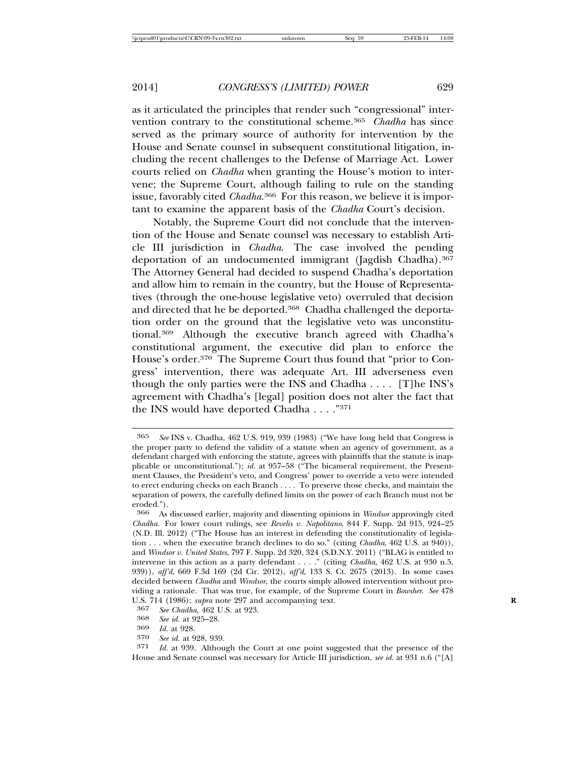as it articulated the principles that render such "congressional" intervention contrary to the constitutional scheme.[365] *Chadha* has since served as the primary source of authority for intervention by the House and Senate counsel in subsequent constitutional litigation, including the recent challenges to the Defense of Marriage Act. Lower courts relied on *Chadha* when granting the House's motion to intervene; the Supreme Court, although failing to rule on the standing issue, favorably cited *Chadha*.[366] For this reason, we believe it is important to examine the apparent basis of the *Chadha* Court's decision.

Notably, the Supreme Court did not conclude that the intervention of the House and Senate counsel was necessary to establish Article III jurisdiction in *Chadha*. The case involved the pending deportation of an undocumented immigrant (Jagdish Chadha).[367] The Attorney General had decided to suspend Chadha's deportation and allow him to remain in the country, but the House of Representatives (through the one-house legislative veto) overruled that decision and directed that he be deported.[368] Chadha challenged the deportation order on the ground that the legislative veto was unconstitutional.[369] Although the executive branch agreed with Chadha's constitutional argument, the executive did plan to enforce the House's order.[370] The Supreme Court thus found that "prior to Congress' intervention, there was adequate Art. III adverseness even though the only parties were the INS and Chadha . . . . [T]he INS's agreement with Chadha's [legal] position does not alter the fact that the INS would have deported Chadha . . . ."[371]

---

365 *See* INS v. Chadha, 462 U.S. 919, 939 (1983) ("We have long held that Congress is the proper party to defend the validity of a statute when an agency of government, as a defendant charged with enforcing the statute, agrees with plaintiffs that the statute is inapplicable or unconstitutional."); *id.* at 957–58 ("The bicameral requirement, the Presentment Clauses, the President's veto, and Congress' power to override a veto were intended to erect enduring checks on each Branch . . . . To preserve those checks, and maintain the separation of powers, the carefully defined limits on the power of each Branch must not be eroded.").

366 As discussed earlier, majority and dissenting opinions in *Windsor* approvingly cited *Chadha*. For lower court rulings, see *Revelis v. Napolitano*, 844 F. Supp. 2d 915, 924–25 (N.D. Ill. 2012) ("The House has an interest in defending the constitutionality of legislation . . . when the executive branch declines to do so." (citing *Chadha*, 462 U.S. at 940)), and *Windsor v. United States*, 797 F. Supp. 2d 320, 324 (S.D.N.Y. 2011) ("BLAG is entitled to intervene in this action as a party defendant . . . ." (citing *Chadha*, 462 U.S. at 930 n.5, 939)), *aff'd*, 669 F.3d 169 (2d Cir. 2012), *aff'd*, 133 S. Ct. 2675 (2013). In some cases decided between *Chadha* and *Windsor*, the courts simply allowed intervention without providing a rationale. That was true, for example, of the Supreme Court in *Bowsher*. *See* 478 U.S. 714 (1986); *supra* note 297 and accompanying text.

367 *See Chadha*, 462 U.S. at 923.

368 *See id.* at 925–28.

369 *Id.* at 928.

370 *See id.* at 928, 939.

371 *Id.* at 939. Although the Court at one point suggested that the presence of the House and Senate counsel was necessary for Article III jurisdiction, *see id.* at 931 n.6 ("[A]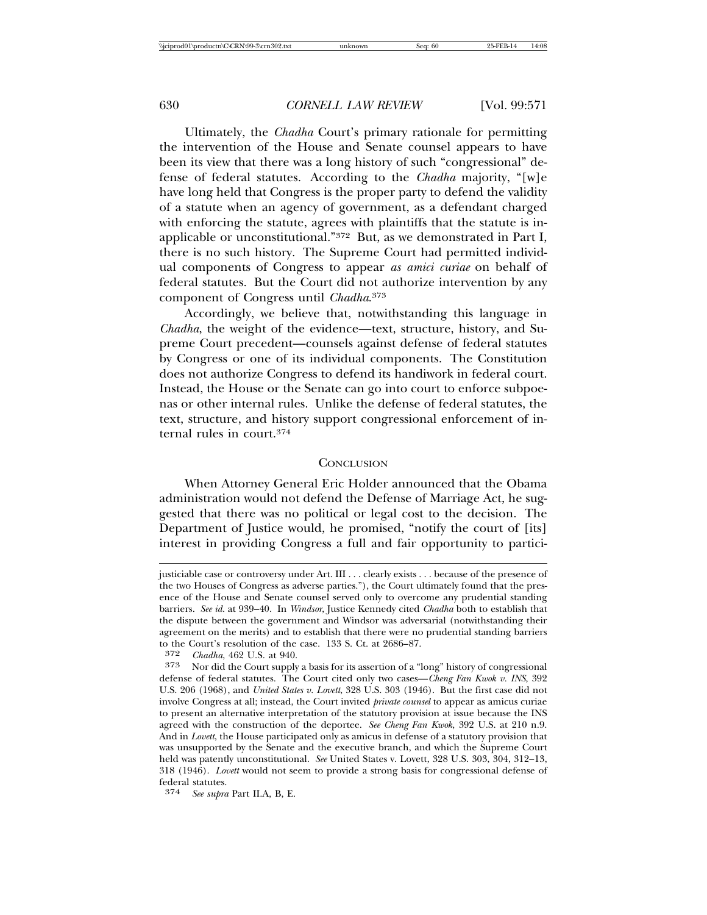Ultimately, the *Chadha* Court's primary rationale for permitting the intervention of the House and Senate counsel appears to have been its view that there was a long history of such "congressional" defense of federal statutes. According to the *Chadha* majority, "[w]e have long held that Congress is the proper party to defend the validity of a statute when an agency of government, as a defendant charged with enforcing the statute, agrees with plaintiffs that the statute is inapplicable or unconstitutional."[372] But, as we demonstrated in Part I, there is no such history. The Supreme Court had permitted individual components of Congress to appear *as amici curiae* on behalf of federal statutes. But the Court did not authorize intervention by any component of Congress until *Chadha*.[373]

Accordingly, we believe that, notwithstanding this language in *Chadha*, the weight of the evidence—text, structure, history, and Supreme Court precedent—counsels against defense of federal statutes by Congress or one of its individual components. The Constitution does not authorize Congress to defend its handiwork in federal court. Instead, the House or the Senate can go into court to enforce subpoenas or other internal rules. Unlike the defense of federal statutes, the text, structure, and history support congressional enforcement of internal rules in court.[374]

## CONCLUSION

When Attorney General Eric Holder announced that the Obama administration would not defend the Defense of Marriage Act, he suggested that there was no political or legal cost to the decision. The Department of Justice would, he promised, "notify the court of [its] interest in providing Congress a full and fair opportunity to partici-

---

justiciable case or controversy under Art. III . . . clearly exists . . . because of the presence of the two Houses of Congress as adverse parties."), the Court ultimately found that the presence of the House and Senate counsel served only to overcome any prudential standing barriers. *See id.* at 939–40. In *Windsor*, Justice Kennedy cited *Chadha* both to establish that the dispute between the government and Windsor was adversarial (notwithstanding their agreement on the merits) and to establish that there were no prudential standing barriers to the Court's resolution of the case. 133 S. Ct. at 2686–87.

372 *Chadha*, 462 U.S. at 940.

373 Nor did the Court supply a basis for its assertion of a "long" history of congressional defense of federal statutes. The Court cited only two cases—*Cheng Fan Kwok v. INS*, 392 U.S. 206 (1968), and *United States v. Lovett*, 328 U.S. 303 (1946). But the first case did not involve Congress at all; instead, the Court invited *private counsel* to appear as amicus curiae to present an alternative interpretation of the statutory provision at issue because the INS agreed with the construction of the deportee. *See Cheng Fan Kwok*, 392 U.S. at 210 n.9. And in *Lovett*, the House participated only as amicus in defense of a statutory provision that was unsupported by the Senate and the executive branch, and which the Supreme Court held was patently unconstitutional. *See* United States v. Lovett, 328 U.S. 303, 304, 312–13, 318 (1946). *Lovett* would not seem to provide a strong basis for congressional defense of federal statutes.

374 *See supra* Part II.A, B, E.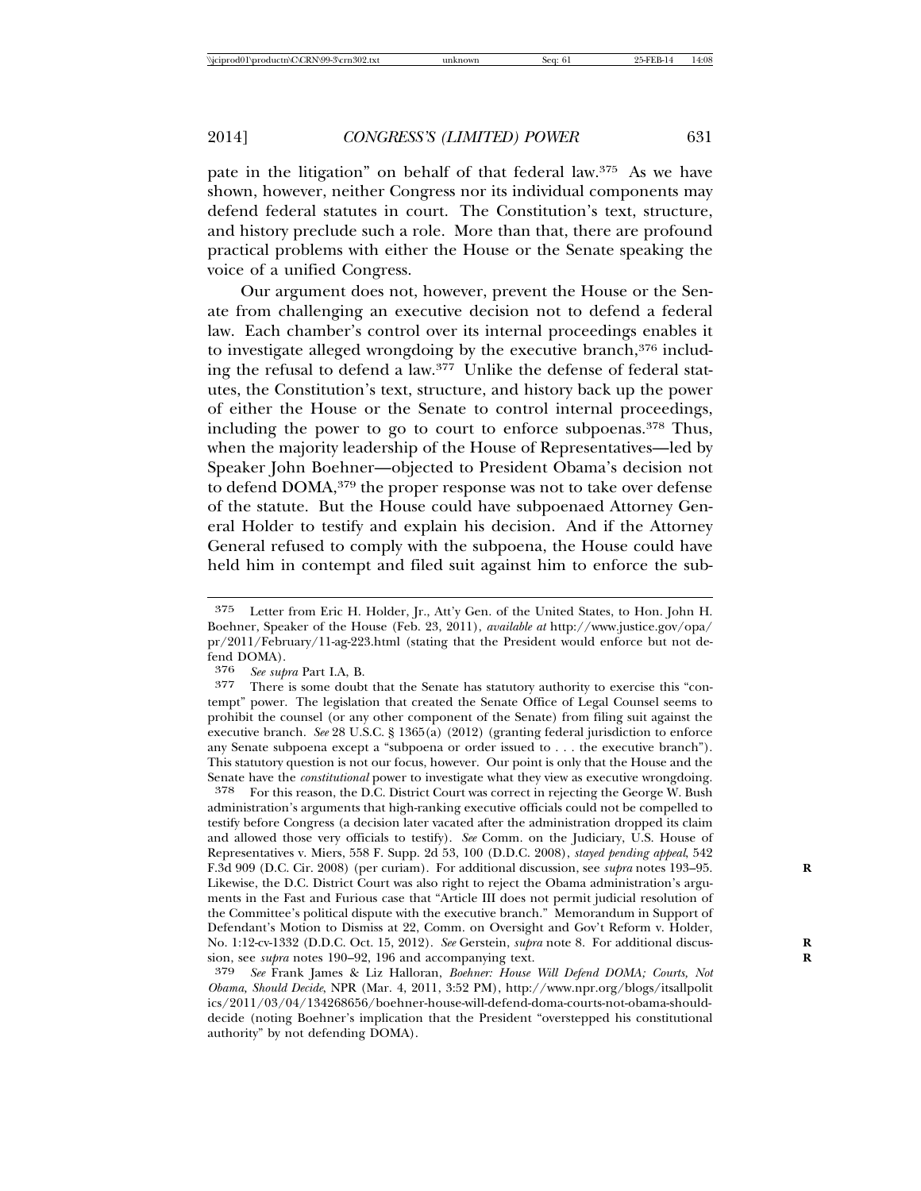pate in the litigation" on behalf of that federal law.[375] As we have shown, however, neither Congress nor its individual components may defend federal statutes in court. The Constitution's text, structure, and history preclude such a role. More than that, there are profound practical problems with either the House or the Senate speaking the voice of a unified Congress.

Our argument does not, however, prevent the House or the Senate from challenging an executive decision not to defend a federal law. Each chamber's control over its internal proceedings enables it to investigate alleged wrongdoing by the executive branch,[376] including the refusal to defend a law.[377] Unlike the defense of federal statutes, the Constitution's text, structure, and history back up the power of either the House or the Senate to control internal proceedings, including the power to go to court to enforce subpoenas.[378] Thus, when the majority leadership of the House of Representatives—led by Speaker John Boehner—objected to President Obama's decision not to defend DOMA,[379] the proper response was not to take over defense of the statute. But the House could have subpoenaed Attorney General Holder to testify and explain his decision. And if the Attorney General refused to comply with the subpoena, the House could have held him in contempt and filed suit against him to enforce the sub-

---

375 Letter from Eric H. Holder, Jr., Att'y Gen. of the United States, to Hon. John H. Boehner, Speaker of the House (Feb. 23, 2011), *available at* http://www.justice.gov/opa/pr/2011/February/11-ag-223.html (stating that the President would enforce but not defend DOMA).

376 *See supra* Part I.A, B.

377 There is some doubt that the Senate has statutory authority to exercise this "contempt" power. The legislation that created the Senate Office of Legal Counsel seems to prohibit the counsel (or any other component of the Senate) from filing suit against the executive branch. *See* 28 U.S.C. § 1365(a) (2012) (granting federal jurisdiction to enforce any Senate subpoena except a "subpoena or order issued to . . . the executive branch"). This statutory question is not our focus, however. Our point is only that the House and the Senate have the *constitutional* power to investigate what they view as executive wrongdoing.

378 For this reason, the D.C. District Court was correct in rejecting the George W. Bush administration's arguments that high-ranking executive officials could not be compelled to testify before Congress (a decision later vacated after the administration dropped its claim and allowed those very officials to testify). *See* Comm. on the Judiciary, U.S. House of Representatives v. Miers, 558 F. Supp. 2d 53, 100 (D.D.C. 2008), *stayed pending appeal*, 542 F.3d 909 (D.C. Cir. 2008) (per curiam). For additional discussion, see *supra* notes 193–95. Likewise, the D.C. District Court was also right to reject the Obama administration's arguments in the Fast and Furious case that "Article III does not permit judicial resolution of the Committee's political dispute with the executive branch." Memorandum in Support of Defendant's Motion to Dismiss at 22, Comm. on Oversight and Gov't Reform v. Holder, No. 1:12-cv-1332 (D.D.C. Oct. 15, 2012). *See* Gerstein, *supra* note 8. For additional discussion, see *supra* notes 190–92, 196 and accompanying text.

379 *See* Frank James & Liz Halloran, *Boehner: House Will Defend DOMA; Courts, Not Obama, Should Decide*, NPR (Mar. 4, 2011, 3:52 PM), http://www.npr.org/blogs/itsallpolitics/2011/03/04/134268656/boehner-house-will-defend-doma-courts-not-obama-should-decide (noting Boehner's implication that the President "overstepped his constitutional authority" by not defending DOMA).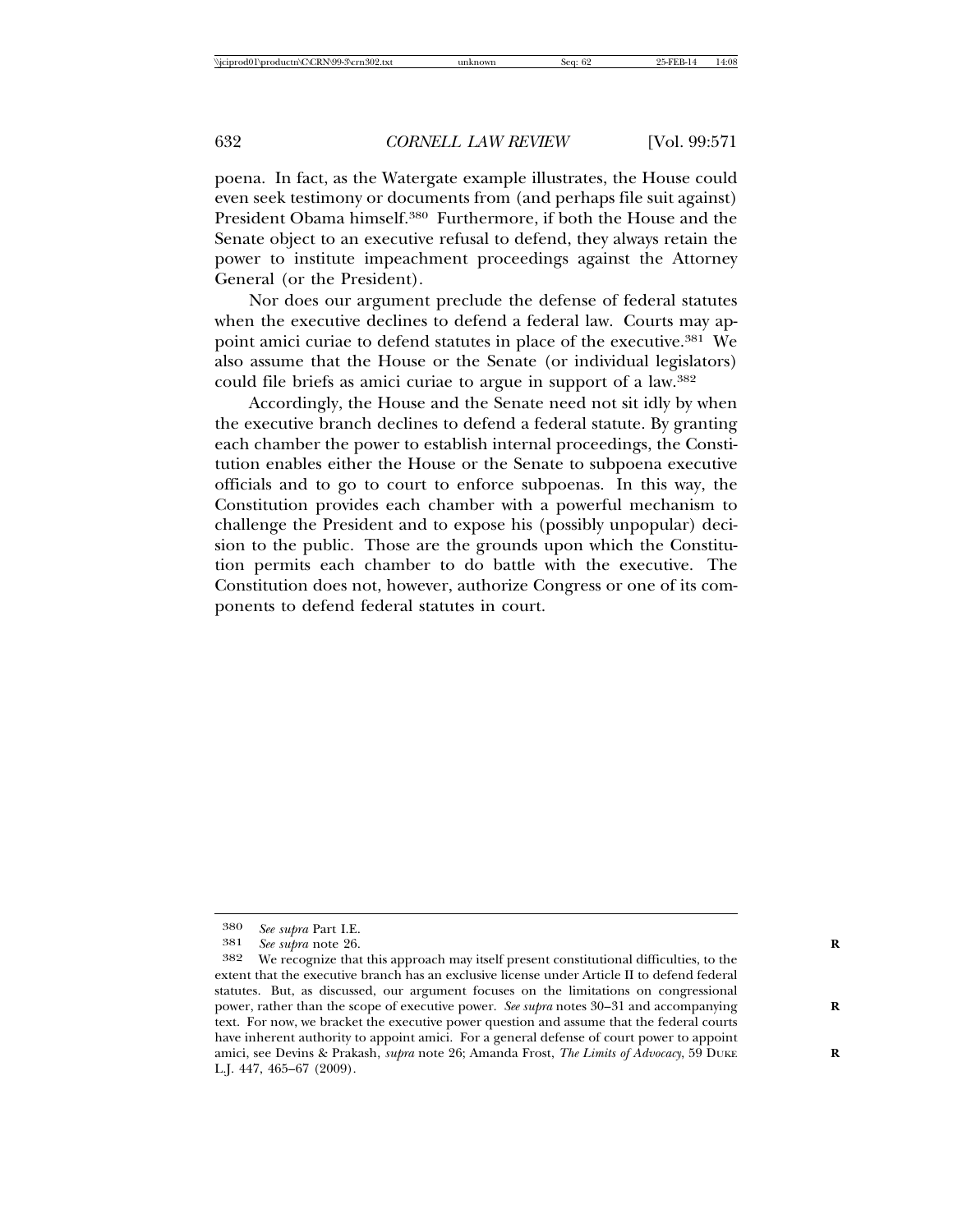poena. In fact, as the Watergate example illustrates, the House could even seek testimony or documents from (and perhaps file suit against) President Obama himself.[380] Furthermore, if both the House and the Senate object to an executive refusal to defend, they always retain the power to institute impeachment proceedings against the Attorney General (or the President).

Nor does our argument preclude the defense of federal statutes when the executive declines to defend a federal law. Courts may appoint amici curiae to defend statutes in place of the executive.[381] We also assume that the House or the Senate (or individual legislators) could file briefs as amici curiae to argue in support of a law.[382]

Accordingly, the House and the Senate need not sit idly by when the executive branch declines to defend a federal statute. By granting each chamber the power to establish internal proceedings, the Constitution enables either the House or the Senate to subpoena executive officials and to go to court to enforce subpoenas. In this way, the Constitution provides each chamber with a powerful mechanism to challenge the President and to expose his (possibly unpopular) decision to the public. Those are the grounds upon which the Constitution permits each chamber to do battle with the executive. The Constitution does not, however, authorize Congress or one of its components to defend federal statutes in court.

---

[380] *See supra* Part I.E.

[381] *See supra* note 26.

[382] We recognize that this approach may itself present constitutional difficulties, to the extent that the executive branch has an exclusive license under Article II to defend federal statutes. But, as discussed, our argument focuses on the limitations on congressional power, rather than the scope of executive power. *See supra* notes 30–31 and accompanying text. For now, we bracket the executive power question and assume that the federal courts have inherent authority to appoint amici. For a general defense of court power to appoint amici, see Devins & Prakash, *supra* note 26; Amanda Frost, *The Limits of Advocacy*, 59 DUKE L.J. 447, 465–67 (2009).